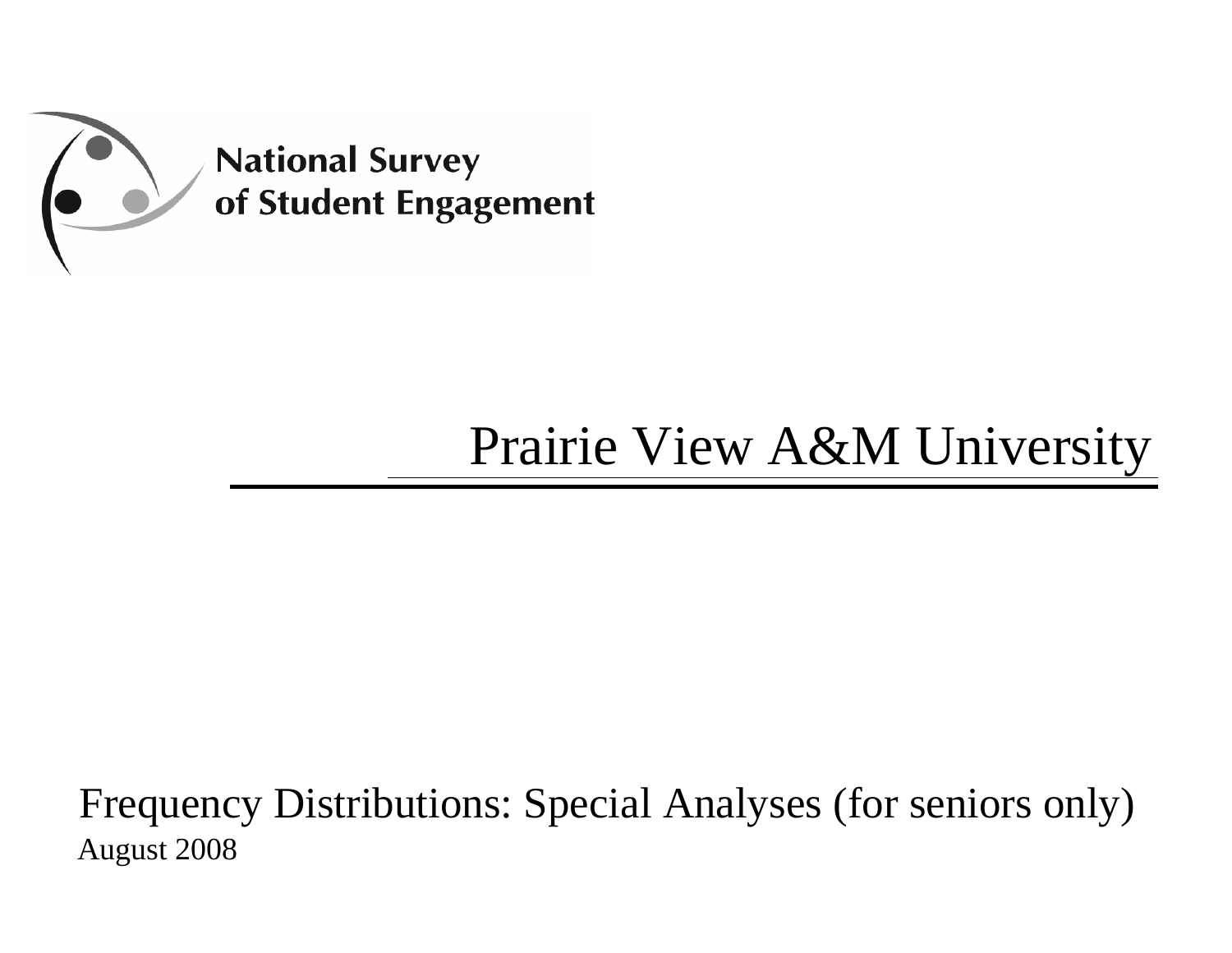National Survey of Student Engagement

# Prairie View A&M University

Frequency Distributions: Special Analyses (for seniors only)

August 2008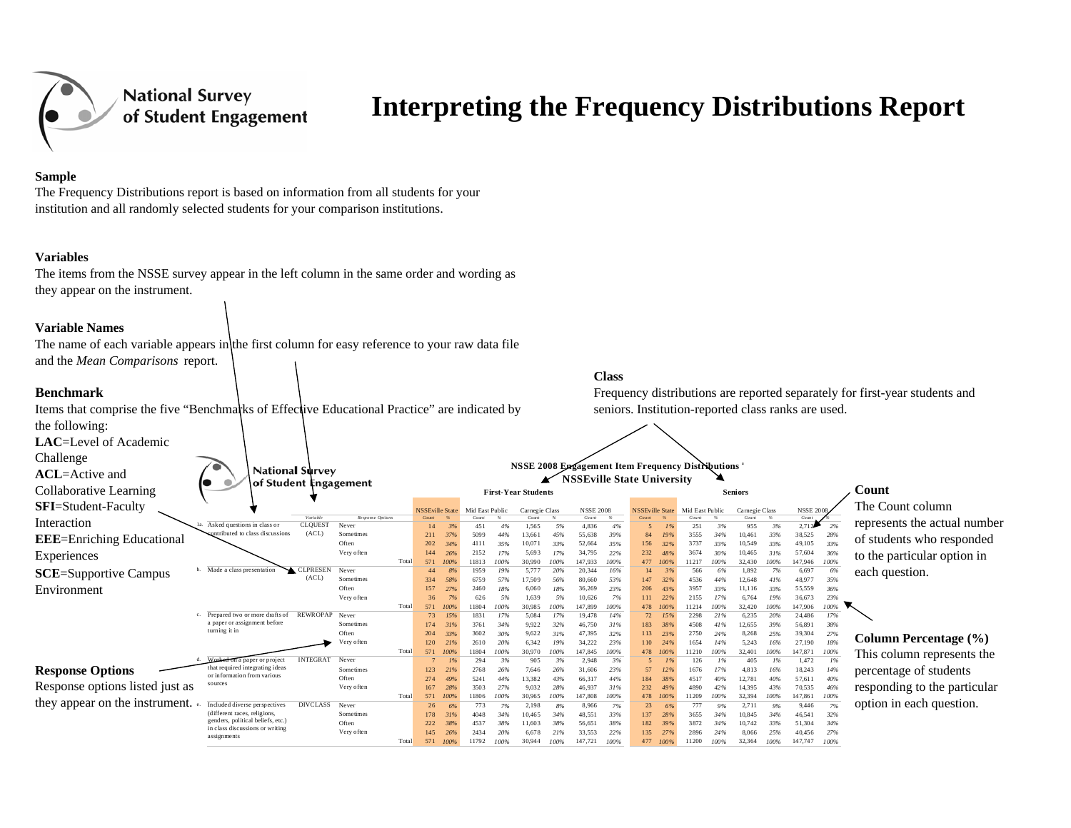# Interpreting the Frequency Distributions Report

**Sample**

The Frequency Distributions report is based on information from all students for your institution and all randomly selected students for your comparison institutions.

**Variables**

The items from the NSSE survey appear in the left column in the same order and wording as they appear on the instrument.

**Variable Names**

The name of each variable appears in the first column for easy reference to your raw data file and the *Mean Comparisons* report.

**Benchmark**

Items that comprise the five "Benchmarks of Effective Educational Practice" are indicated by the following:

**LAC**=Level of Academic Challenge
**ACL**=Active and Collaborative Learning
**SFI**=Student-Faculty Interaction
**EEE**=Enriching Educational Experiences
**SCE**=Supportive Campus Environment

**Class**

Frequency distributions are reported separately for first-year students and seniors. Institution-reported class ranks are used.

**Response Options**

Response options listed just as they appear on the instrument.

**Count**

The Count column represents the actual number of students who responded to the particular option in each question.

**Column Percentage (%)**

This column represents the percentage of students responding to the particular option in each question.

**NSSE 2008 Engagement Item Frequency Distributions** [a]
**NSSEville State University**

| | | Variable | Response Options | First-Year Students: NSSEville State Count | % | Mid East Public Count | % | Carnegie Class Count | % | NSSE 2008 Count | % | Seniors: NSSEville State Count | % | Mid East Public Count | % | Carnegie Class Count | % | NSSE 2008 Count | % |
|---|---|---|---|---|---|---|---|---|---|---|---|---|---|---|---|---|---|---|---|
| 1a. | Asked questions in class or contributed to class discussions | CLQUEST (ACL) | Never | 14 | 3% | 451 | 4% | 1,565 | 5% | 4,836 | 4% | 5 | 1% | 251 | 3% | 955 | 3% | 2,712 | 2% |
| | | | Sometimes | 211 | 37% | 5099 | 44% | 13,661 | 45% | 55,638 | 39% | 84 | 19% | 3555 | 34% | 10,461 | 33% | 38,525 | 28% |
| | | | Often | 202 | 34% | 4111 | 35% | 10,071 | 33% | 52,664 | 35% | 156 | 32% | 3737 | 33% | 10,549 | 33% | 49,105 | 33% |
| | | | Very often | 144 | 26% | 2152 | 17% | 5,693 | 17% | 34,795 | 22% | 232 | 48% | 3674 | 30% | 10,465 | 31% | 57,604 | 36% |
| | | | Total | 571 | 100% | 11813 | 100% | 30,990 | 100% | 147,933 | 100% | 477 | 100% | 11217 | 100% | 32,430 | 100% | 147,946 | 100% |
| b. | Made a class presentation | CLPRESEN (ACL) | Never | 44 | 8% | 1959 | 19% | 5,777 | 20% | 20,344 | 16% | 14 | 3% | 566 | 6% | 1,892 | 7% | 6,697 | 6% |
| | | | Sometimes | 334 | 58% | 6759 | 57% | 17,509 | 56% | 80,660 | 53% | 147 | 32% | 4536 | 44% | 12,648 | 41% | 48,977 | 35% |
| | | | Often | 157 | 27% | 2460 | 18% | 6,060 | 18% | 36,269 | 23% | 206 | 43% | 3957 | 33% | 11,116 | 33% | 55,559 | 36% |
| | | | Very often | 36 | 7% | 626 | 5% | 1,639 | 5% | 10,626 | 7% | 111 | 22% | 2155 | 17% | 6,764 | 19% | 36,673 | 23% |
| | | | Total | 571 | 100% | 11804 | 100% | 30,985 | 100% | 147,899 | 100% | 478 | 100% | 11214 | 100% | 32,420 | 100% | 147,906 | 100% |
| c. | Prepared two or more drafts of a paper or assignment before turning it in | REWROPAP | Never | 73 | 15% | 1831 | 17% | 5,084 | 17% | 19,478 | 14% | 72 | 15% | 2298 | 21% | 6,235 | 20% | 24,486 | 17% |
| | | | Sometimes | 174 | 31% | 3761 | 34% | 9,922 | 32% | 46,750 | 31% | 183 | 38% | 4508 | 41% | 12,655 | 39% | 56,891 | 38% |
| | | | Often | 204 | 33% | 3602 | 30% | 9,622 | 31% | 47,395 | 32% | 113 | 23% | 2750 | 24% | 8,268 | 25% | 39,304 | 27% |
| | | | Very often | 120 | 21% | 2610 | 20% | 6,342 | 19% | 34,222 | 23% | 110 | 24% | 1654 | 14% | 5,243 | 16% | 27,190 | 18% |
| | | | Total | 571 | 100% | 11804 | 100% | 30,970 | 100% | 147,845 | 100% | 478 | 100% | 11210 | 100% | 32,401 | 100% | 147,871 | 100% |
| d. | Worked on a paper or project that required integrating ideas or information from various sources | INTEGRAT | Never | 7 | 1% | 294 | 3% | 905 | 3% | 2,948 | 3% | 5 | 1% | 126 | 1% | 405 | 1% | 1,472 | 1% |
| | | | Sometimes | 123 | 21% | 2768 | 26% | 7,646 | 26% | 31,606 | 23% | 57 | 12% | 1676 | 17% | 4,813 | 16% | 18,243 | 14% |
| | | | Often | 274 | 49% | 5241 | 44% | 13,382 | 43% | 66,317 | 44% | 184 | 38% | 4517 | 40% | 12,781 | 40% | 57,611 | 40% |
| | | | Very often | 167 | 28% | 3503 | 27% | 9,032 | 28% | 46,937 | 31% | 232 | 49% | 4890 | 42% | 14,395 | 43% | 70,535 | 46% |
| | | | Total | 571 | 100% | 11806 | 100% | 30,965 | 100% | 147,808 | 100% | 478 | 100% | 11209 | 100% | 32,394 | 100% | 147,861 | 100% |
| e. | Included diverse perspectives (different races, religions, genders, political beliefs, etc.) in class discussions or writing assignments | DIVCLASS | Never | 26 | 6% | 773 | 7% | 2,198 | 8% | 8,966 | 7% | 23 | 6% | 777 | 9% | 2,711 | 9% | 9,446 | 7% |
| | | | Sometimes | 178 | 31% | 4048 | 34% | 10,465 | 34% | 48,551 | 33% | 137 | 28% | 3655 | 34% | 10,845 | 34% | 46,541 | 32% |
| | | | Often | 222 | 38% | 4537 | 38% | 11,603 | 38% | 56,651 | 38% | 182 | 39% | 3872 | 34% | 10,742 | 33% | 51,304 | 34% |
| | | | Very often | 145 | 26% | 2434 | 20% | 6,678 | 21% | 33,553 | 22% | 135 | 27% | 2896 | 24% | 8,066 | 25% | 40,456 | 27% |
| | | | Total | 571 | 100% | 11792 | 100% | 30,944 | 100% | 147,721 | 100% | 477 | 100% | 11200 | 100% | 32,364 | 100% | 147,747 | 100% |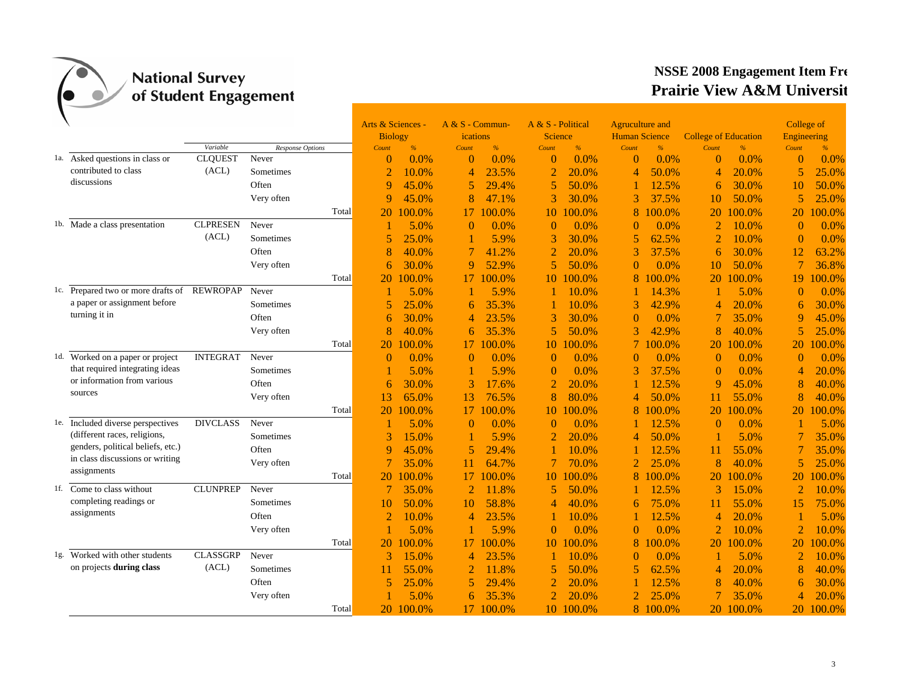# NSSE 2008 Engagement Item Fre
# Prairie View A&M Universit

| | | Variable | Response Options | Arts & Sciences - Biology Count | Arts & Sciences - Biology % | A & S - Communications Count | A & S - Communications % | A & S - Political Science Count | A & S - Political Science % | Agruculture and Human Science Count | Agruculture and Human Science % | College of Education Count | College of Education % | College of Engineering Count | College of Engineering % |
|---|---|---|---|---|---|---|---|---|---|---|---|---|---|---|---|
| 1a. | Asked questions in class or contributed to class discussions | CLQUEST (ACL) | Never | 0 | 0.0% | 0 | 0.0% | 0 | 0.0% | 0 | 0.0% | 0 | 0.0% | 0 | 0.0% |
| | | | Sometimes | 2 | 10.0% | 4 | 23.5% | 2 | 20.0% | 4 | 50.0% | 4 | 20.0% | 5 | 25.0% |
| | | | Often | 9 | 45.0% | 5 | 29.4% | 5 | 50.0% | 1 | 12.5% | 6 | 30.0% | 10 | 50.0% |
| | | | Very often | 9 | 45.0% | 8 | 47.1% | 3 | 30.0% | 3 | 37.5% | 10 | 50.0% | 5 | 25.0% |
| | | | Total | 20 | 100.0% | 17 | 100.0% | 10 | 100.0% | 8 | 100.0% | 20 | 100.0% | 20 | 100.0% |
| 1b. | Made a class presentation | CLPRESEN (ACL) | Never | 1 | 5.0% | 0 | 0.0% | 0 | 0.0% | 0 | 0.0% | 2 | 10.0% | 0 | 0.0% |
| | | | Sometimes | 5 | 25.0% | 1 | 5.9% | 3 | 30.0% | 5 | 62.5% | 2 | 10.0% | 0 | 0.0% |
| | | | Often | 8 | 40.0% | 7 | 41.2% | 2 | 20.0% | 3 | 37.5% | 6 | 30.0% | 12 | 63.2% |
| | | | Very often | 6 | 30.0% | 9 | 52.9% | 5 | 50.0% | 0 | 0.0% | 10 | 50.0% | 7 | 36.8% |
| | | | Total | 20 | 100.0% | 17 | 100.0% | 10 | 100.0% | 8 | 100.0% | 20 | 100.0% | 19 | 100.0% |
| 1c. | Prepared two or more drafts of a paper or assignment before turning it in | REWROPAP | Never | 1 | 5.0% | 1 | 5.9% | 1 | 10.0% | 1 | 14.3% | 1 | 5.0% | 0 | 0.0% |
| | | | Sometimes | 5 | 25.0% | 6 | 35.3% | 1 | 10.0% | 3 | 42.9% | 4 | 20.0% | 6 | 30.0% |
| | | | Often | 6 | 30.0% | 4 | 23.5% | 3 | 30.0% | 0 | 0.0% | 7 | 35.0% | 9 | 45.0% |
| | | | Very often | 8 | 40.0% | 6 | 35.3% | 5 | 50.0% | 3 | 42.9% | 8 | 40.0% | 5 | 25.0% |
| | | | Total | 20 | 100.0% | 17 | 100.0% | 10 | 100.0% | 7 | 100.0% | 20 | 100.0% | 20 | 100.0% |
| 1d. | Worked on a paper or project that required integrating ideas or information from various sources | INTEGRAT | Never | 0 | 0.0% | 0 | 0.0% | 0 | 0.0% | 0 | 0.0% | 0 | 0.0% | 0 | 0.0% |
| | | | Sometimes | 1 | 5.0% | 1 | 5.9% | 0 | 0.0% | 3 | 37.5% | 0 | 0.0% | 4 | 20.0% |
| | | | Often | 6 | 30.0% | 3 | 17.6% | 2 | 20.0% | 1 | 12.5% | 9 | 45.0% | 8 | 40.0% |
| | | | Very often | 13 | 65.0% | 13 | 76.5% | 8 | 80.0% | 4 | 50.0% | 11 | 55.0% | 8 | 40.0% |
| | | | Total | 20 | 100.0% | 17 | 100.0% | 10 | 100.0% | 8 | 100.0% | 20 | 100.0% | 20 | 100.0% |
| 1e. | Included diverse perspectives (different races, religions, genders, political beliefs, etc.) in class discussions or writing assignments | DIVCLASS | Never | 1 | 5.0% | 0 | 0.0% | 0 | 0.0% | 1 | 12.5% | 0 | 0.0% | 1 | 5.0% |
| | | | Sometimes | 3 | 15.0% | 1 | 5.9% | 2 | 20.0% | 4 | 50.0% | 1 | 5.0% | 7 | 35.0% |
| | | | Often | 9 | 45.0% | 5 | 29.4% | 1 | 10.0% | 1 | 12.5% | 11 | 55.0% | 7 | 35.0% |
| | | | Very often | 7 | 35.0% | 11 | 64.7% | 7 | 70.0% | 2 | 25.0% | 8 | 40.0% | 5 | 25.0% |
| | | | Total | 20 | 100.0% | 17 | 100.0% | 10 | 100.0% | 8 | 100.0% | 20 | 100.0% | 20 | 100.0% |
| 1f. | Come to class without completing readings or assignments | CLUNPREP | Never | 7 | 35.0% | 2 | 11.8% | 5 | 50.0% | 1 | 12.5% | 3 | 15.0% | 2 | 10.0% |
| | | | Sometimes | 10 | 50.0% | 10 | 58.8% | 4 | 40.0% | 6 | 75.0% | 11 | 55.0% | 15 | 75.0% |
| | | | Often | 2 | 10.0% | 4 | 23.5% | 1 | 10.0% | 1 | 12.5% | 4 | 20.0% | 1 | 5.0% |
| | | | Very often | 1 | 5.0% | 1 | 5.9% | 0 | 0.0% | 0 | 0.0% | 2 | 10.0% | 2 | 10.0% |
| | | | Total | 20 | 100.0% | 17 | 100.0% | 10 | 100.0% | 8 | 100.0% | 20 | 100.0% | 20 | 100.0% |
| 1g. | Worked with other students on projects **during class** | CLASSGRP (ACL) | Never | 3 | 15.0% | 4 | 23.5% | 1 | 10.0% | 0 | 0.0% | 1 | 5.0% | 2 | 10.0% |
| | | | Sometimes | 11 | 55.0% | 2 | 11.8% | 5 | 50.0% | 5 | 62.5% | 4 | 20.0% | 8 | 40.0% |
| | | | Often | 5 | 25.0% | 5 | 29.4% | 2 | 20.0% | 1 | 12.5% | 8 | 40.0% | 6 | 30.0% |
| | | | Very often | 1 | 5.0% | 6 | 35.3% | 2 | 20.0% | 2 | 25.0% | 7 | 35.0% | 4 | 20.0% |
| | | | Total | 20 | 100.0% | 17 | 100.0% | 10 | 100.0% | 8 | 100.0% | 20 | 100.0% | 20 | 100.0% |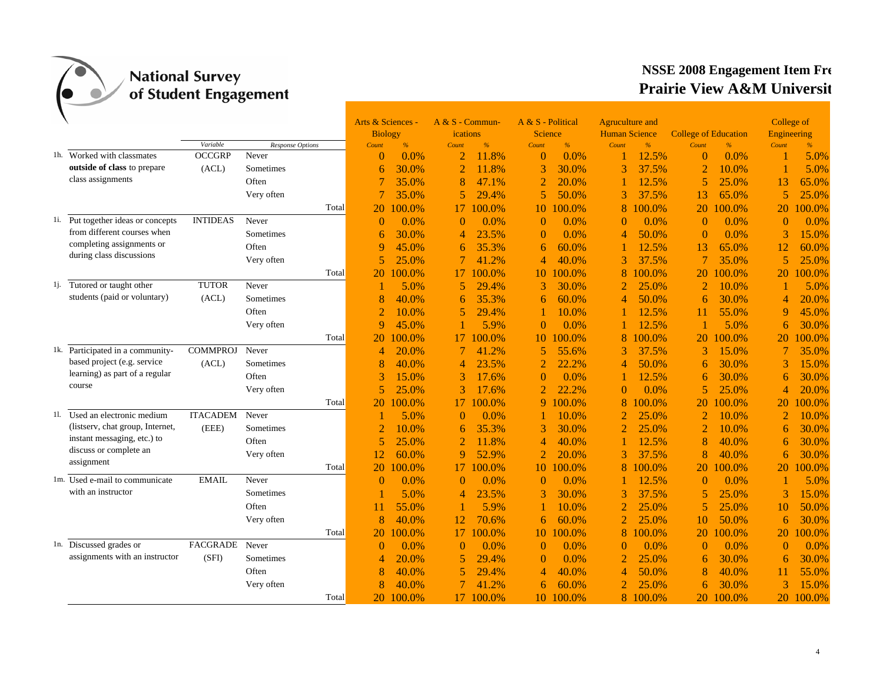# National Survey of Student Engagement

## NSSE 2008 Engagement Item Fre
## Prairie View A&M Universit

| | | Variable | Response Options | Arts & Sciences - Biology Count | % | A & S - Communications Count | % | A & S - Political Science Count | % | Agruculture and Human Science Count | % | College of Education Count | % | College of Engineering Count | % |
|---|---|---|---|---|---|---|---|---|---|---|---|---|---|---|---|
| 1h. | Worked with classmates **outside of class** to prepare class assignments | OCCGRP (ACL) | Never | 0 | 0.0% | 2 | 11.8% | 0 | 0.0% | 1 | 12.5% | 0 | 0.0% | 1 | 5.0% |
| | | | Sometimes | 6 | 30.0% | 2 | 11.8% | 3 | 30.0% | 3 | 37.5% | 2 | 10.0% | 1 | 5.0% |
| | | | Often | 7 | 35.0% | 8 | 47.1% | 2 | 20.0% | 1 | 12.5% | 5 | 25.0% | 13 | 65.0% |
| | | | Very often | 7 | 35.0% | 5 | 29.4% | 5 | 50.0% | 3 | 37.5% | 13 | 65.0% | 5 | 25.0% |
| | | | Total | 20 | 100.0% | 17 | 100.0% | 10 | 100.0% | 8 | 100.0% | 20 | 100.0% | 20 | 100.0% |
| 1i. | Put together ideas or concepts from different courses when completing assignments or during class discussions | INTIDEAS | Never | 0 | 0.0% | 0 | 0.0% | 0 | 0.0% | 0 | 0.0% | 0 | 0.0% | 0 | 0.0% |
| | | | Sometimes | 6 | 30.0% | 4 | 23.5% | 0 | 0.0% | 4 | 50.0% | 0 | 0.0% | 3 | 15.0% |
| | | | Often | 9 | 45.0% | 6 | 35.3% | 6 | 60.0% | 1 | 12.5% | 13 | 65.0% | 12 | 60.0% |
| | | | Very often | 5 | 25.0% | 7 | 41.2% | 4 | 40.0% | 3 | 37.5% | 7 | 35.0% | 5 | 25.0% |
| | | | Total | 20 | 100.0% | 17 | 100.0% | 10 | 100.0% | 8 | 100.0% | 20 | 100.0% | 20 | 100.0% |
| 1j. | Tutored or taught other students (paid or voluntary) | TUTOR (ACL) | Never | 1 | 5.0% | 5 | 29.4% | 3 | 30.0% | 2 | 25.0% | 2 | 10.0% | 1 | 5.0% |
| | | | Sometimes | 8 | 40.0% | 6 | 35.3% | 6 | 60.0% | 4 | 50.0% | 6 | 30.0% | 4 | 20.0% |
| | | | Often | 2 | 10.0% | 5 | 29.4% | 1 | 10.0% | 1 | 12.5% | 11 | 55.0% | 9 | 45.0% |
| | | | Very often | 9 | 45.0% | 1 | 5.9% | 0 | 0.0% | 1 | 12.5% | 1 | 5.0% | 6 | 30.0% |
| | | | Total | 20 | 100.0% | 17 | 100.0% | 10 | 100.0% | 8 | 100.0% | 20 | 100.0% | 20 | 100.0% |
| 1k. | Participated in a community-based project (e.g. service learning) as part of a regular course | COMMPROJ (ACL) | Never | 4 | 20.0% | 7 | 41.2% | 5 | 55.6% | 3 | 37.5% | 3 | 15.0% | 7 | 35.0% |
| | | | Sometimes | 8 | 40.0% | 4 | 23.5% | 2 | 22.2% | 4 | 50.0% | 6 | 30.0% | 3 | 15.0% |
| | | | Often | 3 | 15.0% | 3 | 17.6% | 0 | 0.0% | 1 | 12.5% | 6 | 30.0% | 6 | 30.0% |
| | | | Very often | 5 | 25.0% | 3 | 17.6% | 2 | 22.2% | 0 | 0.0% | 5 | 25.0% | 4 | 20.0% |
| | | | Total | 20 | 100.0% | 17 | 100.0% | 9 | 100.0% | 8 | 100.0% | 20 | 100.0% | 20 | 100.0% |
| 1l. | Used an electronic medium (listserv, chat group, Internet, instant messaging, etc.) to discuss or complete an assignment | ITACADEM (EEE) | Never | 1 | 5.0% | 0 | 0.0% | 1 | 10.0% | 2 | 25.0% | 2 | 10.0% | 2 | 10.0% |
| | | | Sometimes | 2 | 10.0% | 6 | 35.3% | 3 | 30.0% | 2 | 25.0% | 2 | 10.0% | 6 | 30.0% |
| | | | Often | 5 | 25.0% | 2 | 11.8% | 4 | 40.0% | 1 | 12.5% | 8 | 40.0% | 6 | 30.0% |
| | | | Very often | 12 | 60.0% | 9 | 52.9% | 2 | 20.0% | 3 | 37.5% | 8 | 40.0% | 6 | 30.0% |
| | | | Total | 20 | 100.0% | 17 | 100.0% | 10 | 100.0% | 8 | 100.0% | 20 | 100.0% | 20 | 100.0% |
| 1m. | Used e-mail to communicate with an instructor | EMAIL | Never | 0 | 0.0% | 0 | 0.0% | 0 | 0.0% | 1 | 12.5% | 0 | 0.0% | 1 | 5.0% |
| | | | Sometimes | 1 | 5.0% | 4 | 23.5% | 3 | 30.0% | 3 | 37.5% | 5 | 25.0% | 3 | 15.0% |
| | | | Often | 11 | 55.0% | 1 | 5.9% | 1 | 10.0% | 2 | 25.0% | 5 | 25.0% | 10 | 50.0% |
| | | | Very often | 8 | 40.0% | 12 | 70.6% | 6 | 60.0% | 2 | 25.0% | 10 | 50.0% | 6 | 30.0% |
| | | | Total | 20 | 100.0% | 17 | 100.0% | 10 | 100.0% | 8 | 100.0% | 20 | 100.0% | 20 | 100.0% |
| 1n. | Discussed grades or assignments with an instructor | FACGRADE (SFI) | Never | 0 | 0.0% | 0 | 0.0% | 0 | 0.0% | 0 | 0.0% | 0 | 0.0% | 0 | 0.0% |
| | | | Sometimes | 4 | 20.0% | 5 | 29.4% | 0 | 0.0% | 2 | 25.0% | 6 | 30.0% | 6 | 30.0% |
| | | | Often | 8 | 40.0% | 5 | 29.4% | 4 | 40.0% | 4 | 50.0% | 8 | 40.0% | 11 | 55.0% |
| | | | Very often | 8 | 40.0% | 7 | 41.2% | 6 | 60.0% | 2 | 25.0% | 6 | 30.0% | 3 | 15.0% |
| | | | Total | 20 | 100.0% | 17 | 100.0% | 10 | 100.0% | 8 | 100.0% | 20 | 100.0% | 20 | 100.0% |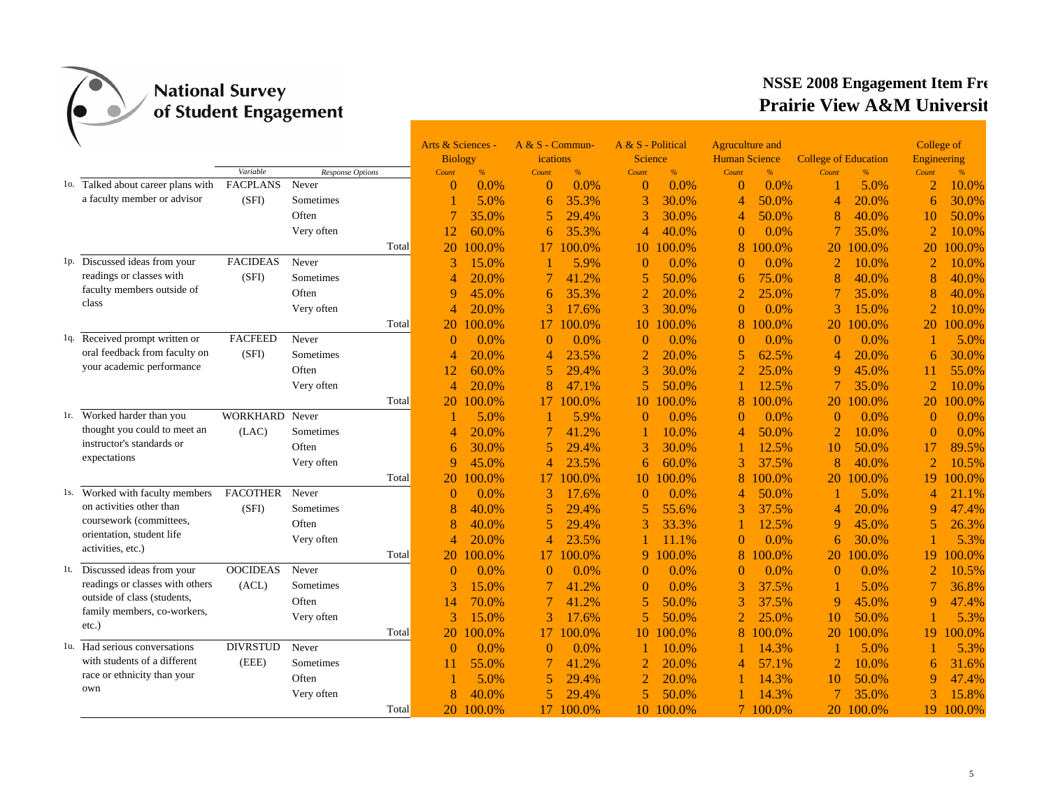# National Survey of Student Engagement

## NSSE 2008 Engagement Item Fre

## Prairie View A&M Universit

| | | Variable | Response Options | | Arts & Sciences - Biology Count | % | A & S - Commun-ications Count | % | A & S - Political Science Count | % | Agruculture and Human Science Count | % | College of Education Count | % | College of Engineering Count | % |
|---|---|---|---|---|---|---|---|---|---|---|---|---|---|---|---|---|
| 1o. | Talked about career plans with a faculty member or advisor | FACPLANS (SFI) | Never | | 0 | 0.0% | 0 | 0.0% | 0 | 0.0% | 0 | 0.0% | 1 | 5.0% | 2 | 10.0% |
| | | | Sometimes | | 1 | 5.0% | 6 | 35.3% | 3 | 30.0% | 4 | 50.0% | 4 | 20.0% | 6 | 30.0% |
| | | | Often | | 7 | 35.0% | 5 | 29.4% | 3 | 30.0% | 4 | 50.0% | 8 | 40.0% | 10 | 50.0% |
| | | | Very often | | 12 | 60.0% | 6 | 35.3% | 4 | 40.0% | 0 | 0.0% | 7 | 35.0% | 2 | 10.0% |
| | | | | Total | 20 | 100.0% | 17 | 100.0% | 10 | 100.0% | 8 | 100.0% | 20 | 100.0% | 20 | 100.0% |
| 1p. | Discussed ideas from your readings or classes with faculty members outside of class | FACIDEAS (SFI) | Never | | 3 | 15.0% | 1 | 5.9% | 0 | 0.0% | 0 | 0.0% | 2 | 10.0% | 2 | 10.0% |
| | | | Sometimes | | 4 | 20.0% | 7 | 41.2% | 5 | 50.0% | 6 | 75.0% | 8 | 40.0% | 8 | 40.0% |
| | | | Often | | 9 | 45.0% | 6 | 35.3% | 2 | 20.0% | 2 | 25.0% | 7 | 35.0% | 8 | 40.0% |
| | | | Very often | | 4 | 20.0% | 3 | 17.6% | 3 | 30.0% | 0 | 0.0% | 3 | 15.0% | 2 | 10.0% |
| | | | | Total | 20 | 100.0% | 17 | 100.0% | 10 | 100.0% | 8 | 100.0% | 20 | 100.0% | 20 | 100.0% |
| 1q. | Received prompt written or oral feedback from faculty on your academic performance | FACFEED (SFI) | Never | | 0 | 0.0% | 0 | 0.0% | 0 | 0.0% | 0 | 0.0% | 0 | 0.0% | 1 | 5.0% |
| | | | Sometimes | | 4 | 20.0% | 4 | 23.5% | 2 | 20.0% | 5 | 62.5% | 4 | 20.0% | 6 | 30.0% |
| | | | Often | | 12 | 60.0% | 5 | 29.4% | 3 | 30.0% | 2 | 25.0% | 9 | 45.0% | 11 | 55.0% |
| | | | Very often | | 4 | 20.0% | 8 | 47.1% | 5 | 50.0% | 1 | 12.5% | 7 | 35.0% | 2 | 10.0% |
| | | | | Total | 20 | 100.0% | 17 | 100.0% | 10 | 100.0% | 8 | 100.0% | 20 | 100.0% | 20 | 100.0% |
| 1r. | Worked harder than you thought you could to meet an instructor's standards or expectations | WORKHARD (LAC) | Never | | 1 | 5.0% | 1 | 5.9% | 0 | 0.0% | 0 | 0.0% | 0 | 0.0% | 0 | 0.0% |
| | | | Sometimes | | 4 | 20.0% | 7 | 41.2% | 1 | 10.0% | 4 | 50.0% | 2 | 10.0% | 0 | 0.0% |
| | | | Often | | 6 | 30.0% | 5 | 29.4% | 3 | 30.0% | 1 | 12.5% | 10 | 50.0% | 17 | 89.5% |
| | | | Very often | | 9 | 45.0% | 4 | 23.5% | 6 | 60.0% | 3 | 37.5% | 8 | 40.0% | 2 | 10.5% |
| | | | | Total | 20 | 100.0% | 17 | 100.0% | 10 | 100.0% | 8 | 100.0% | 20 | 100.0% | 19 | 100.0% |
| 1s. | Worked with faculty members on activities other than coursework (committees, orientation, student life activities, etc.) | FACOTHER (SFI) | Never | | 0 | 0.0% | 3 | 17.6% | 0 | 0.0% | 4 | 50.0% | 1 | 5.0% | 4 | 21.1% |
| | | | Sometimes | | 8 | 40.0% | 5 | 29.4% | 5 | 55.6% | 3 | 37.5% | 4 | 20.0% | 9 | 47.4% |
| | | | Often | | 8 | 40.0% | 5 | 29.4% | 3 | 33.3% | 1 | 12.5% | 9 | 45.0% | 5 | 26.3% |
| | | | Very often | | 4 | 20.0% | 4 | 23.5% | 1 | 11.1% | 0 | 0.0% | 6 | 30.0% | 1 | 5.3% |
| | | | | Total | 20 | 100.0% | 17 | 100.0% | 9 | 100.0% | 8 | 100.0% | 20 | 100.0% | 19 | 100.0% |
| 1t. | Discussed ideas from your readings or classes with others outside of class (students, family members, co-workers, etc.) | OOCIDEAS (ACL) | Never | | 0 | 0.0% | 0 | 0.0% | 0 | 0.0% | 0 | 0.0% | 0 | 0.0% | 2 | 10.5% |
| | | | Sometimes | | 3 | 15.0% | 7 | 41.2% | 0 | 0.0% | 3 | 37.5% | 1 | 5.0% | 7 | 36.8% |
| | | | Often | | 14 | 70.0% | 7 | 41.2% | 5 | 50.0% | 3 | 37.5% | 9 | 45.0% | 9 | 47.4% |
| | | | Very often | | 3 | 15.0% | 3 | 17.6% | 5 | 50.0% | 2 | 25.0% | 10 | 50.0% | 1 | 5.3% |
| | | | | Total | 20 | 100.0% | 17 | 100.0% | 10 | 100.0% | 8 | 100.0% | 20 | 100.0% | 19 | 100.0% |
| 1u. | Had serious conversations with students of a different race or ethnicity than your own | DIVRSTUD (EEE) | Never | | 0 | 0.0% | 0 | 0.0% | 1 | 10.0% | 1 | 14.3% | 1 | 5.0% | 1 | 5.3% |
| | | | Sometimes | | 11 | 55.0% | 7 | 41.2% | 2 | 20.0% | 4 | 57.1% | 2 | 10.0% | 6 | 31.6% |
| | | | Often | | 1 | 5.0% | 5 | 29.4% | 2 | 20.0% | 1 | 14.3% | 10 | 50.0% | 9 | 47.4% |
| | | | Very often | | 8 | 40.0% | 5 | 29.4% | 5 | 50.0% | 1 | 14.3% | 7 | 35.0% | 3 | 15.8% |
| | | | | Total | 20 | 100.0% | 17 | 100.0% | 10 | 100.0% | 7 | 100.0% | 20 | 100.0% | 19 | 100.0% |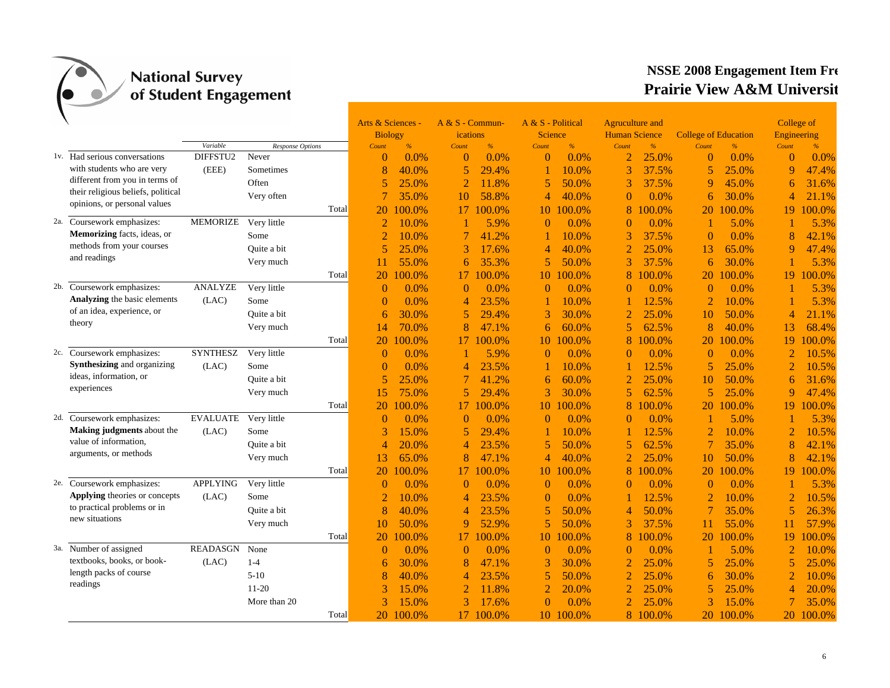# National Survey of Student Engagement

## NSSE 2008 Engagement Item Fre
## Prairie View A&M Universit

| | Item | Variable | Response Options | | Arts & Sciences - Biology | | A & S - Communications | | A & S - Political Science | | Agruculture and Human Science | | College of Education | | College of Engineering | |
|---|---|---|---|---|---|---|---|---|---|---|---|---|---|---|---|---|
| | | | | | Count | % | Count | % | Count | % | Count | % | Count | % | Count | % |
| 1v. | Had serious conversations with students who are very different from you in terms of their religious beliefs, political opinions, or personal values | DIFFSTU2 (EEE) | Never | | 0 | 0.0% | 0 | 0.0% | 0 | 0.0% | 2 | 25.0% | 0 | 0.0% | 0 | 0.0% |
| | | | Sometimes | | 8 | 40.0% | 5 | 29.4% | 1 | 10.0% | 3 | 37.5% | 5 | 25.0% | 9 | 47.4% |
| | | | Often | | 5 | 25.0% | 2 | 11.8% | 5 | 50.0% | 3 | 37.5% | 9 | 45.0% | 6 | 31.6% |
| | | | Very often | | 7 | 35.0% | 10 | 58.8% | 4 | 40.0% | 0 | 0.0% | 6 | 30.0% | 4 | 21.1% |
| | | | | Total | 20 | 100.0% | 17 | 100.0% | 10 | 100.0% | 8 | 100.0% | 20 | 100.0% | 19 | 100.0% |
| 2a. | Coursework emphasizes: **Memorizing** facts, ideas, or methods from your courses and readings | MEMORIZE | Very little | | 2 | 10.0% | 1 | 5.9% | 0 | 0.0% | 0 | 0.0% | 1 | 5.0% | 1 | 5.3% |
| | | | Some | | 2 | 10.0% | 7 | 41.2% | 1 | 10.0% | 3 | 37.5% | 0 | 0.0% | 8 | 42.1% |
| | | | Quite a bit | | 5 | 25.0% | 3 | 17.6% | 4 | 40.0% | 2 | 25.0% | 13 | 65.0% | 9 | 47.4% |
| | | | Very much | | 11 | 55.0% | 6 | 35.3% | 5 | 50.0% | 3 | 37.5% | 6 | 30.0% | 1 | 5.3% |
| | | | | Total | 20 | 100.0% | 17 | 100.0% | 10 | 100.0% | 8 | 100.0% | 20 | 100.0% | 19 | 100.0% |
| 2b. | Coursework emphasizes: **Analyzing** the basic elements of an idea, experience, or theory | ANALYZE (LAC) | Very little | | 0 | 0.0% | 0 | 0.0% | 0 | 0.0% | 0 | 0.0% | 0 | 0.0% | 1 | 5.3% |
| | | | Some | | 0 | 0.0% | 4 | 23.5% | 1 | 10.0% | 1 | 12.5% | 2 | 10.0% | 1 | 5.3% |
| | | | Quite a bit | | 6 | 30.0% | 5 | 29.4% | 3 | 30.0% | 2 | 25.0% | 10 | 50.0% | 4 | 21.1% |
| | | | Very much | | 14 | 70.0% | 8 | 47.1% | 6 | 60.0% | 5 | 62.5% | 8 | 40.0% | 13 | 68.4% |
| | | | | Total | 20 | 100.0% | 17 | 100.0% | 10 | 100.0% | 8 | 100.0% | 20 | 100.0% | 19 | 100.0% |
| 2c. | Coursework emphasizes: **Synthesizing** and organizing ideas, information, or experiences | SYNTHESZ (LAC) | Very little | | 0 | 0.0% | 1 | 5.9% | 0 | 0.0% | 0 | 0.0% | 0 | 0.0% | 2 | 10.5% |
| | | | Some | | 0 | 0.0% | 4 | 23.5% | 1 | 10.0% | 1 | 12.5% | 5 | 25.0% | 2 | 10.5% |
| | | | Quite a bit | | 5 | 25.0% | 7 | 41.2% | 6 | 60.0% | 2 | 25.0% | 10 | 50.0% | 6 | 31.6% |
| | | | Very much | | 15 | 75.0% | 5 | 29.4% | 3 | 30.0% | 5 | 62.5% | 5 | 25.0% | 9 | 47.4% |
| | | | | Total | 20 | 100.0% | 17 | 100.0% | 10 | 100.0% | 8 | 100.0% | 20 | 100.0% | 19 | 100.0% |
| 2d. | Coursework emphasizes: **Making judgments** about the value of information, arguments, or methods | EVALUATE (LAC) | Very little | | 0 | 0.0% | 0 | 0.0% | 0 | 0.0% | 0 | 0.0% | 1 | 5.0% | 1 | 5.3% |
| | | | Some | | 3 | 15.0% | 5 | 29.4% | 1 | 10.0% | 1 | 12.5% | 2 | 10.0% | 2 | 10.5% |
| | | | Quite a bit | | 4 | 20.0% | 4 | 23.5% | 5 | 50.0% | 5 | 62.5% | 7 | 35.0% | 8 | 42.1% |
| | | | Very much | | 13 | 65.0% | 8 | 47.1% | 4 | 40.0% | 2 | 25.0% | 10 | 50.0% | 8 | 42.1% |
| | | | | Total | 20 | 100.0% | 17 | 100.0% | 10 | 100.0% | 8 | 100.0% | 20 | 100.0% | 19 | 100.0% |
| 2e. | Coursework emphasizes: **Applying** theories or concepts to practical problems or in new situations | APPLYING (LAC) | Very little | | 0 | 0.0% | 0 | 0.0% | 0 | 0.0% | 0 | 0.0% | 0 | 0.0% | 1 | 5.3% |
| | | | Some | | 2 | 10.0% | 4 | 23.5% | 0 | 0.0% | 1 | 12.5% | 2 | 10.0% | 2 | 10.5% |
| | | | Quite a bit | | 8 | 40.0% | 4 | 23.5% | 5 | 50.0% | 4 | 50.0% | 7 | 35.0% | 5 | 26.3% |
| | | | Very much | | 10 | 50.0% | 9 | 52.9% | 5 | 50.0% | 3 | 37.5% | 11 | 55.0% | 11 | 57.9% |
| | | | | Total | 20 | 100.0% | 17 | 100.0% | 10 | 100.0% | 8 | 100.0% | 20 | 100.0% | 19 | 100.0% |
| 3a. | Number of assigned textbooks, books, or book-length packs of course readings | READASGN (LAC) | None | | 0 | 0.0% | 0 | 0.0% | 0 | 0.0% | 0 | 0.0% | 1 | 5.0% | 2 | 10.0% |
| | | | 1-4 | | 6 | 30.0% | 8 | 47.1% | 3 | 30.0% | 2 | 25.0% | 5 | 25.0% | 5 | 25.0% |
| | | | 5-10 | | 8 | 40.0% | 4 | 23.5% | 5 | 50.0% | 2 | 25.0% | 6 | 30.0% | 2 | 10.0% |
| | | | 11-20 | | 3 | 15.0% | 2 | 11.8% | 2 | 20.0% | 2 | 25.0% | 5 | 25.0% | 4 | 20.0% |
| | | | More than 20 | | 3 | 15.0% | 3 | 17.6% | 0 | 0.0% | 2 | 25.0% | 3 | 15.0% | 7 | 35.0% |
| | | | | Total | 20 | 100.0% | 17 | 100.0% | 10 | 100.0% | 8 | 100.0% | 20 | 100.0% | 20 | 100.0% |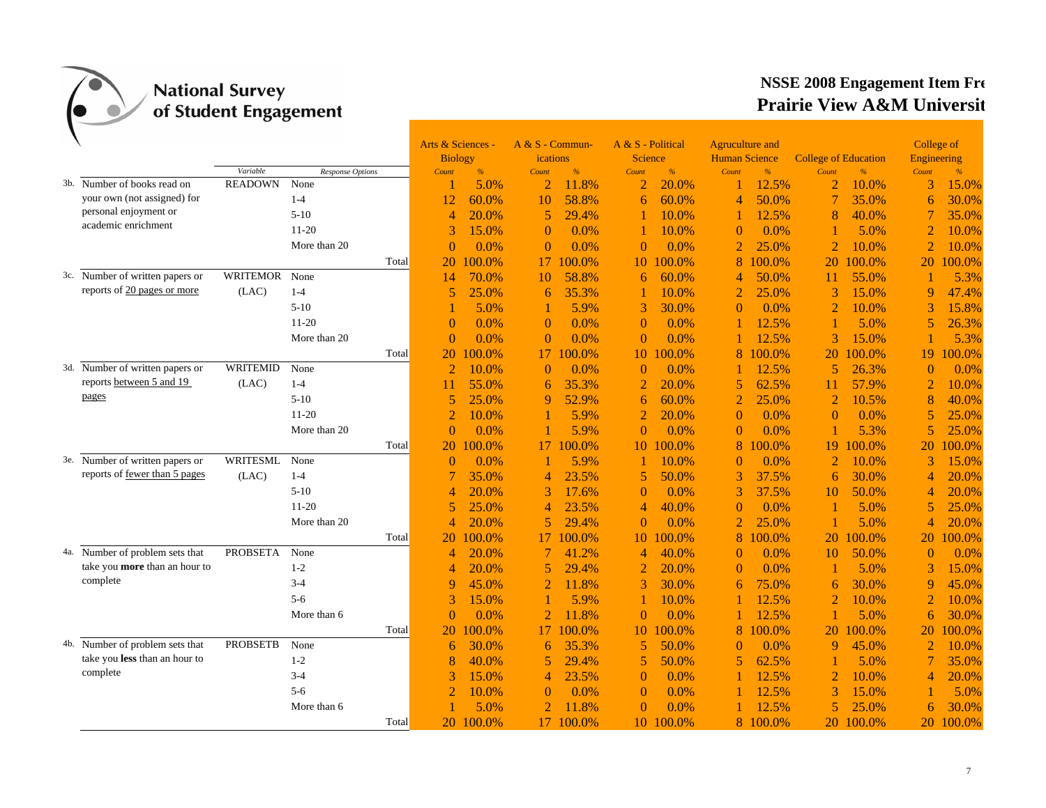# National Survey of Student Engagement

## NSSE 2008 Engagement Item Fre
## Prairie View A&M Universit

| | Variable | Response Options | Arts & Sciences - Biology | | A & S - Commun-ications | | A & S - Political Science | | Agriculture and Human Science | | College of Education | | College of Engineering | |
|---|---|---|---|---|---|---|---|---|---|---|---|---|---|---|
| | | | Count | % | Count | % | Count | % | Count | % | Count | % | Count | % |
| 3b. Number of books read on your own (not assigned) for personal enjoyment or academic enrichment | READOWN | None | 1 | 5.0% | 2 | 11.8% | 2 | 20.0% | 1 | 12.5% | 2 | 10.0% | 3 | 15.0% |
| | | 1-4 | 12 | 60.0% | 10 | 58.8% | 6 | 60.0% | 4 | 50.0% | 7 | 35.0% | 6 | 30.0% |
| | | 5-10 | 4 | 20.0% | 5 | 29.4% | 1 | 10.0% | 1 | 12.5% | 8 | 40.0% | 7 | 35.0% |
| | | 11-20 | 3 | 15.0% | 0 | 0.0% | 1 | 10.0% | 0 | 0.0% | 1 | 5.0% | 2 | 10.0% |
| | | More than 20 | 0 | 0.0% | 0 | 0.0% | 0 | 0.0% | 2 | 25.0% | 2 | 10.0% | 2 | 10.0% |
| | | Total | 20 | 100.0% | 17 | 100.0% | 10 | 100.0% | 8 | 100.0% | 20 | 100.0% | 20 | 100.0% |
| 3c. Number of written papers or reports of 20 pages or more | WRITEMOR (LAC) | None | 14 | 70.0% | 10 | 58.8% | 6 | 60.0% | 4 | 50.0% | 11 | 55.0% | 1 | 5.3% |
| | | 1-4 | 5 | 25.0% | 6 | 35.3% | 1 | 10.0% | 2 | 25.0% | 3 | 15.0% | 9 | 47.4% |
| | | 5-10 | 1 | 5.0% | 1 | 5.9% | 3 | 30.0% | 0 | 0.0% | 2 | 10.0% | 3 | 15.8% |
| | | 11-20 | 0 | 0.0% | 0 | 0.0% | 0 | 0.0% | 1 | 12.5% | 1 | 5.0% | 5 | 26.3% |
| | | More than 20 | 0 | 0.0% | 0 | 0.0% | 0 | 0.0% | 1 | 12.5% | 3 | 15.0% | 1 | 5.3% |
| | | Total | 20 | 100.0% | 17 | 100.0% | 10 | 100.0% | 8 | 100.0% | 20 | 100.0% | 19 | 100.0% |
| 3d. Number of written papers or reports between 5 and 19 pages | WRITEMID (LAC) | None | 2 | 10.0% | 0 | 0.0% | 0 | 0.0% | 1 | 12.5% | 5 | 26.3% | 0 | 0.0% |
| | | 1-4 | 11 | 55.0% | 6 | 35.3% | 2 | 20.0% | 5 | 62.5% | 11 | 57.9% | 2 | 10.0% |
| | | 5-10 | 5 | 25.0% | 9 | 52.9% | 6 | 60.0% | 2 | 25.0% | 2 | 10.5% | 8 | 40.0% |
| | | 11-20 | 2 | 10.0% | 1 | 5.9% | 2 | 20.0% | 0 | 0.0% | 0 | 0.0% | 5 | 25.0% |
| | | More than 20 | 0 | 0.0% | 1 | 5.9% | 0 | 0.0% | 0 | 0.0% | 1 | 5.3% | 5 | 25.0% |
| | | Total | 20 | 100.0% | 17 | 100.0% | 10 | 100.0% | 8 | 100.0% | 19 | 100.0% | 20 | 100.0% |
| 3e. Number of written papers or reports of fewer than 5 pages | WRITESML (LAC) | None | 0 | 0.0% | 1 | 5.9% | 1 | 10.0% | 0 | 0.0% | 2 | 10.0% | 3 | 15.0% |
| | | 1-4 | 7 | 35.0% | 4 | 23.5% | 5 | 50.0% | 3 | 37.5% | 6 | 30.0% | 4 | 20.0% |
| | | 5-10 | 4 | 20.0% | 3 | 17.6% | 0 | 0.0% | 3 | 37.5% | 10 | 50.0% | 4 | 20.0% |
| | | 11-20 | 5 | 25.0% | 4 | 23.5% | 4 | 40.0% | 0 | 0.0% | 1 | 5.0% | 5 | 25.0% |
| | | More than 20 | 4 | 20.0% | 5 | 29.4% | 0 | 0.0% | 2 | 25.0% | 1 | 5.0% | 4 | 20.0% |
| | | Total | 20 | 100.0% | 17 | 100.0% | 10 | 100.0% | 8 | 100.0% | 20 | 100.0% | 20 | 100.0% |
| 4a. Number of problem sets that take you **more** than an hour to complete | PROBSETA | None | 4 | 20.0% | 7 | 41.2% | 4 | 40.0% | 0 | 0.0% | 10 | 50.0% | 0 | 0.0% |
| | | 1-2 | 4 | 20.0% | 5 | 29.4% | 2 | 20.0% | 0 | 0.0% | 1 | 5.0% | 3 | 15.0% |
| | | 3-4 | 9 | 45.0% | 2 | 11.8% | 3 | 30.0% | 6 | 75.0% | 6 | 30.0% | 9 | 45.0% |
| | | 5-6 | 3 | 15.0% | 1 | 5.9% | 1 | 10.0% | 1 | 12.5% | 2 | 10.0% | 2 | 10.0% |
| | | More than 6 | 0 | 0.0% | 2 | 11.8% | 0 | 0.0% | 1 | 12.5% | 1 | 5.0% | 6 | 30.0% |
| | | Total | 20 | 100.0% | 17 | 100.0% | 10 | 100.0% | 8 | 100.0% | 20 | 100.0% | 20 | 100.0% |
| 4b. Number of problem sets that take you **less** than an hour to complete | PROBSETB | None | 6 | 30.0% | 6 | 35.3% | 5 | 50.0% | 0 | 0.0% | 9 | 45.0% | 2 | 10.0% |
| | | 1-2 | 8 | 40.0% | 5 | 29.4% | 5 | 50.0% | 5 | 62.5% | 1 | 5.0% | 7 | 35.0% |
| | | 3-4 | 3 | 15.0% | 4 | 23.5% | 0 | 0.0% | 1 | 12.5% | 2 | 10.0% | 4 | 20.0% |
| | | 5-6 | 2 | 10.0% | 0 | 0.0% | 0 | 0.0% | 1 | 12.5% | 3 | 15.0% | 1 | 5.0% |
| | | More than 6 | 1 | 5.0% | 2 | 11.8% | 0 | 0.0% | 1 | 12.5% | 5 | 25.0% | 6 | 30.0% |
| | | Total | 20 | 100.0% | 17 | 100.0% | 10 | 100.0% | 8 | 100.0% | 20 | 100.0% | 20 | 100.0% |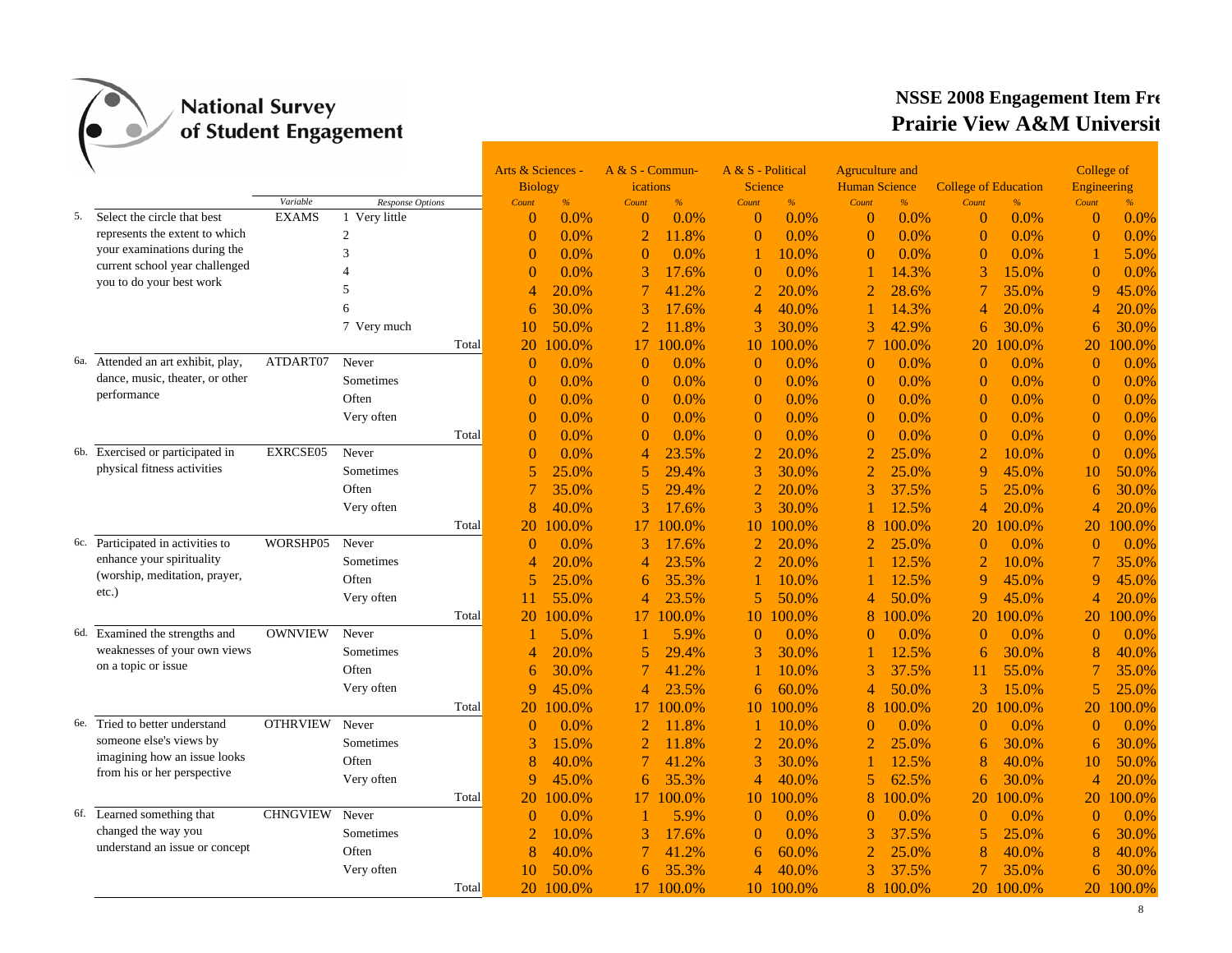# NSSE 2008 Engagement Item Fre
# Prairie View A&M Universit

| | | Variable | Response Options | Arts & Sciences - Biology Count | % | A & S - Commun-ications Count | % | A & S - Political Science Count | % | Agriculture and Human Science Count | % | College of Education Count | % | College of Engineering Count | % |
|---|---|---|---|---|---|---|---|---|---|---|---|---|---|---|---|
| 5. | Select the circle that best represents the extent to which your examinations during the current school year challenged you to do your best work | EXAMS | 1 Very little | 0 | 0.0% | 0 | 0.0% | 0 | 0.0% | 0 | 0.0% | 0 | 0.0% | 0 | 0.0% |
| | | | 2 | 0 | 0.0% | 2 | 11.8% | 0 | 0.0% | 0 | 0.0% | 0 | 0.0% | 0 | 0.0% |
| | | | 3 | 0 | 0.0% | 0 | 0.0% | 1 | 10.0% | 0 | 0.0% | 0 | 0.0% | 1 | 5.0% |
| | | | 4 | 0 | 0.0% | 3 | 17.6% | 0 | 0.0% | 1 | 14.3% | 3 | 15.0% | 0 | 0.0% |
| | | | 5 | 4 | 20.0% | 7 | 41.2% | 2 | 20.0% | 2 | 28.6% | 7 | 35.0% | 9 | 45.0% |
| | | | 6 | 6 | 30.0% | 3 | 17.6% | 4 | 40.0% | 1 | 14.3% | 4 | 20.0% | 4 | 20.0% |
| | | | 7 Very much | 10 | 50.0% | 2 | 11.8% | 3 | 30.0% | 3 | 42.9% | 6 | 30.0% | 6 | 30.0% |
| | | | Total | 20 | 100.0% | 17 | 100.0% | 10 | 100.0% | 7 | 100.0% | 20 | 100.0% | 20 | 100.0% |
| 6a. | Attended an art exhibit, play, dance, music, theater, or other performance | ATDART07 | Never | 0 | 0.0% | 0 | 0.0% | 0 | 0.0% | 0 | 0.0% | 0 | 0.0% | 0 | 0.0% |
| | | | Sometimes | 0 | 0.0% | 0 | 0.0% | 0 | 0.0% | 0 | 0.0% | 0 | 0.0% | 0 | 0.0% |
| | | | Often | 0 | 0.0% | 0 | 0.0% | 0 | 0.0% | 0 | 0.0% | 0 | 0.0% | 0 | 0.0% |
| | | | Very often | 0 | 0.0% | 0 | 0.0% | 0 | 0.0% | 0 | 0.0% | 0 | 0.0% | 0 | 0.0% |
| | | | Total | 0 | 0.0% | 0 | 0.0% | 0 | 0.0% | 0 | 0.0% | 0 | 0.0% | 0 | 0.0% |
| 6b. | Exercised or participated in physical fitness activities | EXRCSE05 | Never | 0 | 0.0% | 4 | 23.5% | 2 | 20.0% | 2 | 25.0% | 2 | 10.0% | 0 | 0.0% |
| | | | Sometimes | 5 | 25.0% | 5 | 29.4% | 3 | 30.0% | 2 | 25.0% | 9 | 45.0% | 10 | 50.0% |
| | | | Often | 7 | 35.0% | 5 | 29.4% | 2 | 20.0% | 3 | 37.5% | 5 | 25.0% | 6 | 30.0% |
| | | | Very often | 8 | 40.0% | 3 | 17.6% | 3 | 30.0% | 1 | 12.5% | 4 | 20.0% | 4 | 20.0% |
| | | | Total | 20 | 100.0% | 17 | 100.0% | 10 | 100.0% | 8 | 100.0% | 20 | 100.0% | 20 | 100.0% |
| 6c. | Participated in activities to enhance your spirituality (worship, meditation, prayer, etc.) | WORSHP05 | Never | 0 | 0.0% | 3 | 17.6% | 2 | 20.0% | 2 | 25.0% | 0 | 0.0% | 0 | 0.0% |
| | | | Sometimes | 4 | 20.0% | 4 | 23.5% | 2 | 20.0% | 1 | 12.5% | 2 | 10.0% | 7 | 35.0% |
| | | | Often | 5 | 25.0% | 6 | 35.3% | 1 | 10.0% | 1 | 12.5% | 9 | 45.0% | 9 | 45.0% |
| | | | Very often | 11 | 55.0% | 4 | 23.5% | 5 | 50.0% | 4 | 50.0% | 9 | 45.0% | 4 | 20.0% |
| | | | Total | 20 | 100.0% | 17 | 100.0% | 10 | 100.0% | 8 | 100.0% | 20 | 100.0% | 20 | 100.0% |
| 6d. | Examined the strengths and weaknesses of your own views on a topic or issue | OWNVIEW | Never | 1 | 5.0% | 1 | 5.9% | 0 | 0.0% | 0 | 0.0% | 0 | 0.0% | 0 | 0.0% |
| | | | Sometimes | 4 | 20.0% | 5 | 29.4% | 3 | 30.0% | 1 | 12.5% | 6 | 30.0% | 8 | 40.0% |
| | | | Often | 6 | 30.0% | 7 | 41.2% | 1 | 10.0% | 3 | 37.5% | 11 | 55.0% | 7 | 35.0% |
| | | | Very often | 9 | 45.0% | 4 | 23.5% | 6 | 60.0% | 4 | 50.0% | 3 | 15.0% | 5 | 25.0% |
| | | | Total | 20 | 100.0% | 17 | 100.0% | 10 | 100.0% | 8 | 100.0% | 20 | 100.0% | 20 | 100.0% |
| 6e. | Tried to better understand someone else's views by imagining how an issue looks from his or her perspective | OTHRVIEW | Never | 0 | 0.0% | 2 | 11.8% | 1 | 10.0% | 0 | 0.0% | 0 | 0.0% | 0 | 0.0% |
| | | | Sometimes | 3 | 15.0% | 2 | 11.8% | 2 | 20.0% | 2 | 25.0% | 6 | 30.0% | 6 | 30.0% |
| | | | Often | 8 | 40.0% | 7 | 41.2% | 3 | 30.0% | 1 | 12.5% | 8 | 40.0% | 10 | 50.0% |
| | | | Very often | 9 | 45.0% | 6 | 35.3% | 4 | 40.0% | 5 | 62.5% | 6 | 30.0% | 4 | 20.0% |
| | | | Total | 20 | 100.0% | 17 | 100.0% | 10 | 100.0% | 8 | 100.0% | 20 | 100.0% | 20 | 100.0% |
| 6f. | Learned something that changed the way you understand an issue or concept | CHNGVIEW | Never | 0 | 0.0% | 1 | 5.9% | 0 | 0.0% | 0 | 0.0% | 0 | 0.0% | 0 | 0.0% |
| | | | Sometimes | 2 | 10.0% | 3 | 17.6% | 0 | 0.0% | 3 | 37.5% | 5 | 25.0% | 6 | 30.0% |
| | | | Often | 8 | 40.0% | 7 | 41.2% | 6 | 60.0% | 2 | 25.0% | 8 | 40.0% | 8 | 40.0% |
| | | | Very often | 10 | 50.0% | 6 | 35.3% | 4 | 40.0% | 3 | 37.5% | 7 | 35.0% | 6 | 30.0% |
| | | | Total | 20 | 100.0% | 17 | 100.0% | 10 | 100.0% | 8 | 100.0% | 20 | 100.0% | 20 | 100.0% |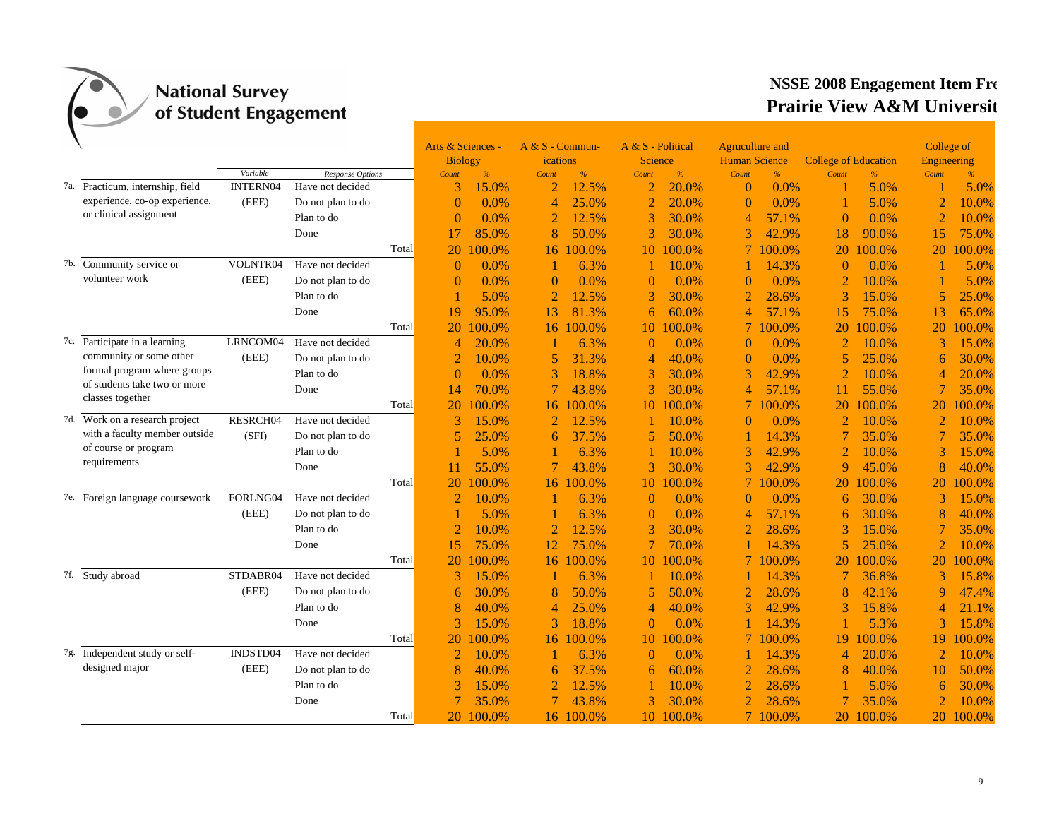# National Survey of Student Engagement

## NSSE 2008 Engagement Item Fre
## Prairie View A&M Universit

| | | Variable | Response Options | | Arts & Sciences - Biology | | A & S - Communications | | A & S - Political Science | | Agriculture and Human Science | | College of Education | | College of Engineering | |
|---|---|---|---|---|---|---|---|---|---|---|---|---|---|---|---|---|
| | | | | | Count | % | Count | % | Count | % | Count | % | Count | % | Count | % |
| 7a. | Practicum, internship, field experience, co-op experience, or clinical assignment | INTERN04 (EEE) | Have not decided | | 3 | 15.0% | 2 | 12.5% | 2 | 20.0% | 0 | 0.0% | 1 | 5.0% | 1 | 5.0% |
| | | | Do not plan to do | | 0 | 0.0% | 4 | 25.0% | 2 | 20.0% | 0 | 0.0% | 1 | 5.0% | 2 | 10.0% |
| | | | Plan to do | | 0 | 0.0% | 2 | 12.5% | 3 | 30.0% | 4 | 57.1% | 0 | 0.0% | 2 | 10.0% |
| | | | Done | | 17 | 85.0% | 8 | 50.0% | 3 | 30.0% | 3 | 42.9% | 18 | 90.0% | 15 | 75.0% |
| | | | | Total | 20 | 100.0% | 16 | 100.0% | 10 | 100.0% | 7 | 100.0% | 20 | 100.0% | 20 | 100.0% |
| 7b. | Community service or volunteer work | VOLNTR04 (EEE) | Have not decided | | 0 | 0.0% | 1 | 6.3% | 1 | 10.0% | 1 | 14.3% | 0 | 0.0% | 1 | 5.0% |
| | | | Do not plan to do | | 0 | 0.0% | 0 | 0.0% | 0 | 0.0% | 0 | 0.0% | 2 | 10.0% | 1 | 5.0% |
| | | | Plan to do | | 1 | 5.0% | 2 | 12.5% | 3 | 30.0% | 2 | 28.6% | 3 | 15.0% | 5 | 25.0% |
| | | | Done | | 19 | 95.0% | 13 | 81.3% | 6 | 60.0% | 4 | 57.1% | 15 | 75.0% | 13 | 65.0% |
| | | | | Total | 20 | 100.0% | 16 | 100.0% | 10 | 100.0% | 7 | 100.0% | 20 | 100.0% | 20 | 100.0% |
| 7c. | Participate in a learning community or some other formal program where groups of students take two or more classes together | LRNCOM04 (EEE) | Have not decided | | 4 | 20.0% | 1 | 6.3% | 0 | 0.0% | 0 | 0.0% | 2 | 10.0% | 3 | 15.0% |
| | | | Do not plan to do | | 2 | 10.0% | 5 | 31.3% | 4 | 40.0% | 0 | 0.0% | 5 | 25.0% | 6 | 30.0% |
| | | | Plan to do | | 0 | 0.0% | 3 | 18.8% | 3 | 30.0% | 3 | 42.9% | 2 | 10.0% | 4 | 20.0% |
| | | | Done | | 14 | 70.0% | 7 | 43.8% | 3 | 30.0% | 4 | 57.1% | 11 | 55.0% | 7 | 35.0% |
| | | | | Total | 20 | 100.0% | 16 | 100.0% | 10 | 100.0% | 7 | 100.0% | 20 | 100.0% | 20 | 100.0% |
| 7d. | Work on a research project with a faculty member outside of course or program requirements | RESRCH04 (SFI) | Have not decided | | 3 | 15.0% | 2 | 12.5% | 1 | 10.0% | 0 | 0.0% | 2 | 10.0% | 2 | 10.0% |
| | | | Do not plan to do | | 5 | 25.0% | 6 | 37.5% | 5 | 50.0% | 1 | 14.3% | 7 | 35.0% | 7 | 35.0% |
| | | | Plan to do | | 1 | 5.0% | 1 | 6.3% | 1 | 10.0% | 3 | 42.9% | 2 | 10.0% | 3 | 15.0% |
| | | | Done | | 11 | 55.0% | 7 | 43.8% | 3 | 30.0% | 3 | 42.9% | 9 | 45.0% | 8 | 40.0% |
| | | | | Total | 20 | 100.0% | 16 | 100.0% | 10 | 100.0% | 7 | 100.0% | 20 | 100.0% | 20 | 100.0% |
| 7e. | Foreign language coursework | FORLNG04 (EEE) | Have not decided | | 2 | 10.0% | 1 | 6.3% | 0 | 0.0% | 0 | 0.0% | 6 | 30.0% | 3 | 15.0% |
| | | | Do not plan to do | | 1 | 5.0% | 1 | 6.3% | 0 | 0.0% | 4 | 57.1% | 6 | 30.0% | 8 | 40.0% |
| | | | Plan to do | | 2 | 10.0% | 2 | 12.5% | 3 | 30.0% | 2 | 28.6% | 3 | 15.0% | 7 | 35.0% |
| | | | Done | | 15 | 75.0% | 12 | 75.0% | 7 | 70.0% | 1 | 14.3% | 5 | 25.0% | 2 | 10.0% |
| | | | | Total | 20 | 100.0% | 16 | 100.0% | 10 | 100.0% | 7 | 100.0% | 20 | 100.0% | 20 | 100.0% |
| 7f. | Study abroad | STDABR04 (EEE) | Have not decided | | 3 | 15.0% | 1 | 6.3% | 1 | 10.0% | 1 | 14.3% | 7 | 36.8% | 3 | 15.8% |
| | | | Do not plan to do | | 6 | 30.0% | 8 | 50.0% | 5 | 50.0% | 2 | 28.6% | 8 | 42.1% | 9 | 47.4% |
| | | | Plan to do | | 8 | 40.0% | 4 | 25.0% | 4 | 40.0% | 3 | 42.9% | 3 | 15.8% | 4 | 21.1% |
| | | | Done | | 3 | 15.0% | 3 | 18.8% | 0 | 0.0% | 1 | 14.3% | 1 | 5.3% | 3 | 15.8% |
| | | | | Total | 20 | 100.0% | 16 | 100.0% | 10 | 100.0% | 7 | 100.0% | 19 | 100.0% | 19 | 100.0% |
| 7g. | Independent study or self-designed major | INDSTD04 (EEE) | Have not decided | | 2 | 10.0% | 1 | 6.3% | 0 | 0.0% | 1 | 14.3% | 4 | 20.0% | 2 | 10.0% |
| | | | Do not plan to do | | 8 | 40.0% | 6 | 37.5% | 6 | 60.0% | 2 | 28.6% | 8 | 40.0% | 10 | 50.0% |
| | | | Plan to do | | 3 | 15.0% | 2 | 12.5% | 1 | 10.0% | 2 | 28.6% | 1 | 5.0% | 6 | 30.0% |
| | | | Done | | 7 | 35.0% | 7 | 43.8% | 3 | 30.0% | 2 | 28.6% | 7 | 35.0% | 2 | 10.0% |
| | | | | Total | 20 | 100.0% | 16 | 100.0% | 10 | 100.0% | 7 | 100.0% | 20 | 100.0% | 20 | 100.0% |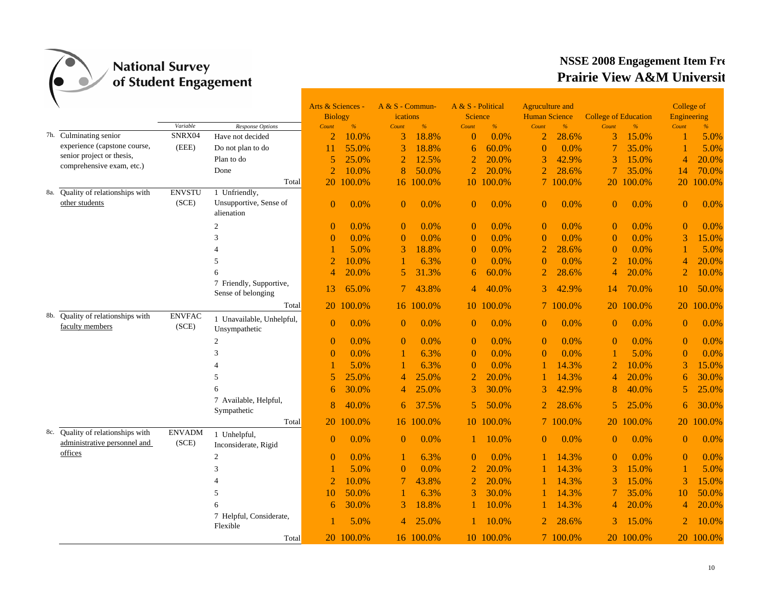# National Survey of Student Engagement

## NSSE 2008 Engagement Item Fre
## Prairie View A&M Universit

| | Item | Variable | Response Options | Arts & Sciences - Biology Count | Arts & Sciences - Biology % | A & S - Communications Count | A & S - Communications % | A & S - Political Science Count | A & S - Political Science % | Agruculture and Human Science Count | Agruculture and Human Science % | College of Education Count | College of Education % | College of Engineering Count | College of Engineering % |
|---|---|---|---|---|---|---|---|---|---|---|---|---|---|---|---|
| 7h. | Culminating senior experience (capstone course, senior project or thesis, comprehensive exam, etc.) | SNRX04 (EEE) | Have not decided | 2 | 10.0% | 3 | 18.8% | 0 | 0.0% | 2 | 28.6% | 3 | 15.0% | 1 | 5.0% |
| | | | Do not plan to do | 11 | 55.0% | 3 | 18.8% | 6 | 60.0% | 0 | 0.0% | 7 | 35.0% | 1 | 5.0% |
| | | | Plan to do | 5 | 25.0% | 2 | 12.5% | 2 | 20.0% | 3 | 42.9% | 3 | 15.0% | 4 | 20.0% |
| | | | Done | 2 | 10.0% | 8 | 50.0% | 2 | 20.0% | 2 | 28.6% | 7 | 35.0% | 14 | 70.0% |
| | | | Total | 20 | 100.0% | 16 | 100.0% | 10 | 100.0% | 7 | 100.0% | 20 | 100.0% | 20 | 100.0% |
| 8a. | Quality of relationships with other students | ENVSTU (SCE) | 1 Unfriendly, Unsupportive, Sense of alienation | 0 | 0.0% | 0 | 0.0% | 0 | 0.0% | 0 | 0.0% | 0 | 0.0% | 0 | 0.0% |
| | | | 2 | 0 | 0.0% | 0 | 0.0% | 0 | 0.0% | 0 | 0.0% | 0 | 0.0% | 0 | 0.0% |
| | | | 3 | 0 | 0.0% | 0 | 0.0% | 0 | 0.0% | 0 | 0.0% | 0 | 0.0% | 3 | 15.0% |
| | | | 4 | 1 | 5.0% | 3 | 18.8% | 0 | 0.0% | 2 | 28.6% | 0 | 0.0% | 1 | 5.0% |
| | | | 5 | 2 | 10.0% | 1 | 6.3% | 0 | 0.0% | 0 | 0.0% | 2 | 10.0% | 4 | 20.0% |
| | | | 6 | 4 | 20.0% | 5 | 31.3% | 6 | 60.0% | 2 | 28.6% | 4 | 20.0% | 2 | 10.0% |
| | | | 7 Friendly, Supportive, Sense of belonging | 13 | 65.0% | 7 | 43.8% | 4 | 40.0% | 3 | 42.9% | 14 | 70.0% | 10 | 50.0% |
| | | | Total | 20 | 100.0% | 16 | 100.0% | 10 | 100.0% | 7 | 100.0% | 20 | 100.0% | 20 | 100.0% |
| 8b. | Quality of relationships with faculty members | ENVFAC (SCE) | 1 Unavailable, Unhelpful, Unsympathetic | 0 | 0.0% | 0 | 0.0% | 0 | 0.0% | 0 | 0.0% | 0 | 0.0% | 0 | 0.0% |
| | | | 2 | 0 | 0.0% | 0 | 0.0% | 0 | 0.0% | 0 | 0.0% | 0 | 0.0% | 0 | 0.0% |
| | | | 3 | 0 | 0.0% | 1 | 6.3% | 0 | 0.0% | 0 | 0.0% | 1 | 5.0% | 0 | 0.0% |
| | | | 4 | 1 | 5.0% | 1 | 6.3% | 0 | 0.0% | 1 | 14.3% | 2 | 10.0% | 3 | 15.0% |
| | | | 5 | 5 | 25.0% | 4 | 25.0% | 2 | 20.0% | 1 | 14.3% | 4 | 20.0% | 6 | 30.0% |
| | | | 6 | 6 | 30.0% | 4 | 25.0% | 3 | 30.0% | 3 | 42.9% | 8 | 40.0% | 5 | 25.0% |
| | | | 7 Available, Helpful, Sympathetic | 8 | 40.0% | 6 | 37.5% | 5 | 50.0% | 2 | 28.6% | 5 | 25.0% | 6 | 30.0% |
| | | | Total | 20 | 100.0% | 16 | 100.0% | 10 | 100.0% | 7 | 100.0% | 20 | 100.0% | 20 | 100.0% |
| 8c. | Quality of relationships with administrative personnel and offices | ENVADM (SCE) | 1 Unhelpful, Inconsiderate, Rigid | 0 | 0.0% | 0 | 0.0% | 1 | 10.0% | 0 | 0.0% | 0 | 0.0% | 0 | 0.0% |
| | | | 2 | 0 | 0.0% | 1 | 6.3% | 0 | 0.0% | 1 | 14.3% | 0 | 0.0% | 0 | 0.0% |
| | | | 3 | 1 | 5.0% | 0 | 0.0% | 2 | 20.0% | 1 | 14.3% | 3 | 15.0% | 1 | 5.0% |
| | | | 4 | 2 | 10.0% | 7 | 43.8% | 2 | 20.0% | 1 | 14.3% | 3 | 15.0% | 3 | 15.0% |
| | | | 5 | 10 | 50.0% | 1 | 6.3% | 3 | 30.0% | 1 | 14.3% | 7 | 35.0% | 10 | 50.0% |
| | | | 6 | 6 | 30.0% | 3 | 18.8% | 1 | 10.0% | 1 | 14.3% | 4 | 20.0% | 4 | 20.0% |
| | | | 7 Helpful, Considerate, Flexible | 1 | 5.0% | 4 | 25.0% | 1 | 10.0% | 2 | 28.6% | 3 | 15.0% | 2 | 10.0% |
| | | | Total | 20 | 100.0% | 16 | 100.0% | 10 | 100.0% | 7 | 100.0% | 20 | 100.0% | 20 | 100.0% |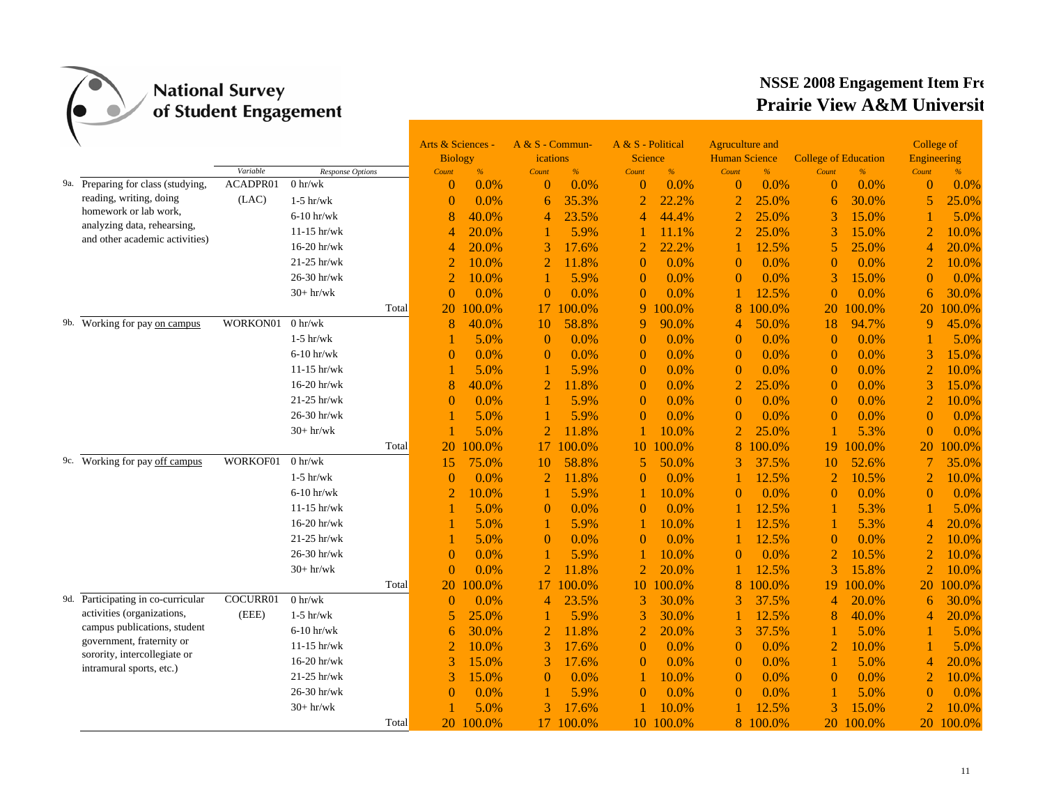National Survey of Student Engagement

## NSSE 2008 Engagement Item Fre
## Prairie View A&M Universit

| | | Variable | Response Options | Arts & Sciences - Biology | | A & S - Commun-ications | | A & S - Political Science | | Agruculture and Human Science | | College of Education | | College of Engineering | |
|---|---|---|---|---|---|---|---|---|---|---|---|---|---|---|---|
| | | | | Count | % | Count | % | Count | % | Count | % | Count | % | Count | % |
| 9a. | Preparing for class (studying, reading, writing, doing homework or lab work, analyzing data, rehearsing, and other academic activities) | ACADPR01 (LAC) | 0 hr/wk | 0 | 0.0% | 0 | 0.0% | 0 | 0.0% | 0 | 0.0% | 0 | 0.0% | 0 | 0.0% |
| | | | 1-5 hr/wk | 0 | 0.0% | 6 | 35.3% | 2 | 22.2% | 2 | 25.0% | 6 | 30.0% | 5 | 25.0% |
| | | | 6-10 hr/wk | 8 | 40.0% | 4 | 23.5% | 4 | 44.4% | 2 | 25.0% | 3 | 15.0% | 1 | 5.0% |
| | | | 11-15 hr/wk | 4 | 20.0% | 1 | 5.9% | 1 | 11.1% | 2 | 25.0% | 3 | 15.0% | 2 | 10.0% |
| | | | 16-20 hr/wk | 4 | 20.0% | 3 | 17.6% | 2 | 22.2% | 1 | 12.5% | 5 | 25.0% | 4 | 20.0% |
| | | | 21-25 hr/wk | 2 | 10.0% | 2 | 11.8% | 0 | 0.0% | 0 | 0.0% | 0 | 0.0% | 2 | 10.0% |
| | | | 26-30 hr/wk | 2 | 10.0% | 1 | 5.9% | 0 | 0.0% | 0 | 0.0% | 3 | 15.0% | 0 | 0.0% |
| | | | 30+ hr/wk | 0 | 0.0% | 0 | 0.0% | 0 | 0.0% | 1 | 12.5% | 0 | 0.0% | 6 | 30.0% |
| | | | Total | 20 | 100.0% | 17 | 100.0% | 9 | 100.0% | 8 | 100.0% | 20 | 100.0% | 20 | 100.0% |
| 9b. | Working for pay on campus | WORKON01 | 0 hr/wk | 8 | 40.0% | 10 | 58.8% | 9 | 90.0% | 4 | 50.0% | 18 | 94.7% | 9 | 45.0% |
| | | | 1-5 hr/wk | 1 | 5.0% | 0 | 0.0% | 0 | 0.0% | 0 | 0.0% | 0 | 0.0% | 1 | 5.0% |
| | | | 6-10 hr/wk | 0 | 0.0% | 0 | 0.0% | 0 | 0.0% | 0 | 0.0% | 0 | 0.0% | 3 | 15.0% |
| | | | 11-15 hr/wk | 1 | 5.0% | 1 | 5.9% | 0 | 0.0% | 0 | 0.0% | 0 | 0.0% | 2 | 10.0% |
| | | | 16-20 hr/wk | 8 | 40.0% | 2 | 11.8% | 0 | 0.0% | 2 | 25.0% | 0 | 0.0% | 3 | 15.0% |
| | | | 21-25 hr/wk | 0 | 0.0% | 1 | 5.9% | 0 | 0.0% | 0 | 0.0% | 0 | 0.0% | 2 | 10.0% |
| | | | 26-30 hr/wk | 1 | 5.0% | 1 | 5.9% | 0 | 0.0% | 0 | 0.0% | 0 | 0.0% | 0 | 0.0% |
| | | | 30+ hr/wk | 1 | 5.0% | 2 | 11.8% | 1 | 10.0% | 2 | 25.0% | 1 | 5.3% | 0 | 0.0% |
| | | | Total | 20 | 100.0% | 17 | 100.0% | 10 | 100.0% | 8 | 100.0% | 19 | 100.0% | 20 | 100.0% |
| 9c. | Working for pay off campus | WORKOF01 | 0 hr/wk | 15 | 75.0% | 10 | 58.8% | 5 | 50.0% | 3 | 37.5% | 10 | 52.6% | 7 | 35.0% |
| | | | 1-5 hr/wk | 0 | 0.0% | 2 | 11.8% | 0 | 0.0% | 1 | 12.5% | 2 | 10.5% | 2 | 10.0% |
| | | | 6-10 hr/wk | 2 | 10.0% | 1 | 5.9% | 1 | 10.0% | 0 | 0.0% | 0 | 0.0% | 0 | 0.0% |
| | | | 11-15 hr/wk | 1 | 5.0% | 0 | 0.0% | 0 | 0.0% | 1 | 12.5% | 1 | 5.3% | 1 | 5.0% |
| | | | 16-20 hr/wk | 1 | 5.0% | 1 | 5.9% | 1 | 10.0% | 1 | 12.5% | 1 | 5.3% | 4 | 20.0% |
| | | | 21-25 hr/wk | 1 | 5.0% | 0 | 0.0% | 0 | 0.0% | 1 | 12.5% | 0 | 0.0% | 2 | 10.0% |
| | | | 26-30 hr/wk | 0 | 0.0% | 1 | 5.9% | 1 | 10.0% | 0 | 0.0% | 2 | 10.5% | 2 | 10.0% |
| | | | 30+ hr/wk | 0 | 0.0% | 2 | 11.8% | 2 | 20.0% | 1 | 12.5% | 3 | 15.8% | 2 | 10.0% |
| | | | Total | 20 | 100.0% | 17 | 100.0% | 10 | 100.0% | 8 | 100.0% | 19 | 100.0% | 20 | 100.0% |
| 9d. | Participating in co-curricular activities (organizations, campus publications, student government, fraternity or sorority, intercollegiate or intramural sports, etc.) | COCURR01 (EEE) | 0 hr/wk | 0 | 0.0% | 4 | 23.5% | 3 | 30.0% | 3 | 37.5% | 4 | 20.0% | 6 | 30.0% |
| | | | 1-5 hr/wk | 5 | 25.0% | 1 | 5.9% | 3 | 30.0% | 1 | 12.5% | 8 | 40.0% | 4 | 20.0% |
| | | | 6-10 hr/wk | 6 | 30.0% | 2 | 11.8% | 2 | 20.0% | 3 | 37.5% | 1 | 5.0% | 1 | 5.0% |
| | | | 11-15 hr/wk | 2 | 10.0% | 3 | 17.6% | 0 | 0.0% | 0 | 0.0% | 2 | 10.0% | 1 | 5.0% |
| | | | 16-20 hr/wk | 3 | 15.0% | 3 | 17.6% | 0 | 0.0% | 0 | 0.0% | 1 | 5.0% | 4 | 20.0% |
| | | | 21-25 hr/wk | 3 | 15.0% | 0 | 0.0% | 1 | 10.0% | 0 | 0.0% | 0 | 0.0% | 2 | 10.0% |
| | | | 26-30 hr/wk | 0 | 0.0% | 1 | 5.9% | 0 | 0.0% | 0 | 0.0% | 1 | 5.0% | 0 | 0.0% |
| | | | 30+ hr/wk | 1 | 5.0% | 3 | 17.6% | 1 | 10.0% | 1 | 12.5% | 3 | 15.0% | 2 | 10.0% |
| | | | Total | 20 | 100.0% | 17 | 100.0% | 10 | 100.0% | 8 | 100.0% | 20 | 100.0% | 20 | 100.0% |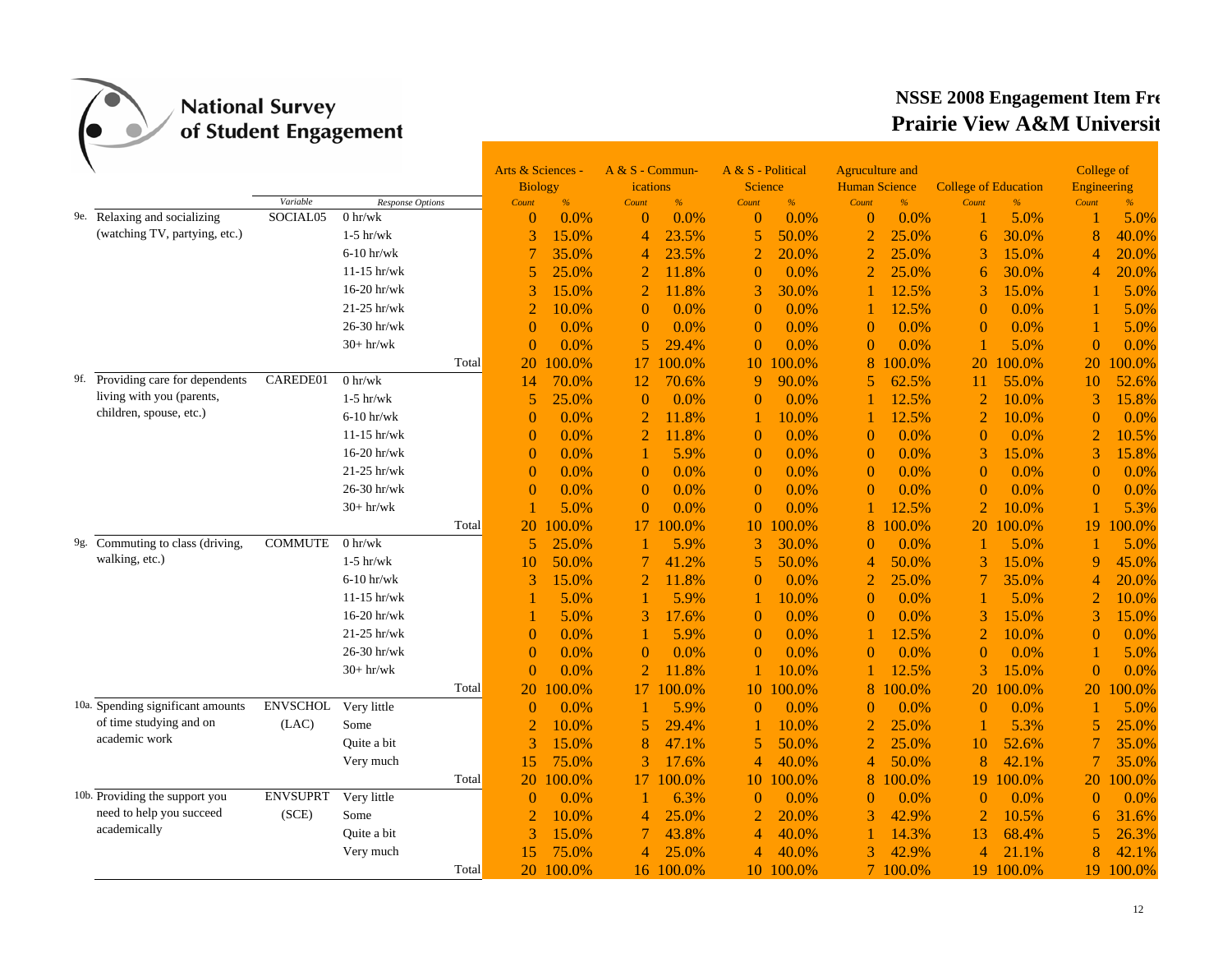# National Survey of Student Engagement

## NSSE 2008 Engagement Item Fre
## Prairie View A&M Universit

| | | Variable | Response Options | Arts & Sciences - Biology Count | % | A & S - Commun-ications Count | % | A & S - Political Science Count | % | Agruculture and Human Science Count | % | College of Education Count | % | College of Engineering Count | % |
|---|---|---|---|---|---|---|---|---|---|---|---|---|---|---|---|
| 9e. | Relaxing and socializing (watching TV, partying, etc.) | SOCIAL05 | 0 hr/wk | 0 | 0.0% | 0 | 0.0% | 0 | 0.0% | 0 | 0.0% | 1 | 5.0% | 1 | 5.0% |
| | | | 1-5 hr/wk | 3 | 15.0% | 4 | 23.5% | 5 | 50.0% | 2 | 25.0% | 6 | 30.0% | 8 | 40.0% |
| | | | 6-10 hr/wk | 7 | 35.0% | 4 | 23.5% | 2 | 20.0% | 2 | 25.0% | 3 | 15.0% | 4 | 20.0% |
| | | | 11-15 hr/wk | 5 | 25.0% | 2 | 11.8% | 0 | 0.0% | 2 | 25.0% | 6 | 30.0% | 4 | 20.0% |
| | | | 16-20 hr/wk | 3 | 15.0% | 2 | 11.8% | 3 | 30.0% | 1 | 12.5% | 3 | 15.0% | 1 | 5.0% |
| | | | 21-25 hr/wk | 2 | 10.0% | 0 | 0.0% | 0 | 0.0% | 1 | 12.5% | 0 | 0.0% | 1 | 5.0% |
| | | | 26-30 hr/wk | 0 | 0.0% | 0 | 0.0% | 0 | 0.0% | 0 | 0.0% | 0 | 0.0% | 1 | 5.0% |
| | | | 30+ hr/wk | 0 | 0.0% | 5 | 29.4% | 0 | 0.0% | 0 | 0.0% | 1 | 5.0% | 0 | 0.0% |
| | | | Total | 20 | 100.0% | 17 | 100.0% | 10 | 100.0% | 8 | 100.0% | 20 | 100.0% | 20 | 100.0% |
| 9f. | Providing care for dependents living with you (parents, children, spouse, etc.) | CAREDE01 | 0 hr/wk | 14 | 70.0% | 12 | 70.6% | 9 | 90.0% | 5 | 62.5% | 11 | 55.0% | 10 | 52.6% |
| | | | 1-5 hr/wk | 5 | 25.0% | 0 | 0.0% | 0 | 0.0% | 1 | 12.5% | 2 | 10.0% | 3 | 15.8% |
| | | | 6-10 hr/wk | 0 | 0.0% | 2 | 11.8% | 1 | 10.0% | 1 | 12.5% | 2 | 10.0% | 0 | 0.0% |
| | | | 11-15 hr/wk | 0 | 0.0% | 2 | 11.8% | 0 | 0.0% | 0 | 0.0% | 0 | 0.0% | 2 | 10.5% |
| | | | 16-20 hr/wk | 0 | 0.0% | 1 | 5.9% | 0 | 0.0% | 0 | 0.0% | 3 | 15.0% | 3 | 15.8% |
| | | | 21-25 hr/wk | 0 | 0.0% | 0 | 0.0% | 0 | 0.0% | 0 | 0.0% | 0 | 0.0% | 0 | 0.0% |
| | | | 26-30 hr/wk | 0 | 0.0% | 0 | 0.0% | 0 | 0.0% | 0 | 0.0% | 0 | 0.0% | 0 | 0.0% |
| | | | 30+ hr/wk | 1 | 5.0% | 0 | 0.0% | 0 | 0.0% | 1 | 12.5% | 2 | 10.0% | 1 | 5.3% |
| | | | Total | 20 | 100.0% | 17 | 100.0% | 10 | 100.0% | 8 | 100.0% | 20 | 100.0% | 19 | 100.0% |
| 9g. | Commuting to class (driving, walking, etc.) | COMMUTE | 0 hr/wk | 5 | 25.0% | 1 | 5.9% | 3 | 30.0% | 0 | 0.0% | 1 | 5.0% | 1 | 5.0% |
| | | | 1-5 hr/wk | 10 | 50.0% | 7 | 41.2% | 5 | 50.0% | 4 | 50.0% | 3 | 15.0% | 9 | 45.0% |
| | | | 6-10 hr/wk | 3 | 15.0% | 2 | 11.8% | 0 | 0.0% | 2 | 25.0% | 7 | 35.0% | 4 | 20.0% |
| | | | 11-15 hr/wk | 1 | 5.0% | 1 | 5.9% | 1 | 10.0% | 0 | 0.0% | 1 | 5.0% | 2 | 10.0% |
| | | | 16-20 hr/wk | 1 | 5.0% | 3 | 17.6% | 0 | 0.0% | 0 | 0.0% | 3 | 15.0% | 3 | 15.0% |
| | | | 21-25 hr/wk | 0 | 0.0% | 1 | 5.9% | 0 | 0.0% | 1 | 12.5% | 2 | 10.0% | 0 | 0.0% |
| | | | 26-30 hr/wk | 0 | 0.0% | 0 | 0.0% | 0 | 0.0% | 0 | 0.0% | 0 | 0.0% | 1 | 5.0% |
| | | | 30+ hr/wk | 0 | 0.0% | 2 | 11.8% | 1 | 10.0% | 1 | 12.5% | 3 | 15.0% | 0 | 0.0% |
| | | | Total | 20 | 100.0% | 17 | 100.0% | 10 | 100.0% | 8 | 100.0% | 20 | 100.0% | 20 | 100.0% |
| 10a. | Spending significant amounts of time studying and on academic work | ENVSCHOL (LAC) | Very little | 0 | 0.0% | 1 | 5.9% | 0 | 0.0% | 0 | 0.0% | 0 | 0.0% | 1 | 5.0% |
| | | | Some | 2 | 10.0% | 5 | 29.4% | 1 | 10.0% | 2 | 25.0% | 1 | 5.3% | 5 | 25.0% |
| | | | Quite a bit | 3 | 15.0% | 8 | 47.1% | 5 | 50.0% | 2 | 25.0% | 10 | 52.6% | 7 | 35.0% |
| | | | Very much | 15 | 75.0% | 3 | 17.6% | 4 | 40.0% | 4 | 50.0% | 8 | 42.1% | 7 | 35.0% |
| | | | Total | 20 | 100.0% | 17 | 100.0% | 10 | 100.0% | 8 | 100.0% | 19 | 100.0% | 20 | 100.0% |
| 10b. | Providing the support you need to help you succeed academically | ENVSUPRT (SCE) | Very little | 0 | 0.0% | 1 | 6.3% | 0 | 0.0% | 0 | 0.0% | 0 | 0.0% | 0 | 0.0% |
| | | | Some | 2 | 10.0% | 4 | 25.0% | 2 | 20.0% | 3 | 42.9% | 2 | 10.5% | 6 | 31.6% |
| | | | Quite a bit | 3 | 15.0% | 7 | 43.8% | 4 | 40.0% | 1 | 14.3% | 13 | 68.4% | 5 | 26.3% |
| | | | Very much | 15 | 75.0% | 4 | 25.0% | 4 | 40.0% | 3 | 42.9% | 4 | 21.1% | 8 | 42.1% |
| | | | Total | 20 | 100.0% | 16 | 100.0% | 10 | 100.0% | 7 | 100.0% | 19 | 100.0% | 19 | 100.0% |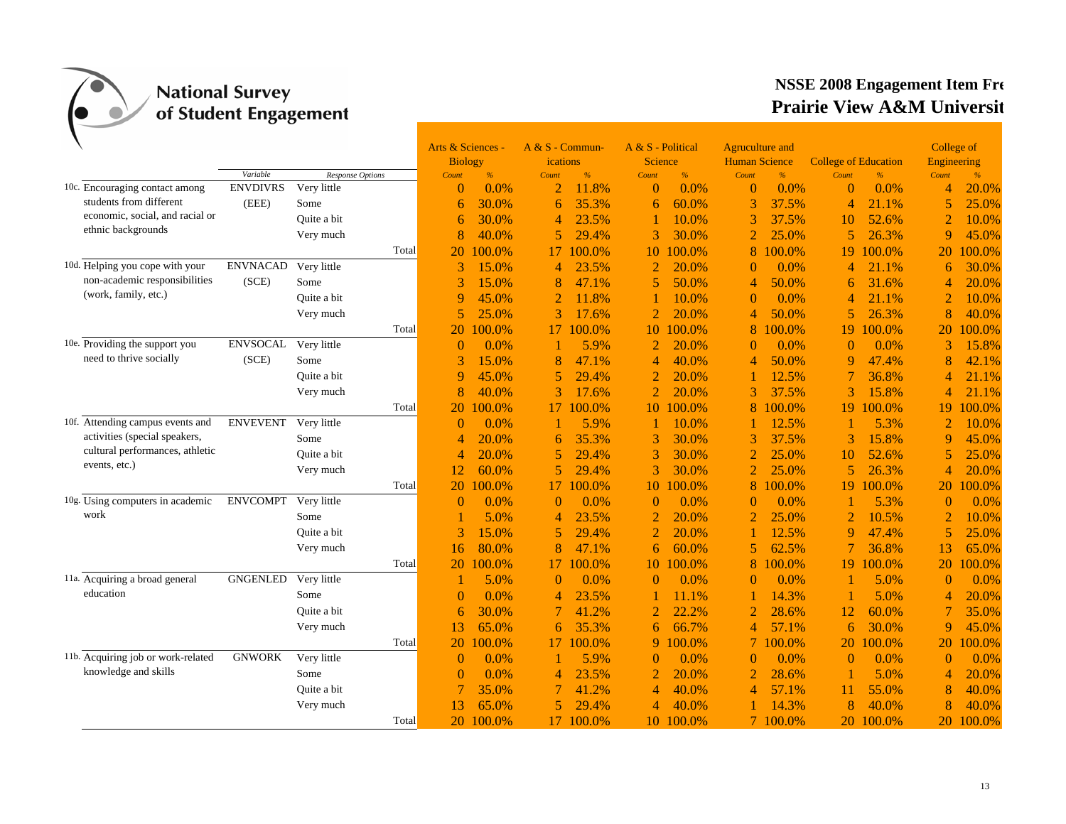National Survey of Student Engagement

**NSSE 2008 Engagement Item Fre**
**Prairie View A&M Universit**

| | Variable | Response Options | | Arts & Sciences - Biology | | A & S - Commun-ications | | A & S - Political Science | | Agruculture and Human Science | | College of Education | | College of Engineering | |
|---|---|---|---|---|---|---|---|---|---|---|---|---|---|---|---|
| | | | | Count | % | Count | % | Count | % | Count | % | Count | % | Count | % |
| 10c. Encouraging contact among students from different economic, social, and racial or ethnic backgrounds | ENVDIVRS (EEE) | Very little | | 0 | 0.0% | 2 | 11.8% | 0 | 0.0% | 0 | 0.0% | 0 | 0.0% | 4 | 20.0% |
| | | Some | | 6 | 30.0% | 6 | 35.3% | 6 | 60.0% | 3 | 37.5% | 4 | 21.1% | 5 | 25.0% |
| | | Quite a bit | | 6 | 30.0% | 4 | 23.5% | 1 | 10.0% | 3 | 37.5% | 10 | 52.6% | 2 | 10.0% |
| | | Very much | | 8 | 40.0% | 5 | 29.4% | 3 | 30.0% | 2 | 25.0% | 5 | 26.3% | 9 | 45.0% |
| | | | Total | 20 | 100.0% | 17 | 100.0% | 10 | 100.0% | 8 | 100.0% | 19 | 100.0% | 20 | 100.0% |
| 10d. Helping you cope with your non-academic responsibilities (work, family, etc.) | ENVNACAD (SCE) | Very little | | 3 | 15.0% | 4 | 23.5% | 2 | 20.0% | 0 | 0.0% | 4 | 21.1% | 6 | 30.0% |
| | | Some | | 3 | 15.0% | 8 | 47.1% | 5 | 50.0% | 4 | 50.0% | 6 | 31.6% | 4 | 20.0% |
| | | Quite a bit | | 9 | 45.0% | 2 | 11.8% | 1 | 10.0% | 0 | 0.0% | 4 | 21.1% | 2 | 10.0% |
| | | Very much | | 5 | 25.0% | 3 | 17.6% | 2 | 20.0% | 4 | 50.0% | 5 | 26.3% | 8 | 40.0% |
| | | | Total | 20 | 100.0% | 17 | 100.0% | 10 | 100.0% | 8 | 100.0% | 19 | 100.0% | 20 | 100.0% |
| 10e. Providing the support you need to thrive socially | ENVSOCAL (SCE) | Very little | | 0 | 0.0% | 1 | 5.9% | 2 | 20.0% | 0 | 0.0% | 0 | 0.0% | 3 | 15.8% |
| | | Some | | 3 | 15.0% | 8 | 47.1% | 4 | 40.0% | 4 | 50.0% | 9 | 47.4% | 8 | 42.1% |
| | | Quite a bit | | 9 | 45.0% | 5 | 29.4% | 2 | 20.0% | 1 | 12.5% | 7 | 36.8% | 4 | 21.1% |
| | | Very much | | 8 | 40.0% | 3 | 17.6% | 2 | 20.0% | 3 | 37.5% | 3 | 15.8% | 4 | 21.1% |
| | | | Total | 20 | 100.0% | 17 | 100.0% | 10 | 100.0% | 8 | 100.0% | 19 | 100.0% | 19 | 100.0% |
| 10f. Attending campus events and activities (special speakers, cultural performances, athletic events, etc.) | ENVEVENT | Very little | | 0 | 0.0% | 1 | 5.9% | 1 | 10.0% | 1 | 12.5% | 1 | 5.3% | 2 | 10.0% |
| | | Some | | 4 | 20.0% | 6 | 35.3% | 3 | 30.0% | 3 | 37.5% | 3 | 15.8% | 9 | 45.0% |
| | | Quite a bit | | 4 | 20.0% | 5 | 29.4% | 3 | 30.0% | 2 | 25.0% | 10 | 52.6% | 5 | 25.0% |
| | | Very much | | 12 | 60.0% | 5 | 29.4% | 3 | 30.0% | 2 | 25.0% | 5 | 26.3% | 4 | 20.0% |
| | | | Total | 20 | 100.0% | 17 | 100.0% | 10 | 100.0% | 8 | 100.0% | 19 | 100.0% | 20 | 100.0% |
| 10g. Using computers in academic work | ENVCOMPT | Very little | | 0 | 0.0% | 0 | 0.0% | 0 | 0.0% | 0 | 0.0% | 1 | 5.3% | 0 | 0.0% |
| | | Some | | 1 | 5.0% | 4 | 23.5% | 2 | 20.0% | 2 | 25.0% | 2 | 10.5% | 2 | 10.0% |
| | | Quite a bit | | 3 | 15.0% | 5 | 29.4% | 2 | 20.0% | 1 | 12.5% | 9 | 47.4% | 5 | 25.0% |
| | | Very much | | 16 | 80.0% | 8 | 47.1% | 6 | 60.0% | 5 | 62.5% | 7 | 36.8% | 13 | 65.0% |
| | | | Total | 20 | 100.0% | 17 | 100.0% | 10 | 100.0% | 8 | 100.0% | 19 | 100.0% | 20 | 100.0% |
| 11a. Acquiring a broad general education | GNGENLED | Very little | | 1 | 5.0% | 0 | 0.0% | 0 | 0.0% | 0 | 0.0% | 1 | 5.0% | 0 | 0.0% |
| | | Some | | 0 | 0.0% | 4 | 23.5% | 1 | 11.1% | 1 | 14.3% | 1 | 5.0% | 4 | 20.0% |
| | | Quite a bit | | 6 | 30.0% | 7 | 41.2% | 2 | 22.2% | 2 | 28.6% | 12 | 60.0% | 7 | 35.0% |
| | | Very much | | 13 | 65.0% | 6 | 35.3% | 6 | 66.7% | 4 | 57.1% | 6 | 30.0% | 9 | 45.0% |
| | | | Total | 20 | 100.0% | 17 | 100.0% | 9 | 100.0% | 7 | 100.0% | 20 | 100.0% | 20 | 100.0% |
| 11b. Acquiring job or work-related knowledge and skills | GNWORK | Very little | | 0 | 0.0% | 1 | 5.9% | 0 | 0.0% | 0 | 0.0% | 0 | 0.0% | 0 | 0.0% |
| | | Some | | 0 | 0.0% | 4 | 23.5% | 2 | 20.0% | 2 | 28.6% | 1 | 5.0% | 4 | 20.0% |
| | | Quite a bit | | 7 | 35.0% | 7 | 41.2% | 4 | 40.0% | 4 | 57.1% | 11 | 55.0% | 8 | 40.0% |
| | | Very much | | 13 | 65.0% | 5 | 29.4% | 4 | 40.0% | 1 | 14.3% | 8 | 40.0% | 8 | 40.0% |
| | | | Total | 20 | 100.0% | 17 | 100.0% | 10 | 100.0% | 7 | 100.0% | 20 | 100.0% | 20 | 100.0% |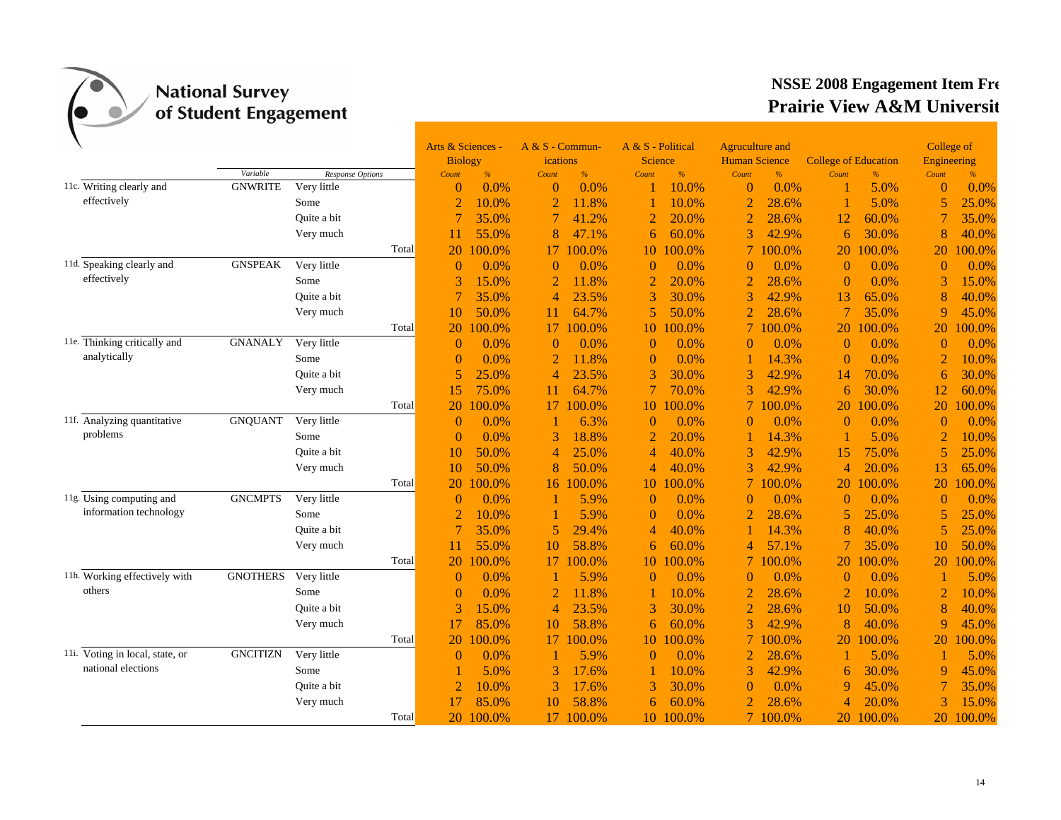# National Survey of Student Engagement

## NSSE 2008 Engagement Item Fre
## Prairie View A&M Universit

| | Variable | Response Options | Arts & Sciences - Biology | | A & S - Commun-ications | | A & S - Political Science | | Agruculture and Human Science | | College of Education | | College of Engineering | |
|---|---|---|---|---|---|---|---|---|---|---|---|---|---|---|
| | | | Count | % | Count | % | Count | % | Count | % | Count | % | Count | % |
| 11c. Writing clearly and effectively | GNWRITE | Very little | 0 | 0.0% | 0 | 0.0% | 1 | 10.0% | 0 | 0.0% | 1 | 5.0% | 0 | 0.0% |
| | | Some | 2 | 10.0% | 2 | 11.8% | 1 | 10.0% | 2 | 28.6% | 1 | 5.0% | 5 | 25.0% |
| | | Quite a bit | 7 | 35.0% | 7 | 41.2% | 2 | 20.0% | 2 | 28.6% | 12 | 60.0% | 7 | 35.0% |
| | | Very much | 11 | 55.0% | 8 | 47.1% | 6 | 60.0% | 3 | 42.9% | 6 | 30.0% | 8 | 40.0% |
| | | Total | 20 | 100.0% | 17 | 100.0% | 10 | 100.0% | 7 | 100.0% | 20 | 100.0% | 20 | 100.0% |
| 11d. Speaking clearly and effectively | GNSPEAK | Very little | 0 | 0.0% | 0 | 0.0% | 0 | 0.0% | 0 | 0.0% | 0 | 0.0% | 0 | 0.0% |
| | | Some | 3 | 15.0% | 2 | 11.8% | 2 | 20.0% | 2 | 28.6% | 0 | 0.0% | 3 | 15.0% |
| | | Quite a bit | 7 | 35.0% | 4 | 23.5% | 3 | 30.0% | 3 | 42.9% | 13 | 65.0% | 8 | 40.0% |
| | | Very much | 10 | 50.0% | 11 | 64.7% | 5 | 50.0% | 2 | 28.6% | 7 | 35.0% | 9 | 45.0% |
| | | Total | 20 | 100.0% | 17 | 100.0% | 10 | 100.0% | 7 | 100.0% | 20 | 100.0% | 20 | 100.0% |
| 11e. Thinking critically and analytically | GNANALY | Very little | 0 | 0.0% | 0 | 0.0% | 0 | 0.0% | 0 | 0.0% | 0 | 0.0% | 0 | 0.0% |
| | | Some | 0 | 0.0% | 2 | 11.8% | 0 | 0.0% | 1 | 14.3% | 0 | 0.0% | 2 | 10.0% |
| | | Quite a bit | 5 | 25.0% | 4 | 23.5% | 3 | 30.0% | 3 | 42.9% | 14 | 70.0% | 6 | 30.0% |
| | | Very much | 15 | 75.0% | 11 | 64.7% | 7 | 70.0% | 3 | 42.9% | 6 | 30.0% | 12 | 60.0% |
| | | Total | 20 | 100.0% | 17 | 100.0% | 10 | 100.0% | 7 | 100.0% | 20 | 100.0% | 20 | 100.0% |
| 11f. Analyzing quantitative problems | GNQUANT | Very little | 0 | 0.0% | 1 | 6.3% | 0 | 0.0% | 0 | 0.0% | 0 | 0.0% | 0 | 0.0% |
| | | Some | 0 | 0.0% | 3 | 18.8% | 2 | 20.0% | 1 | 14.3% | 1 | 5.0% | 2 | 10.0% |
| | | Quite a bit | 10 | 50.0% | 4 | 25.0% | 4 | 40.0% | 3 | 42.9% | 15 | 75.0% | 5 | 25.0% |
| | | Very much | 10 | 50.0% | 8 | 50.0% | 4 | 40.0% | 3 | 42.9% | 4 | 20.0% | 13 | 65.0% |
| | | Total | 20 | 100.0% | 16 | 100.0% | 10 | 100.0% | 7 | 100.0% | 20 | 100.0% | 20 | 100.0% |
| 11g. Using computing and information technology | GNCMPTS | Very little | 0 | 0.0% | 1 | 5.9% | 0 | 0.0% | 0 | 0.0% | 0 | 0.0% | 0 | 0.0% |
| | | Some | 2 | 10.0% | 1 | 5.9% | 0 | 0.0% | 2 | 28.6% | 5 | 25.0% | 5 | 25.0% |
| | | Quite a bit | 7 | 35.0% | 5 | 29.4% | 4 | 40.0% | 1 | 14.3% | 8 | 40.0% | 5 | 25.0% |
| | | Very much | 11 | 55.0% | 10 | 58.8% | 6 | 60.0% | 4 | 57.1% | 7 | 35.0% | 10 | 50.0% |
| | | Total | 20 | 100.0% | 17 | 100.0% | 10 | 100.0% | 7 | 100.0% | 20 | 100.0% | 20 | 100.0% |
| 11h. Working effectively with others | GNOTHERS | Very little | 0 | 0.0% | 1 | 5.9% | 0 | 0.0% | 0 | 0.0% | 0 | 0.0% | 1 | 5.0% |
| | | Some | 0 | 0.0% | 2 | 11.8% | 1 | 10.0% | 2 | 28.6% | 2 | 10.0% | 2 | 10.0% |
| | | Quite a bit | 3 | 15.0% | 4 | 23.5% | 3 | 30.0% | 2 | 28.6% | 10 | 50.0% | 8 | 40.0% |
| | | Very much | 17 | 85.0% | 10 | 58.8% | 6 | 60.0% | 3 | 42.9% | 8 | 40.0% | 9 | 45.0% |
| | | Total | 20 | 100.0% | 17 | 100.0% | 10 | 100.0% | 7 | 100.0% | 20 | 100.0% | 20 | 100.0% |
| 11i. Voting in local, state, or national elections | GNCITIZN | Very little | 0 | 0.0% | 1 | 5.9% | 0 | 0.0% | 2 | 28.6% | 1 | 5.0% | 1 | 5.0% |
| | | Some | 1 | 5.0% | 3 | 17.6% | 1 | 10.0% | 3 | 42.9% | 6 | 30.0% | 9 | 45.0% |
| | | Quite a bit | 2 | 10.0% | 3 | 17.6% | 3 | 30.0% | 0 | 0.0% | 9 | 45.0% | 7 | 35.0% |
| | | Very much | 17 | 85.0% | 10 | 58.8% | 6 | 60.0% | 2 | 28.6% | 4 | 20.0% | 3 | 15.0% |
| | | Total | 20 | 100.0% | 17 | 100.0% | 10 | 100.0% | 7 | 100.0% | 20 | 100.0% | 20 | 100.0% |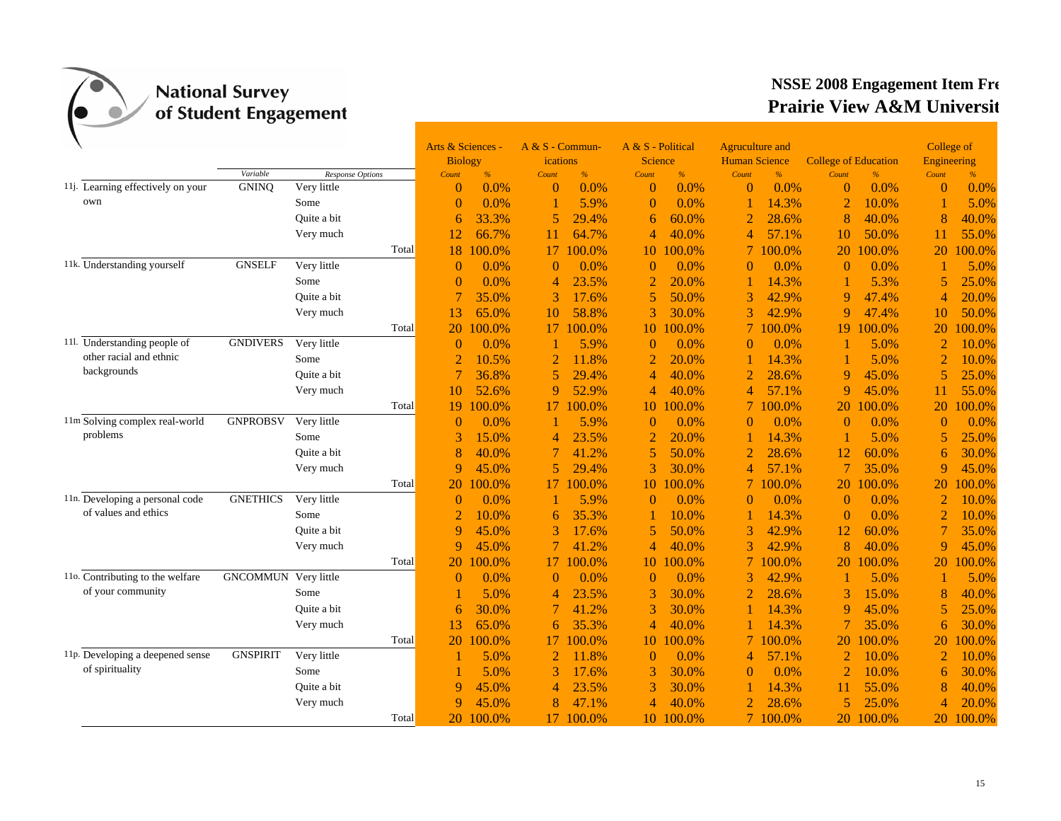National Survey of Student Engagement

## NSSE 2008 Engagement Item Fre
## Prairie View A&M Universit

| | Variable | Response Options | | Arts & Sciences - Biology | | A & S - Communications | | A & S - Political Science | | Agruculture and Human Science | | College of Education | | College of Engineering | |
|---|---|---|---|---|---|---|---|---|---|---|---|---|---|---|---|
| | | | | Count | % | Count | % | Count | % | Count | % | Count | % | Count | % |
| 11j. Learning effectively on your own | GNINQ | Very little | | 0 | 0.0% | 0 | 0.0% | 0 | 0.0% | 0 | 0.0% | 0 | 0.0% | 0 | 0.0% |
| | | Some | | 0 | 0.0% | 1 | 5.9% | 0 | 0.0% | 1 | 14.3% | 2 | 10.0% | 1 | 5.0% |
| | | Quite a bit | | 6 | 33.3% | 5 | 29.4% | 6 | 60.0% | 2 | 28.6% | 8 | 40.0% | 8 | 40.0% |
| | | Very much | | 12 | 66.7% | 11 | 64.7% | 4 | 40.0% | 4 | 57.1% | 10 | 50.0% | 11 | 55.0% |
| | | | Total | 18 | 100.0% | 17 | 100.0% | 10 | 100.0% | 7 | 100.0% | 20 | 100.0% | 20 | 100.0% |
| 11k. Understanding yourself | GNSELF | Very little | | 0 | 0.0% | 0 | 0.0% | 0 | 0.0% | 0 | 0.0% | 0 | 0.0% | 1 | 5.0% |
| | | Some | | 0 | 0.0% | 4 | 23.5% | 2 | 20.0% | 1 | 14.3% | 1 | 5.3% | 5 | 25.0% |
| | | Quite a bit | | 7 | 35.0% | 3 | 17.6% | 5 | 50.0% | 3 | 42.9% | 9 | 47.4% | 4 | 20.0% |
| | | Very much | | 13 | 65.0% | 10 | 58.8% | 3 | 30.0% | 3 | 42.9% | 9 | 47.4% | 10 | 50.0% |
| | | | Total | 20 | 100.0% | 17 | 100.0% | 10 | 100.0% | 7 | 100.0% | 19 | 100.0% | 20 | 100.0% |
| 11l. Understanding people of other racial and ethnic backgrounds | GNDIVERS | Very little | | 0 | 0.0% | 1 | 5.9% | 0 | 0.0% | 0 | 0.0% | 1 | 5.0% | 2 | 10.0% |
| | | Some | | 2 | 10.5% | 2 | 11.8% | 2 | 20.0% | 1 | 14.3% | 1 | 5.0% | 2 | 10.0% |
| | | Quite a bit | | 7 | 36.8% | 5 | 29.4% | 4 | 40.0% | 2 | 28.6% | 9 | 45.0% | 5 | 25.0% |
| | | Very much | | 10 | 52.6% | 9 | 52.9% | 4 | 40.0% | 4 | 57.1% | 9 | 45.0% | 11 | 55.0% |
| | | | Total | 19 | 100.0% | 17 | 100.0% | 10 | 100.0% | 7 | 100.0% | 20 | 100.0% | 20 | 100.0% |
| 11m Solving complex real-world problems | GNPROBSV | Very little | | 0 | 0.0% | 1 | 5.9% | 0 | 0.0% | 0 | 0.0% | 0 | 0.0% | 0 | 0.0% |
| | | Some | | 3 | 15.0% | 4 | 23.5% | 2 | 20.0% | 1 | 14.3% | 1 | 5.0% | 5 | 25.0% |
| | | Quite a bit | | 8 | 40.0% | 7 | 41.2% | 5 | 50.0% | 2 | 28.6% | 12 | 60.0% | 6 | 30.0% |
| | | Very much | | 9 | 45.0% | 5 | 29.4% | 3 | 30.0% | 4 | 57.1% | 7 | 35.0% | 9 | 45.0% |
| | | | Total | 20 | 100.0% | 17 | 100.0% | 10 | 100.0% | 7 | 100.0% | 20 | 100.0% | 20 | 100.0% |
| 11n. Developing a personal code of values and ethics | GNETHICS | Very little | | 0 | 0.0% | 1 | 5.9% | 0 | 0.0% | 0 | 0.0% | 0 | 0.0% | 2 | 10.0% |
| | | Some | | 2 | 10.0% | 6 | 35.3% | 1 | 10.0% | 1 | 14.3% | 0 | 0.0% | 2 | 10.0% |
| | | Quite a bit | | 9 | 45.0% | 3 | 17.6% | 5 | 50.0% | 3 | 42.9% | 12 | 60.0% | 7 | 35.0% |
| | | Very much | | 9 | 45.0% | 7 | 41.2% | 4 | 40.0% | 3 | 42.9% | 8 | 40.0% | 9 | 45.0% |
| | | | Total | 20 | 100.0% | 17 | 100.0% | 10 | 100.0% | 7 | 100.0% | 20 | 100.0% | 20 | 100.0% |
| 11o. Contributing to the welfare of your community | GNCOMMUN | Very little | | 0 | 0.0% | 0 | 0.0% | 0 | 0.0% | 3 | 42.9% | 1 | 5.0% | 1 | 5.0% |
| | | Some | | 1 | 5.0% | 4 | 23.5% | 3 | 30.0% | 2 | 28.6% | 3 | 15.0% | 8 | 40.0% |
| | | Quite a bit | | 6 | 30.0% | 7 | 41.2% | 3 | 30.0% | 1 | 14.3% | 9 | 45.0% | 5 | 25.0% |
| | | Very much | | 13 | 65.0% | 6 | 35.3% | 4 | 40.0% | 1 | 14.3% | 7 | 35.0% | 6 | 30.0% |
| | | | Total | 20 | 100.0% | 17 | 100.0% | 10 | 100.0% | 7 | 100.0% | 20 | 100.0% | 20 | 100.0% |
| 11p. Developing a deepened sense of spirituality | GNSPIRIT | Very little | | 1 | 5.0% | 2 | 11.8% | 0 | 0.0% | 4 | 57.1% | 2 | 10.0% | 2 | 10.0% |
| | | Some | | 1 | 5.0% | 3 | 17.6% | 3 | 30.0% | 0 | 0.0% | 2 | 10.0% | 6 | 30.0% |
| | | Quite a bit | | 9 | 45.0% | 4 | 23.5% | 3 | 30.0% | 1 | 14.3% | 11 | 55.0% | 8 | 40.0% |
| | | Very much | | 9 | 45.0% | 8 | 47.1% | 4 | 40.0% | 2 | 28.6% | 5 | 25.0% | 4 | 20.0% |
| | | | Total | 20 | 100.0% | 17 | 100.0% | 10 | 100.0% | 7 | 100.0% | 20 | 100.0% | 20 | 100.0% |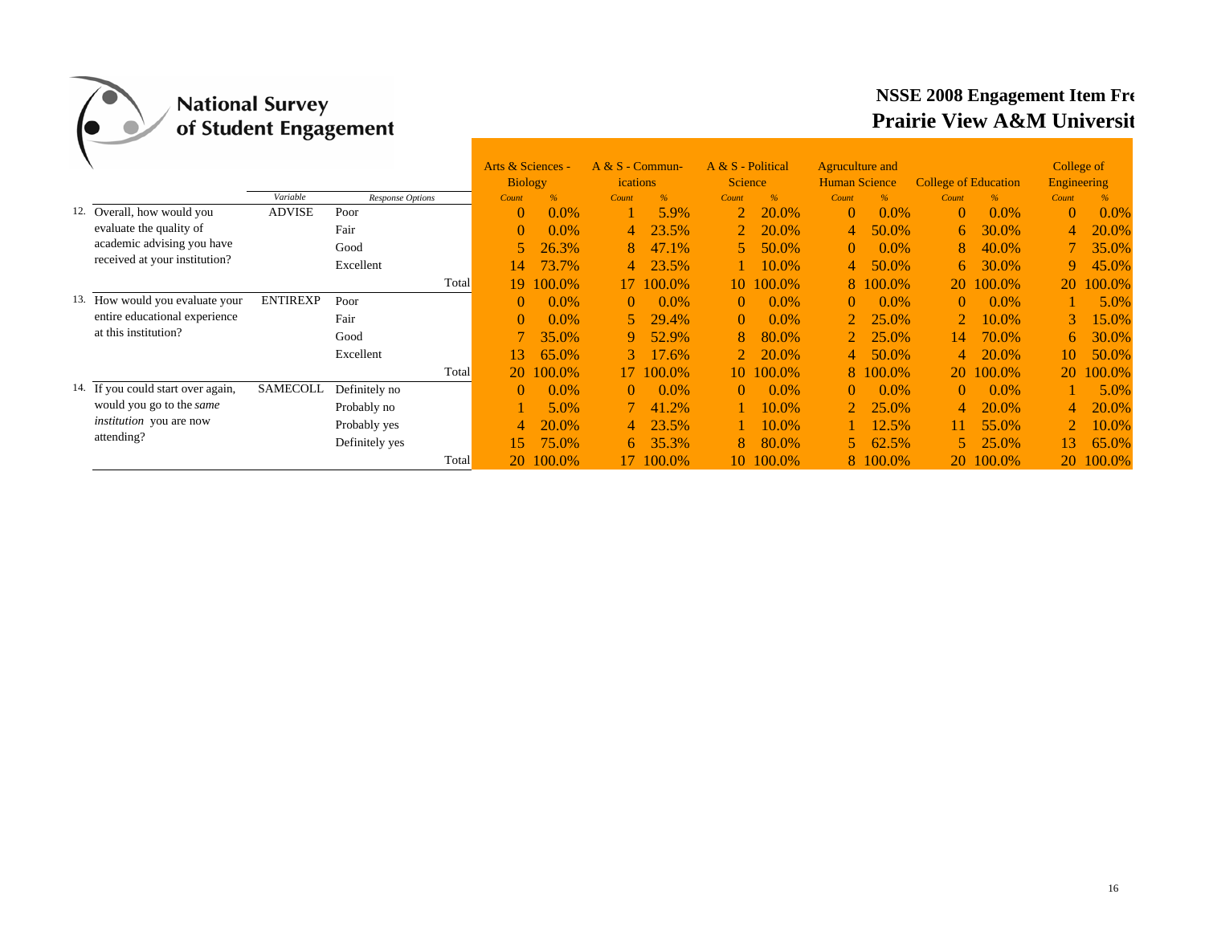National Survey of Student Engagement

**NSSE 2008 Engagement Item Fre**
**Prairie View A&M Universit**

| | | Variable | Response Options | Arts & Sciences - Biology | | A & S - Communications | | A & S - Political Science | | Agruculture and Human Science | | College of Education | | College of Engineering | |
|---|---|---|---|---|---|---|---|---|---|---|---|---|---|---|---|
| | | | | Count | % | Count | % | Count | % | Count | % | Count | % | Count | % |
| 12. | Overall, how would you evaluate the quality of academic advising you have received at your institution? | ADVISE | Poor | 0 | 0.0% | 1 | 5.9% | 2 | 20.0% | 0 | 0.0% | 0 | 0.0% | 0 | 0.0% |
| | | | Fair | 0 | 0.0% | 4 | 23.5% | 2 | 20.0% | 4 | 50.0% | 6 | 30.0% | 4 | 20.0% |
| | | | Good | 5 | 26.3% | 8 | 47.1% | 5 | 50.0% | 0 | 0.0% | 8 | 40.0% | 7 | 35.0% |
| | | | Excellent | 14 | 73.7% | 4 | 23.5% | 1 | 10.0% | 4 | 50.0% | 6 | 30.0% | 9 | 45.0% |
| | | | Total | 19 | 100.0% | 17 | 100.0% | 10 | 100.0% | 8 | 100.0% | 20 | 100.0% | 20 | 100.0% |
| 13. | How would you evaluate your entire educational experience at this institution? | ENTIREXP | Poor | 0 | 0.0% | 0 | 0.0% | 0 | 0.0% | 0 | 0.0% | 0 | 0.0% | 1 | 5.0% |
| | | | Fair | 0 | 0.0% | 5 | 29.4% | 0 | 0.0% | 2 | 25.0% | 2 | 10.0% | 3 | 15.0% |
| | | | Good | 7 | 35.0% | 9 | 52.9% | 8 | 80.0% | 2 | 25.0% | 14 | 70.0% | 6 | 30.0% |
| | | | Excellent | 13 | 65.0% | 3 | 17.6% | 2 | 20.0% | 4 | 50.0% | 4 | 20.0% | 10 | 50.0% |
| | | | Total | 20 | 100.0% | 17 | 100.0% | 10 | 100.0% | 8 | 100.0% | 20 | 100.0% | 20 | 100.0% |
| 14. | If you could start over again, would you go to the *same institution* you are now attending? | SAMECOLL | Definitely no | 0 | 0.0% | 0 | 0.0% | 0 | 0.0% | 0 | 0.0% | 0 | 0.0% | 1 | 5.0% |
| | | | Probably no | 1 | 5.0% | 7 | 41.2% | 1 | 10.0% | 2 | 25.0% | 4 | 20.0% | 4 | 20.0% |
| | | | Probably yes | 4 | 20.0% | 4 | 23.5% | 1 | 10.0% | 1 | 12.5% | 11 | 55.0% | 2 | 10.0% |
| | | | Definitely yes | 15 | 75.0% | 6 | 35.3% | 8 | 80.0% | 5 | 62.5% | 5 | 25.0% | 13 | 65.0% |
| | | | Total | 20 | 100.0% | 17 | 100.0% | 10 | 100.0% | 8 | 100.0% | 20 | 100.0% | 20 | 100.0% |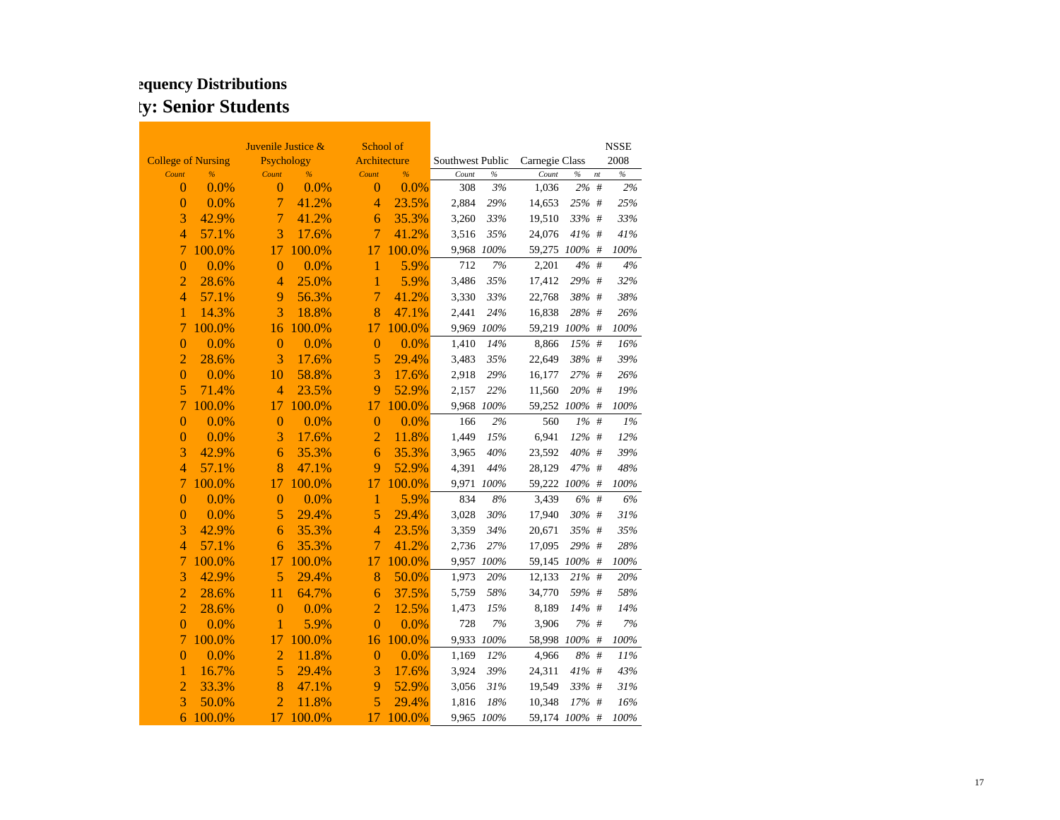## equency Distributions

## ty: Senior Students

| College of Nursing | | Juvenile Justice & Psychology | | School of Architecture | | Southwest Public | | Carnegie Class | | | NSSE 2008 |
|---|---|---|---|---|---|---|---|---|---|---|---|
| *Count* | *%* | *Count* | *%* | *Count* | *%* | *Count* | *%* | *Count* | *%* | *nt* | *%* |
| 0 | 0.0% | 0 | 0.0% | 0 | 0.0% | 308 | *3%* | 1,036 | *2%* | # | *2%* |
| 0 | 0.0% | 7 | 41.2% | 4 | 23.5% | 2,884 | *29%* | 14,653 | *25%* | # | *25%* |
| 3 | 42.9% | 7 | 41.2% | 6 | 35.3% | 3,260 | *33%* | 19,510 | *33%* | # | *33%* |
| 4 | 57.1% | 3 | 17.6% | 7 | 41.2% | 3,516 | *35%* | 24,076 | *41%* | # | *41%* |
| 7 | 100.0% | 17 | 100.0% | 17 | 100.0% | 9,968 | *100%* | 59,275 | *100%* | # | *100%* |
| 0 | 0.0% | 0 | 0.0% | 1 | 5.9% | 712 | *7%* | 2,201 | *4%* | # | *4%* |
| 2 | 28.6% | 4 | 25.0% | 1 | 5.9% | 3,486 | *35%* | 17,412 | *29%* | # | *32%* |
| 4 | 57.1% | 9 | 56.3% | 7 | 41.2% | 3,330 | *33%* | 22,768 | *38%* | # | *38%* |
| 1 | 14.3% | 3 | 18.8% | 8 | 47.1% | 2,441 | *24%* | 16,838 | *28%* | # | *26%* |
| 7 | 100.0% | 16 | 100.0% | 17 | 100.0% | 9,969 | *100%* | 59,219 | *100%* | # | *100%* |
| 0 | 0.0% | 0 | 0.0% | 0 | 0.0% | 1,410 | *14%* | 8,866 | *15%* | # | *16%* |
| 2 | 28.6% | 3 | 17.6% | 5 | 29.4% | 3,483 | *35%* | 22,649 | *38%* | # | *39%* |
| 0 | 0.0% | 10 | 58.8% | 3 | 17.6% | 2,918 | *29%* | 16,177 | *27%* | # | *26%* |
| 5 | 71.4% | 4 | 23.5% | 9 | 52.9% | 2,157 | *22%* | 11,560 | *20%* | # | *19%* |
| 7 | 100.0% | 17 | 100.0% | 17 | 100.0% | 9,968 | *100%* | 59,252 | *100%* | # | *100%* |
| 0 | 0.0% | 0 | 0.0% | 0 | 0.0% | 166 | *2%* | 560 | *1%* | # | *1%* |
| 0 | 0.0% | 3 | 17.6% | 2 | 11.8% | 1,449 | *15%* | 6,941 | *12%* | # | *12%* |
| 3 | 42.9% | 6 | 35.3% | 6 | 35.3% | 3,965 | *40%* | 23,592 | *40%* | # | *39%* |
| 4 | 57.1% | 8 | 47.1% | 9 | 52.9% | 4,391 | *44%* | 28,129 | *47%* | # | *48%* |
| 7 | 100.0% | 17 | 100.0% | 17 | 100.0% | 9,971 | *100%* | 59,222 | *100%* | # | *100%* |
| 0 | 0.0% | 0 | 0.0% | 1 | 5.9% | 834 | *8%* | 3,439 | *6%* | # | *6%* |
| 0 | 0.0% | 5 | 29.4% | 5 | 29.4% | 3,028 | *30%* | 17,940 | *30%* | # | *31%* |
| 3 | 42.9% | 6 | 35.3% | 4 | 23.5% | 3,359 | *34%* | 20,671 | *35%* | # | *35%* |
| 4 | 57.1% | 6 | 35.3% | 7 | 41.2% | 2,736 | *27%* | 17,095 | *29%* | # | *28%* |
| 7 | 100.0% | 17 | 100.0% | 17 | 100.0% | 9,957 | *100%* | 59,145 | *100%* | # | *100%* |
| 3 | 42.9% | 5 | 29.4% | 8 | 50.0% | 1,973 | *20%* | 12,133 | *21%* | # | *20%* |
| 2 | 28.6% | 11 | 64.7% | 6 | 37.5% | 5,759 | *58%* | 34,770 | *59%* | # | *58%* |
| 2 | 28.6% | 0 | 0.0% | 2 | 12.5% | 1,473 | *15%* | 8,189 | *14%* | # | *14%* |
| 0 | 0.0% | 1 | 5.9% | 0 | 0.0% | 728 | *7%* | 3,906 | *7%* | # | *7%* |
| 7 | 100.0% | 17 | 100.0% | 16 | 100.0% | 9,933 | *100%* | 58,998 | *100%* | # | *100%* |
| 0 | 0.0% | 2 | 11.8% | 0 | 0.0% | 1,169 | *12%* | 4,966 | *8%* | # | *11%* |
| 1 | 16.7% | 5 | 29.4% | 3 | 17.6% | 3,924 | *39%* | 24,311 | *41%* | # | *43%* |
| 2 | 33.3% | 8 | 47.1% | 9 | 52.9% | 3,056 | *31%* | 19,549 | *33%* | # | *31%* |
| 3 | 50.0% | 2 | 11.8% | 5 | 29.4% | 1,816 | *18%* | 10,348 | *17%* | # | *16%* |
| 6 | 100.0% | 17 | 100.0% | 17 | 100.0% | 9,965 | *100%* | 59,174 | *100%* | # | *100%* |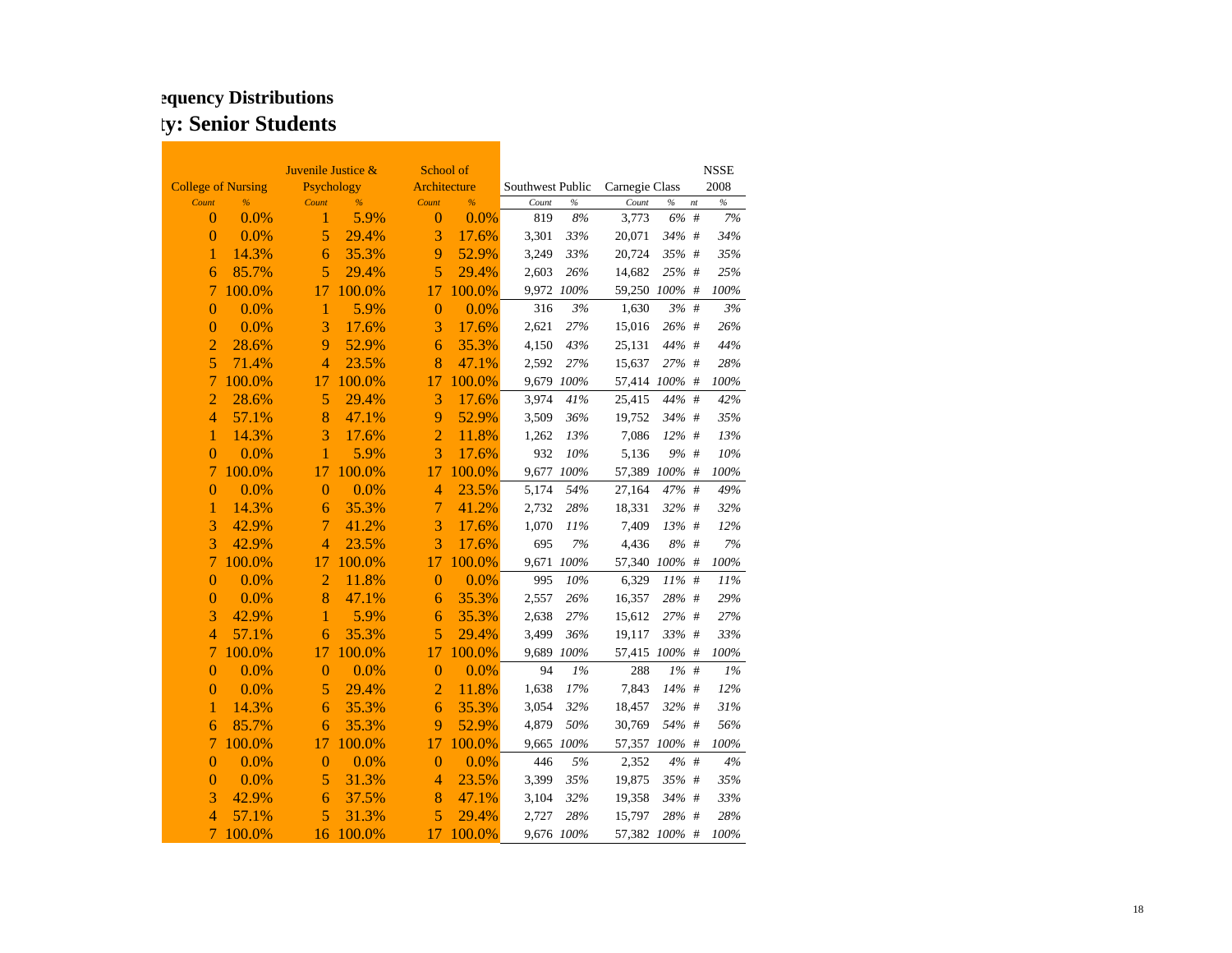## equency Distributions

## ty: Senior Students

| College of Nursing | | Juvenile Justice & Psychology | | School of Architecture | | Southwest Public | | Carnegie Class | | | NSSE 2008 |
|---|---|---|---|---|---|---|---|---|---|---|---|
| *Count* | *%* | *Count* | *%* | *Count* | *%* | *Count* | *%* | *Count* | *%* | *nt* | *%* |
| 0 | 0.0% | 1 | 5.9% | 0 | 0.0% | 819 | *8%* | 3,773 | *6%* | # | *7%* |
| 0 | 0.0% | 5 | 29.4% | 3 | 17.6% | 3,301 | *33%* | 20,071 | *34%* | # | *34%* |
| 1 | 14.3% | 6 | 35.3% | 9 | 52.9% | 3,249 | *33%* | 20,724 | *35%* | # | *35%* |
| 6 | 85.7% | 5 | 29.4% | 5 | 29.4% | 2,603 | *26%* | 14,682 | *25%* | # | *25%* |
| 7 | 100.0% | 17 | 100.0% | 17 | 100.0% | 9,972 | *100%* | 59,250 | *100%* | # | *100%* |
| 0 | 0.0% | 1 | 5.9% | 0 | 0.0% | 316 | *3%* | 1,630 | *3%* | # | *3%* |
| 0 | 0.0% | 3 | 17.6% | 3 | 17.6% | 2,621 | *27%* | 15,016 | *26%* | # | *26%* |
| 2 | 28.6% | 9 | 52.9% | 6 | 35.3% | 4,150 | *43%* | 25,131 | *44%* | # | *44%* |
| 5 | 71.4% | 4 | 23.5% | 8 | 47.1% | 2,592 | *27%* | 15,637 | *27%* | # | *28%* |
| 7 | 100.0% | 17 | 100.0% | 17 | 100.0% | 9,679 | *100%* | 57,414 | *100%* | # | *100%* |
| 2 | 28.6% | 5 | 29.4% | 3 | 17.6% | 3,974 | *41%* | 25,415 | *44%* | # | *42%* |
| 4 | 57.1% | 8 | 47.1% | 9 | 52.9% | 3,509 | *36%* | 19,752 | *34%* | # | *35%* |
| 1 | 14.3% | 3 | 17.6% | 2 | 11.8% | 1,262 | *13%* | 7,086 | *12%* | # | *13%* |
| 0 | 0.0% | 1 | 5.9% | 3 | 17.6% | 932 | *10%* | 5,136 | *9%* | # | *10%* |
| 7 | 100.0% | 17 | 100.0% | 17 | 100.0% | 9,677 | *100%* | 57,389 | *100%* | # | *100%* |
| 0 | 0.0% | 0 | 0.0% | 4 | 23.5% | 5,174 | *54%* | 27,164 | *47%* | # | *49%* |
| 1 | 14.3% | 6 | 35.3% | 7 | 41.2% | 2,732 | *28%* | 18,331 | *32%* | # | *32%* |
| 3 | 42.9% | 7 | 41.2% | 3 | 17.6% | 1,070 | *11%* | 7,409 | *13%* | # | *12%* |
| 3 | 42.9% | 4 | 23.5% | 3 | 17.6% | 695 | *7%* | 4,436 | *8%* | # | *7%* |
| 7 | 100.0% | 17 | 100.0% | 17 | 100.0% | 9,671 | *100%* | 57,340 | *100%* | # | *100%* |
| 0 | 0.0% | 2 | 11.8% | 0 | 0.0% | 995 | *10%* | 6,329 | *11%* | # | *11%* |
| 0 | 0.0% | 8 | 47.1% | 6 | 35.3% | 2,557 | *26%* | 16,357 | *28%* | # | *29%* |
| 3 | 42.9% | 1 | 5.9% | 6 | 35.3% | 2,638 | *27%* | 15,612 | *27%* | # | *27%* |
| 4 | 57.1% | 6 | 35.3% | 5 | 29.4% | 3,499 | *36%* | 19,117 | *33%* | # | *33%* |
| 7 | 100.0% | 17 | 100.0% | 17 | 100.0% | 9,689 | *100%* | 57,415 | *100%* | # | *100%* |
| 0 | 0.0% | 0 | 0.0% | 0 | 0.0% | 94 | *1%* | 288 | *1%* | # | *1%* |
| 0 | 0.0% | 5 | 29.4% | 2 | 11.8% | 1,638 | *17%* | 7,843 | *14%* | # | *12%* |
| 1 | 14.3% | 6 | 35.3% | 6 | 35.3% | 3,054 | *32%* | 18,457 | *32%* | # | *31%* |
| 6 | 85.7% | 6 | 35.3% | 9 | 52.9% | 4,879 | *50%* | 30,769 | *54%* | # | *56%* |
| 7 | 100.0% | 17 | 100.0% | 17 | 100.0% | 9,665 | *100%* | 57,357 | *100%* | # | *100%* |
| 0 | 0.0% | 0 | 0.0% | 0 | 0.0% | 446 | *5%* | 2,352 | *4%* | # | *4%* |
| 0 | 0.0% | 5 | 31.3% | 4 | 23.5% | 3,399 | *35%* | 19,875 | *35%* | # | *35%* |
| 3 | 42.9% | 6 | 37.5% | 8 | 47.1% | 3,104 | *32%* | 19,358 | *34%* | # | *33%* |
| 4 | 57.1% | 5 | 31.3% | 5 | 29.4% | 2,727 | *28%* | 15,797 | *28%* | # | *28%* |
| 7 | 100.0% | 16 | 100.0% | 17 | 100.0% | 9,676 | *100%* | 57,382 | *100%* | # | *100%* |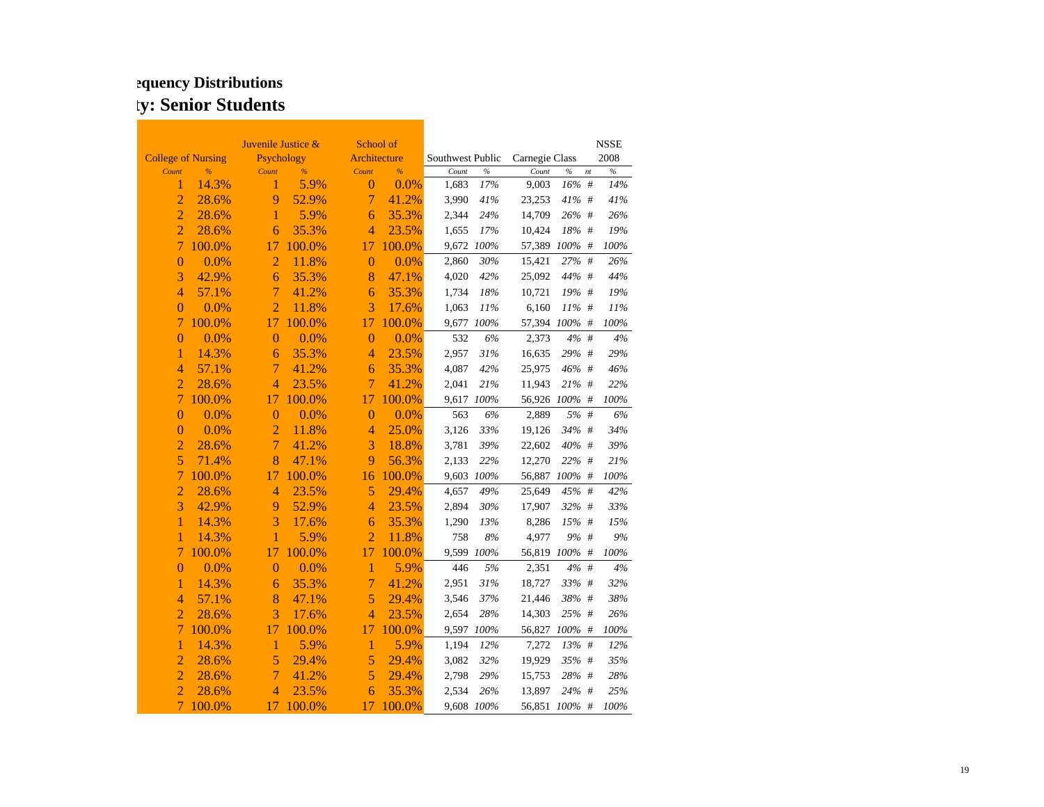## equency Distributions
## ty: Senior Students

| College of Nursing | | Juvenile Justice & Psychology | | School of Architecture | | Southwest Public | | Carnegie Class | | | NSSE 2008 |
|---|---|---|---|---|---|---|---|---|---|---|---|
| *Count* | *%* | *Count* | *%* | *Count* | *%* | *Count* | *%* | *Count* | *%* | *nt* | *%* |
| 1 | 14.3% | 1 | 5.9% | 0 | 0.0% | 1,683 | *17%* | 9,003 | *16%* | # | *14%* |
| 2 | 28.6% | 9 | 52.9% | 7 | 41.2% | 3,990 | *41%* | 23,253 | *41%* | # | *41%* |
| 2 | 28.6% | 1 | 5.9% | 6 | 35.3% | 2,344 | *24%* | 14,709 | *26%* | # | *26%* |
| 2 | 28.6% | 6 | 35.3% | 4 | 23.5% | 1,655 | *17%* | 10,424 | *18%* | # | *19%* |
| 7 | 100.0% | 17 | 100.0% | 17 | 100.0% | 9,672 | *100%* | 57,389 | *100%* | # | *100%* |
| 0 | 0.0% | 2 | 11.8% | 0 | 0.0% | 2,860 | *30%* | 15,421 | *27%* | # | *26%* |
| 3 | 42.9% | 6 | 35.3% | 8 | 47.1% | 4,020 | *42%* | 25,092 | *44%* | # | *44%* |
| 4 | 57.1% | 7 | 41.2% | 6 | 35.3% | 1,734 | *18%* | 10,721 | *19%* | # | *19%* |
| 0 | 0.0% | 2 | 11.8% | 3 | 17.6% | 1,063 | *11%* | 6,160 | *11%* | # | *11%* |
| 7 | 100.0% | 17 | 100.0% | 17 | 100.0% | 9,677 | *100%* | 57,394 | *100%* | # | *100%* |
| 0 | 0.0% | 0 | 0.0% | 0 | 0.0% | 532 | *6%* | 2,373 | *4%* | # | *4%* |
| 1 | 14.3% | 6 | 35.3% | 4 | 23.5% | 2,957 | *31%* | 16,635 | *29%* | # | *29%* |
| 4 | 57.1% | 7 | 41.2% | 6 | 35.3% | 4,087 | *42%* | 25,975 | *46%* | # | *46%* |
| 2 | 28.6% | 4 | 23.5% | 7 | 41.2% | 2,041 | *21%* | 11,943 | *21%* | # | *22%* |
| 7 | 100.0% | 17 | 100.0% | 17 | 100.0% | 9,617 | *100%* | 56,926 | *100%* | # | *100%* |
| 0 | 0.0% | 0 | 0.0% | 0 | 0.0% | 563 | *6%* | 2,889 | *5%* | # | *6%* |
| 0 | 0.0% | 2 | 11.8% | 4 | 25.0% | 3,126 | *33%* | 19,126 | *34%* | # | *34%* |
| 2 | 28.6% | 7 | 41.2% | 3 | 18.8% | 3,781 | *39%* | 22,602 | *40%* | # | *39%* |
| 5 | 71.4% | 8 | 47.1% | 9 | 56.3% | 2,133 | *22%* | 12,270 | *22%* | # | *21%* |
| 7 | 100.0% | 17 | 100.0% | 16 | 100.0% | 9,603 | *100%* | 56,887 | *100%* | # | *100%* |
| 2 | 28.6% | 4 | 23.5% | 5 | 29.4% | 4,657 | *49%* | 25,649 | *45%* | # | *42%* |
| 3 | 42.9% | 9 | 52.9% | 4 | 23.5% | 2,894 | *30%* | 17,907 | *32%* | # | *33%* |
| 1 | 14.3% | 3 | 17.6% | 6 | 35.3% | 1,290 | *13%* | 8,286 | *15%* | # | *15%* |
| 1 | 14.3% | 1 | 5.9% | 2 | 11.8% | 758 | *8%* | 4,977 | *9%* | # | *9%* |
| 7 | 100.0% | 17 | 100.0% | 17 | 100.0% | 9,599 | *100%* | 56,819 | *100%* | # | *100%* |
| 0 | 0.0% | 0 | 0.0% | 1 | 5.9% | 446 | *5%* | 2,351 | *4%* | # | *4%* |
| 1 | 14.3% | 6 | 35.3% | 7 | 41.2% | 2,951 | *31%* | 18,727 | *33%* | # | *32%* |
| 4 | 57.1% | 8 | 47.1% | 5 | 29.4% | 3,546 | *37%* | 21,446 | *38%* | # | *38%* |
| 2 | 28.6% | 3 | 17.6% | 4 | 23.5% | 2,654 | *28%* | 14,303 | *25%* | # | *26%* |
| 7 | 100.0% | 17 | 100.0% | 17 | 100.0% | 9,597 | *100%* | 56,827 | *100%* | # | *100%* |
| 1 | 14.3% | 1 | 5.9% | 1 | 5.9% | 1,194 | *12%* | 7,272 | *13%* | # | *12%* |
| 2 | 28.6% | 5 | 29.4% | 5 | 29.4% | 3,082 | *32%* | 19,929 | *35%* | # | *35%* |
| 2 | 28.6% | 7 | 41.2% | 5 | 29.4% | 2,798 | *29%* | 15,753 | *28%* | # | *28%* |
| 2 | 28.6% | 4 | 23.5% | 6 | 35.3% | 2,534 | *26%* | 13,897 | *24%* | # | *25%* |
| 7 | 100.0% | 17 | 100.0% | 17 | 100.0% | 9,608 | *100%* | 56,851 | *100%* | # | *100%* |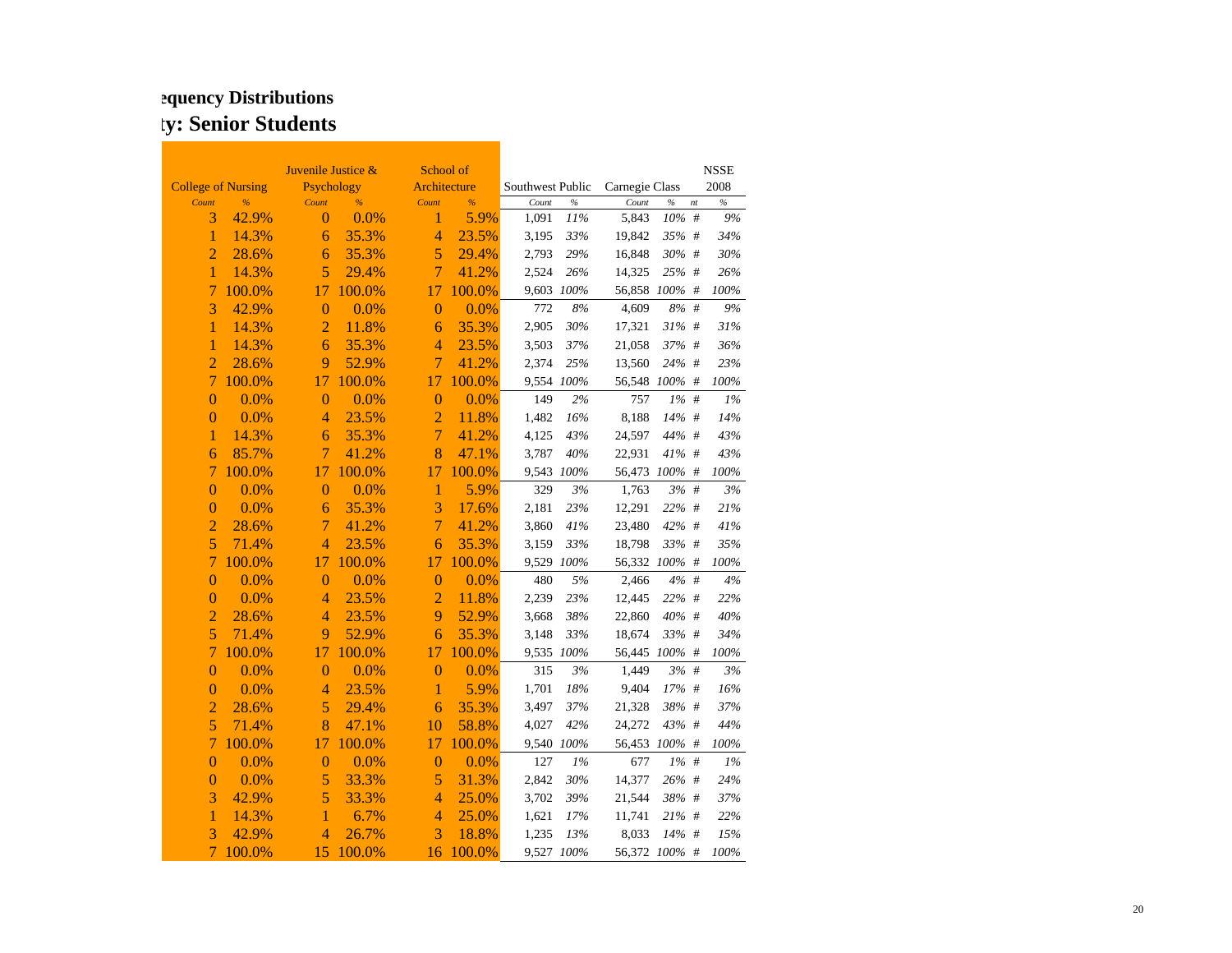# equency Distributions

## ty: Senior Students

| College of Nursing | | Juvenile Justice & Psychology | | School of Architecture | | Southwest Public | | Carnegie Class | | | NSSE 2008 |
|---|---|---|---|---|---|---|---|---|---|---|---|
| *Count* | *%* | *Count* | *%* | *Count* | *%* | *Count* | *%* | *Count* | *%* | *nt* | *%* |
| 3 | 42.9% | 0 | 0.0% | 1 | 5.9% | 1,091 | *11%* | 5,843 | *10%* | # | *9%* |
| 1 | 14.3% | 6 | 35.3% | 4 | 23.5% | 3,195 | *33%* | 19,842 | *35%* | # | *34%* |
| 2 | 28.6% | 6 | 35.3% | 5 | 29.4% | 2,793 | *29%* | 16,848 | *30%* | # | *30%* |
| 1 | 14.3% | 5 | 29.4% | 7 | 41.2% | 2,524 | *26%* | 14,325 | *25%* | # | *26%* |
| 7 | 100.0% | 17 | 100.0% | 17 | 100.0% | 9,603 | *100%* | 56,858 | *100%* | # | *100%* |
| 3 | 42.9% | 0 | 0.0% | 0 | 0.0% | 772 | *8%* | 4,609 | *8%* | # | *9%* |
| 1 | 14.3% | 2 | 11.8% | 6 | 35.3% | 2,905 | *30%* | 17,321 | *31%* | # | *31%* |
| 1 | 14.3% | 6 | 35.3% | 4 | 23.5% | 3,503 | *37%* | 21,058 | *37%* | # | *36%* |
| 2 | 28.6% | 9 | 52.9% | 7 | 41.2% | 2,374 | *25%* | 13,560 | *24%* | # | *23%* |
| 7 | 100.0% | 17 | 100.0% | 17 | 100.0% | 9,554 | *100%* | 56,548 | *100%* | # | *100%* |
| 0 | 0.0% | 0 | 0.0% | 0 | 0.0% | 149 | *2%* | 757 | *1%* | # | *1%* |
| 0 | 0.0% | 4 | 23.5% | 2 | 11.8% | 1,482 | *16%* | 8,188 | *14%* | # | *14%* |
| 1 | 14.3% | 6 | 35.3% | 7 | 41.2% | 4,125 | *43%* | 24,597 | *44%* | # | *43%* |
| 6 | 85.7% | 7 | 41.2% | 8 | 47.1% | 3,787 | *40%* | 22,931 | *41%* | # | *43%* |
| 7 | 100.0% | 17 | 100.0% | 17 | 100.0% | 9,543 | *100%* | 56,473 | *100%* | # | *100%* |
| 0 | 0.0% | 0 | 0.0% | 1 | 5.9% | 329 | *3%* | 1,763 | *3%* | # | *3%* |
| 0 | 0.0% | 6 | 35.3% | 3 | 17.6% | 2,181 | *23%* | 12,291 | *22%* | # | *21%* |
| 2 | 28.6% | 7 | 41.2% | 7 | 41.2% | 3,860 | *41%* | 23,480 | *42%* | # | *41%* |
| 5 | 71.4% | 4 | 23.5% | 6 | 35.3% | 3,159 | *33%* | 18,798 | *33%* | # | *35%* |
| 7 | 100.0% | 17 | 100.0% | 17 | 100.0% | 9,529 | *100%* | 56,332 | *100%* | # | *100%* |
| 0 | 0.0% | 0 | 0.0% | 0 | 0.0% | 480 | *5%* | 2,466 | *4%* | # | *4%* |
| 0 | 0.0% | 4 | 23.5% | 2 | 11.8% | 2,239 | *23%* | 12,445 | *22%* | # | *22%* |
| 2 | 28.6% | 4 | 23.5% | 9 | 52.9% | 3,668 | *38%* | 22,860 | *40%* | # | *40%* |
| 5 | 71.4% | 9 | 52.9% | 6 | 35.3% | 3,148 | *33%* | 18,674 | *33%* | # | *34%* |
| 7 | 100.0% | 17 | 100.0% | 17 | 100.0% | 9,535 | *100%* | 56,445 | *100%* | # | *100%* |
| 0 | 0.0% | 0 | 0.0% | 0 | 0.0% | 315 | *3%* | 1,449 | *3%* | # | *3%* |
| 0 | 0.0% | 4 | 23.5% | 1 | 5.9% | 1,701 | *18%* | 9,404 | *17%* | # | *16%* |
| 2 | 28.6% | 5 | 29.4% | 6 | 35.3% | 3,497 | *37%* | 21,328 | *38%* | # | *37%* |
| 5 | 71.4% | 8 | 47.1% | 10 | 58.8% | 4,027 | *42%* | 24,272 | *43%* | # | *44%* |
| 7 | 100.0% | 17 | 100.0% | 17 | 100.0% | 9,540 | *100%* | 56,453 | *100%* | # | *100%* |
| 0 | 0.0% | 0 | 0.0% | 0 | 0.0% | 127 | *1%* | 677 | *1%* | # | *1%* |
| 0 | 0.0% | 5 | 33.3% | 5 | 31.3% | 2,842 | *30%* | 14,377 | *26%* | # | *24%* |
| 3 | 42.9% | 5 | 33.3% | 4 | 25.0% | 3,702 | *39%* | 21,544 | *38%* | # | *37%* |
| 1 | 14.3% | 1 | 6.7% | 4 | 25.0% | 1,621 | *17%* | 11,741 | *21%* | # | *22%* |
| 3 | 42.9% | 4 | 26.7% | 3 | 18.8% | 1,235 | *13%* | 8,033 | *14%* | # | *15%* |
| 7 | 100.0% | 15 | 100.0% | 16 | 100.0% | 9,527 | *100%* | 56,372 | *100%* | # | *100%* |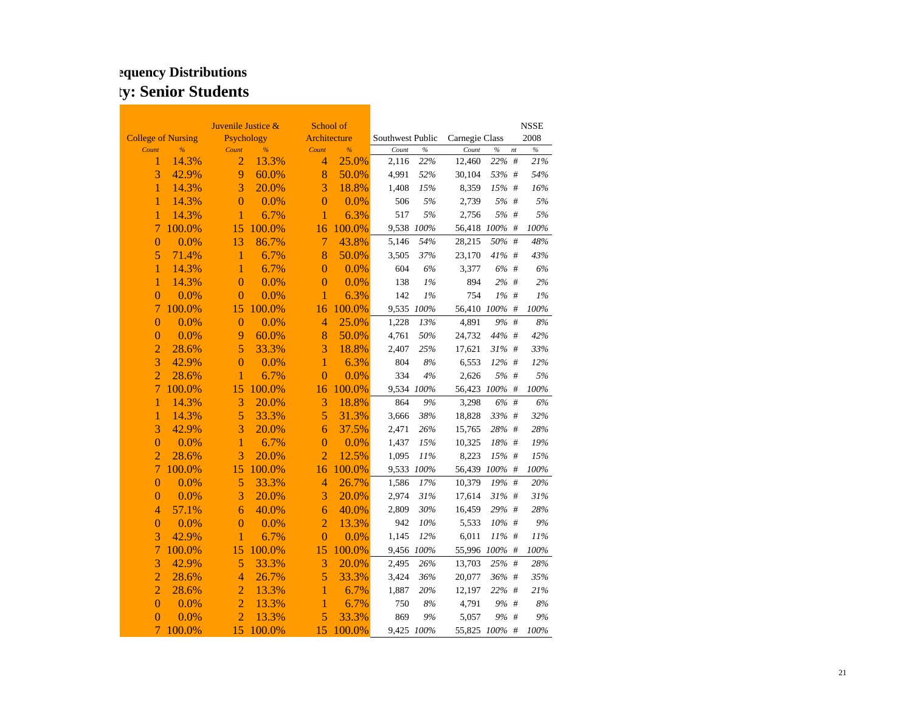## equency Distributions

## ty: Senior Students

| College of Nursing | | Juvenile Justice & Psychology | | School of Architecture | | Southwest Public | | Carnegie Class | | | NSSE 2008 |
|---|---|---|---|---|---|---|---|---|---|---|---|
| Count | % | Count | % | Count | % | Count | % | Count | % | nt | % |
| 1 | 14.3% | 2 | 13.3% | 4 | 25.0% | 2,116 | 22% | 12,460 | 22% | # | 21% |
| 3 | 42.9% | 9 | 60.0% | 8 | 50.0% | 4,991 | 52% | 30,104 | 53% | # | 54% |
| 1 | 14.3% | 3 | 20.0% | 3 | 18.8% | 1,408 | 15% | 8,359 | 15% | # | 16% |
| 1 | 14.3% | 0 | 0.0% | 0 | 0.0% | 506 | 5% | 2,739 | 5% | # | 5% |
| 1 | 14.3% | 1 | 6.7% | 1 | 6.3% | 517 | 5% | 2,756 | 5% | # | 5% |
| 7 | 100.0% | 15 | 100.0% | 16 | 100.0% | 9,538 | 100% | 56,418 | 100% | # | 100% |
| 0 | 0.0% | 13 | 86.7% | 7 | 43.8% | 5,146 | 54% | 28,215 | 50% | # | 48% |
| 5 | 71.4% | 1 | 6.7% | 8 | 50.0% | 3,505 | 37% | 23,170 | 41% | # | 43% |
| 1 | 14.3% | 1 | 6.7% | 0 | 0.0% | 604 | 6% | 3,377 | 6% | # | 6% |
| 1 | 14.3% | 0 | 0.0% | 0 | 0.0% | 138 | 1% | 894 | 2% | # | 2% |
| 0 | 0.0% | 0 | 0.0% | 1 | 6.3% | 142 | 1% | 754 | 1% | # | 1% |
| 7 | 100.0% | 15 | 100.0% | 16 | 100.0% | 9,535 | 100% | 56,410 | 100% | # | 100% |
| 0 | 0.0% | 0 | 0.0% | 4 | 25.0% | 1,228 | 13% | 4,891 | 9% | # | 8% |
| 0 | 0.0% | 9 | 60.0% | 8 | 50.0% | 4,761 | 50% | 24,732 | 44% | # | 42% |
| 2 | 28.6% | 5 | 33.3% | 3 | 18.8% | 2,407 | 25% | 17,621 | 31% | # | 33% |
| 3 | 42.9% | 0 | 0.0% | 1 | 6.3% | 804 | 8% | 6,553 | 12% | # | 12% |
| 2 | 28.6% | 1 | 6.7% | 0 | 0.0% | 334 | 4% | 2,626 | 5% | # | 5% |
| 7 | 100.0% | 15 | 100.0% | 16 | 100.0% | 9,534 | 100% | 56,423 | 100% | # | 100% |
| 1 | 14.3% | 3 | 20.0% | 3 | 18.8% | 864 | 9% | 3,298 | 6% | # | 6% |
| 1 | 14.3% | 5 | 33.3% | 5 | 31.3% | 3,666 | 38% | 18,828 | 33% | # | 32% |
| 3 | 42.9% | 3 | 20.0% | 6 | 37.5% | 2,471 | 26% | 15,765 | 28% | # | 28% |
| 0 | 0.0% | 1 | 6.7% | 0 | 0.0% | 1,437 | 15% | 10,325 | 18% | # | 19% |
| 2 | 28.6% | 3 | 20.0% | 2 | 12.5% | 1,095 | 11% | 8,223 | 15% | # | 15% |
| 7 | 100.0% | 15 | 100.0% | 16 | 100.0% | 9,533 | 100% | 56,439 | 100% | # | 100% |
| 0 | 0.0% | 5 | 33.3% | 4 | 26.7% | 1,586 | 17% | 10,379 | 19% | # | 20% |
| 0 | 0.0% | 3 | 20.0% | 3 | 20.0% | 2,974 | 31% | 17,614 | 31% | # | 31% |
| 4 | 57.1% | 6 | 40.0% | 6 | 40.0% | 2,809 | 30% | 16,459 | 29% | # | 28% |
| 0 | 0.0% | 0 | 0.0% | 2 | 13.3% | 942 | 10% | 5,533 | 10% | # | 9% |
| 3 | 42.9% | 1 | 6.7% | 0 | 0.0% | 1,145 | 12% | 6,011 | 11% | # | 11% |
| 7 | 100.0% | 15 | 100.0% | 15 | 100.0% | 9,456 | 100% | 55,996 | 100% | # | 100% |
| 3 | 42.9% | 5 | 33.3% | 3 | 20.0% | 2,495 | 26% | 13,703 | 25% | # | 28% |
| 2 | 28.6% | 4 | 26.7% | 5 | 33.3% | 3,424 | 36% | 20,077 | 36% | # | 35% |
| 2 | 28.6% | 2 | 13.3% | 1 | 6.7% | 1,887 | 20% | 12,197 | 22% | # | 21% |
| 0 | 0.0% | 2 | 13.3% | 1 | 6.7% | 750 | 8% | 4,791 | 9% | # | 8% |
| 0 | 0.0% | 2 | 13.3% | 5 | 33.3% | 869 | 9% | 5,057 | 9% | # | 9% |
| 7 | 100.0% | 15 | 100.0% | 15 | 100.0% | 9,425 | 100% | 55,825 | 100% | # | 100% |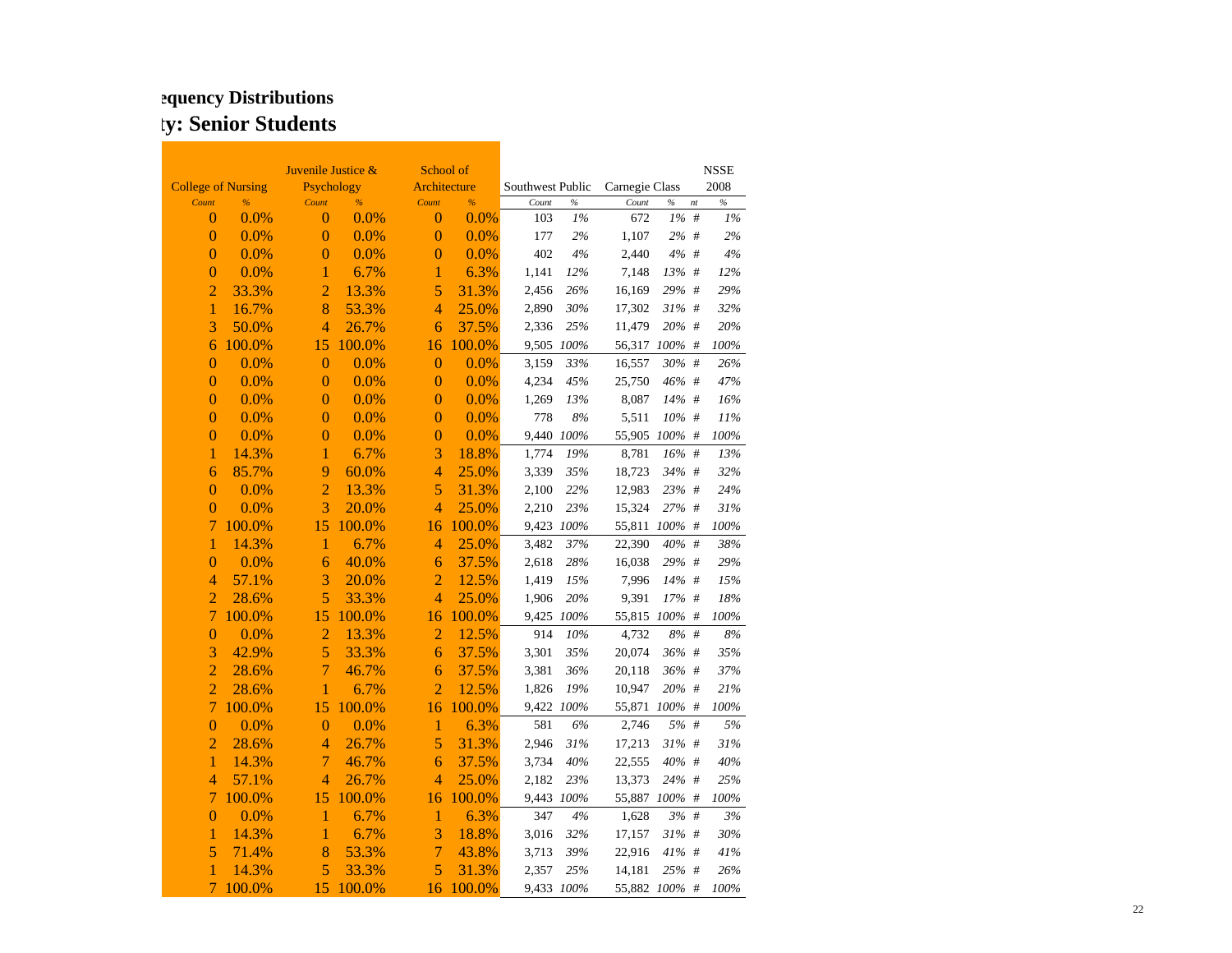## equency Distributions

## ty: Senior Students

| College of Nursing | | Juvenile Justice & Psychology | | School of Architecture | | Southwest Public | | Carnegie Class | | | NSSE 2008 |
|---|---|---|---|---|---|---|---|---|---|---|---|
| *Count* | *%* | *Count* | *%* | *Count* | *%* | *Count* | *%* | *Count* | *%* | *nt* | *%* |
| 0 | 0.0% | 0 | 0.0% | 0 | 0.0% | 103 | *1%* | 672 | *1%* | # | *1%* |
| 0 | 0.0% | 0 | 0.0% | 0 | 0.0% | 177 | *2%* | 1,107 | *2%* | # | *2%* |
| 0 | 0.0% | 0 | 0.0% | 0 | 0.0% | 402 | *4%* | 2,440 | *4%* | # | *4%* |
| 0 | 0.0% | 1 | 6.7% | 1 | 6.3% | 1,141 | *12%* | 7,148 | *13%* | # | *12%* |
| 2 | 33.3% | 2 | 13.3% | 5 | 31.3% | 2,456 | *26%* | 16,169 | *29%* | # | *29%* |
| 1 | 16.7% | 8 | 53.3% | 4 | 25.0% | 2,890 | *30%* | 17,302 | *31%* | # | *32%* |
| 3 | 50.0% | 4 | 26.7% | 6 | 37.5% | 2,336 | *25%* | 11,479 | *20%* | # | *20%* |
| 6 | 100.0% | 15 | 100.0% | 16 | 100.0% | 9,505 | *100%* | 56,317 | *100%* | # | *100%* |
| 0 | 0.0% | 0 | 0.0% | 0 | 0.0% | 3,159 | *33%* | 16,557 | *30%* | # | *26%* |
| 0 | 0.0% | 0 | 0.0% | 0 | 0.0% | 4,234 | *45%* | 25,750 | *46%* | # | *47%* |
| 0 | 0.0% | 0 | 0.0% | 0 | 0.0% | 1,269 | *13%* | 8,087 | *14%* | # | *16%* |
| 0 | 0.0% | 0 | 0.0% | 0 | 0.0% | 778 | *8%* | 5,511 | *10%* | # | *11%* |
| 0 | 0.0% | 0 | 0.0% | 0 | 0.0% | 9,440 | *100%* | 55,905 | *100%* | # | *100%* |
| 1 | 14.3% | 1 | 6.7% | 3 | 18.8% | 1,774 | *19%* | 8,781 | *16%* | # | *13%* |
| 6 | 85.7% | 9 | 60.0% | 4 | 25.0% | 3,339 | *35%* | 18,723 | *34%* | # | *32%* |
| 0 | 0.0% | 2 | 13.3% | 5 | 31.3% | 2,100 | *22%* | 12,983 | *23%* | # | *24%* |
| 0 | 0.0% | 3 | 20.0% | 4 | 25.0% | 2,210 | *23%* | 15,324 | *27%* | # | *31%* |
| 7 | 100.0% | 15 | 100.0% | 16 | 100.0% | 9,423 | *100%* | 55,811 | *100%* | # | *100%* |
| 1 | 14.3% | 1 | 6.7% | 4 | 25.0% | 3,482 | *37%* | 22,390 | *40%* | # | *38%* |
| 0 | 0.0% | 6 | 40.0% | 6 | 37.5% | 2,618 | *28%* | 16,038 | *29%* | # | *29%* |
| 4 | 57.1% | 3 | 20.0% | 2 | 12.5% | 1,419 | *15%* | 7,996 | *14%* | # | *15%* |
| 2 | 28.6% | 5 | 33.3% | 4 | 25.0% | 1,906 | *20%* | 9,391 | *17%* | # | *18%* |
| 7 | 100.0% | 15 | 100.0% | 16 | 100.0% | 9,425 | *100%* | 55,815 | *100%* | # | *100%* |
| 0 | 0.0% | 2 | 13.3% | 2 | 12.5% | 914 | *10%* | 4,732 | *8%* | # | *8%* |
| 3 | 42.9% | 5 | 33.3% | 6 | 37.5% | 3,301 | *35%* | 20,074 | *36%* | # | *35%* |
| 2 | 28.6% | 7 | 46.7% | 6 | 37.5% | 3,381 | *36%* | 20,118 | *36%* | # | *37%* |
| 2 | 28.6% | 1 | 6.7% | 2 | 12.5% | 1,826 | *19%* | 10,947 | *20%* | # | *21%* |
| 7 | 100.0% | 15 | 100.0% | 16 | 100.0% | 9,422 | *100%* | 55,871 | *100%* | # | *100%* |
| 0 | 0.0% | 0 | 0.0% | 1 | 6.3% | 581 | *6%* | 2,746 | *5%* | # | *5%* |
| 2 | 28.6% | 4 | 26.7% | 5 | 31.3% | 2,946 | *31%* | 17,213 | *31%* | # | *31%* |
| 1 | 14.3% | 7 | 46.7% | 6 | 37.5% | 3,734 | *40%* | 22,555 | *40%* | # | *40%* |
| 4 | 57.1% | 4 | 26.7% | 4 | 25.0% | 2,182 | *23%* | 13,373 | *24%* | # | *25%* |
| 7 | 100.0% | 15 | 100.0% | 16 | 100.0% | 9,443 | *100%* | 55,887 | *100%* | # | *100%* |
| 0 | 0.0% | 1 | 6.7% | 1 | 6.3% | 347 | *4%* | 1,628 | *3%* | # | *3%* |
| 1 | 14.3% | 1 | 6.7% | 3 | 18.8% | 3,016 | *32%* | 17,157 | *31%* | # | *30%* |
| 5 | 71.4% | 8 | 53.3% | 7 | 43.8% | 3,713 | *39%* | 22,916 | *41%* | # | *41%* |
| 1 | 14.3% | 5 | 33.3% | 5 | 31.3% | 2,357 | *25%* | 14,181 | *25%* | # | *26%* |
| 7 | 100.0% | 15 | 100.0% | 16 | 100.0% | 9,433 | *100%* | 55,882 | *100%* | # | *100%* |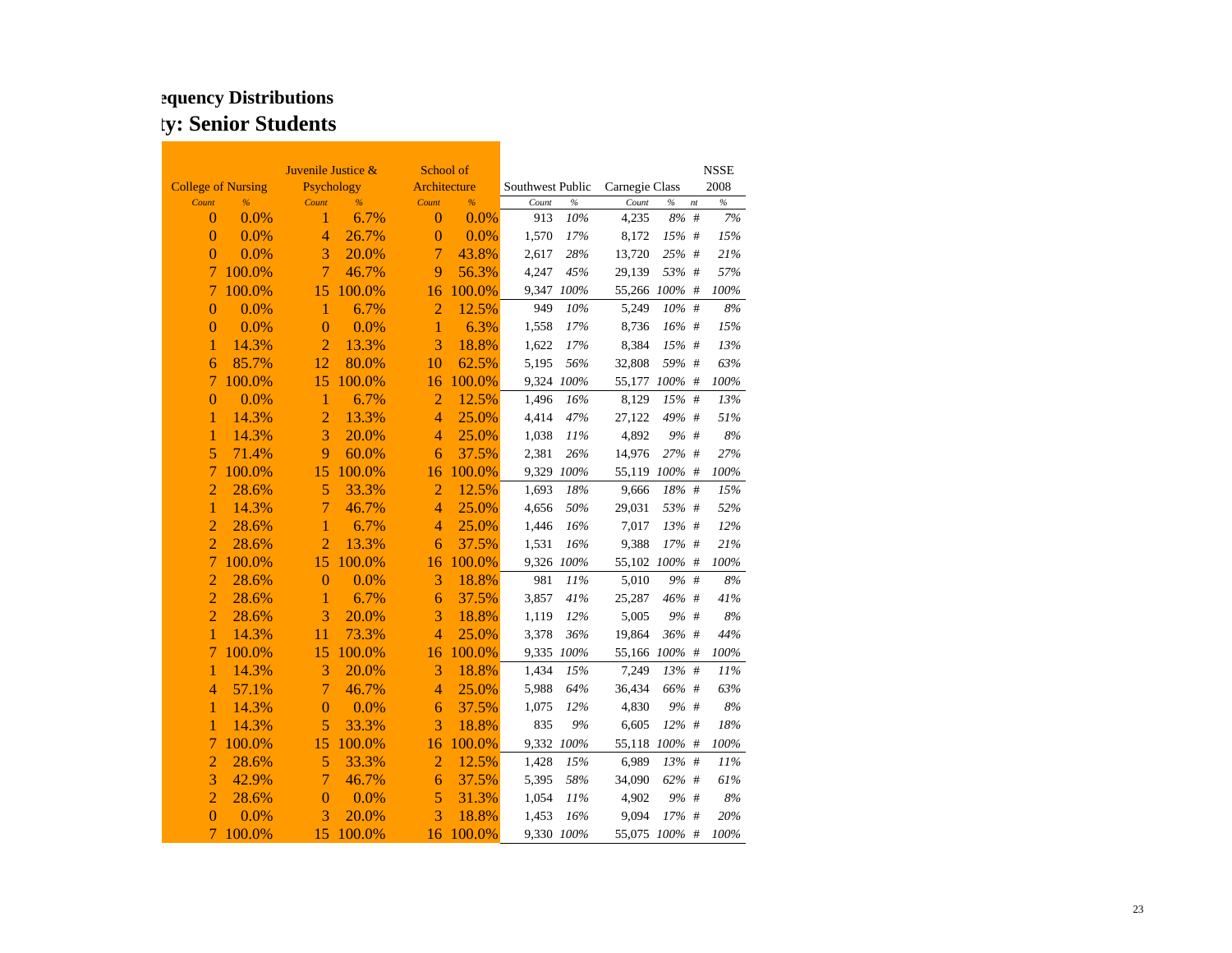## equency Distributions

## ty: Senior Students

| College of Nursing | | Juvenile Justice & Psychology | | School of Architecture | | Southwest Public | | Carnegie Class | | | NSSE 2008 |
|---|---|---|---|---|---|---|---|---|---|---|---|
| Count | % | Count | % | Count | % | Count | % | Count | % | nt | % |
| 0 | 0.0% | 1 | 6.7% | 0 | 0.0% | 913 | 10% | 4,235 | 8% | # | 7% |
| 0 | 0.0% | 4 | 26.7% | 0 | 0.0% | 1,570 | 17% | 8,172 | 15% | # | 15% |
| 0 | 0.0% | 3 | 20.0% | 7 | 43.8% | 2,617 | 28% | 13,720 | 25% | # | 21% |
| 7 | 100.0% | 7 | 46.7% | 9 | 56.3% | 4,247 | 45% | 29,139 | 53% | # | 57% |
| 7 | 100.0% | 15 | 100.0% | 16 | 100.0% | 9,347 | 100% | 55,266 | 100% | # | 100% |
| 0 | 0.0% | 1 | 6.7% | 2 | 12.5% | 949 | 10% | 5,249 | 10% | # | 8% |
| 0 | 0.0% | 0 | 0.0% | 1 | 6.3% | 1,558 | 17% | 8,736 | 16% | # | 15% |
| 1 | 14.3% | 2 | 13.3% | 3 | 18.8% | 1,622 | 17% | 8,384 | 15% | # | 13% |
| 6 | 85.7% | 12 | 80.0% | 10 | 62.5% | 5,195 | 56% | 32,808 | 59% | # | 63% |
| 7 | 100.0% | 15 | 100.0% | 16 | 100.0% | 9,324 | 100% | 55,177 | 100% | # | 100% |
| 0 | 0.0% | 1 | 6.7% | 2 | 12.5% | 1,496 | 16% | 8,129 | 15% | # | 13% |
| 1 | 14.3% | 2 | 13.3% | 4 | 25.0% | 4,414 | 47% | 27,122 | 49% | # | 51% |
| 1 | 14.3% | 3 | 20.0% | 4 | 25.0% | 1,038 | 11% | 4,892 | 9% | # | 8% |
| 5 | 71.4% | 9 | 60.0% | 6 | 37.5% | 2,381 | 26% | 14,976 | 27% | # | 27% |
| 7 | 100.0% | 15 | 100.0% | 16 | 100.0% | 9,329 | 100% | 55,119 | 100% | # | 100% |
| 2 | 28.6% | 5 | 33.3% | 2 | 12.5% | 1,693 | 18% | 9,666 | 18% | # | 15% |
| 1 | 14.3% | 7 | 46.7% | 4 | 25.0% | 4,656 | 50% | 29,031 | 53% | # | 52% |
| 2 | 28.6% | 1 | 6.7% | 4 | 25.0% | 1,446 | 16% | 7,017 | 13% | # | 12% |
| 2 | 28.6% | 2 | 13.3% | 6 | 37.5% | 1,531 | 16% | 9,388 | 17% | # | 21% |
| 7 | 100.0% | 15 | 100.0% | 16 | 100.0% | 9,326 | 100% | 55,102 | 100% | # | 100% |
| 2 | 28.6% | 0 | 0.0% | 3 | 18.8% | 981 | 11% | 5,010 | 9% | # | 8% |
| 2 | 28.6% | 1 | 6.7% | 6 | 37.5% | 3,857 | 41% | 25,287 | 46% | # | 41% |
| 2 | 28.6% | 3 | 20.0% | 3 | 18.8% | 1,119 | 12% | 5,005 | 9% | # | 8% |
| 1 | 14.3% | 11 | 73.3% | 4 | 25.0% | 3,378 | 36% | 19,864 | 36% | # | 44% |
| 7 | 100.0% | 15 | 100.0% | 16 | 100.0% | 9,335 | 100% | 55,166 | 100% | # | 100% |
| 1 | 14.3% | 3 | 20.0% | 3 | 18.8% | 1,434 | 15% | 7,249 | 13% | # | 11% |
| 4 | 57.1% | 7 | 46.7% | 4 | 25.0% | 5,988 | 64% | 36,434 | 66% | # | 63% |
| 1 | 14.3% | 0 | 0.0% | 6 | 37.5% | 1,075 | 12% | 4,830 | 9% | # | 8% |
| 1 | 14.3% | 5 | 33.3% | 3 | 18.8% | 835 | 9% | 6,605 | 12% | # | 18% |
| 7 | 100.0% | 15 | 100.0% | 16 | 100.0% | 9,332 | 100% | 55,118 | 100% | # | 100% |
| 2 | 28.6% | 5 | 33.3% | 2 | 12.5% | 1,428 | 15% | 6,989 | 13% | # | 11% |
| 3 | 42.9% | 7 | 46.7% | 6 | 37.5% | 5,395 | 58% | 34,090 | 62% | # | 61% |
| 2 | 28.6% | 0 | 0.0% | 5 | 31.3% | 1,054 | 11% | 4,902 | 9% | # | 8% |
| 0 | 0.0% | 3 | 20.0% | 3 | 18.8% | 1,453 | 16% | 9,094 | 17% | # | 20% |
| 7 | 100.0% | 15 | 100.0% | 16 | 100.0% | 9,330 | 100% | 55,075 | 100% | # | 100% |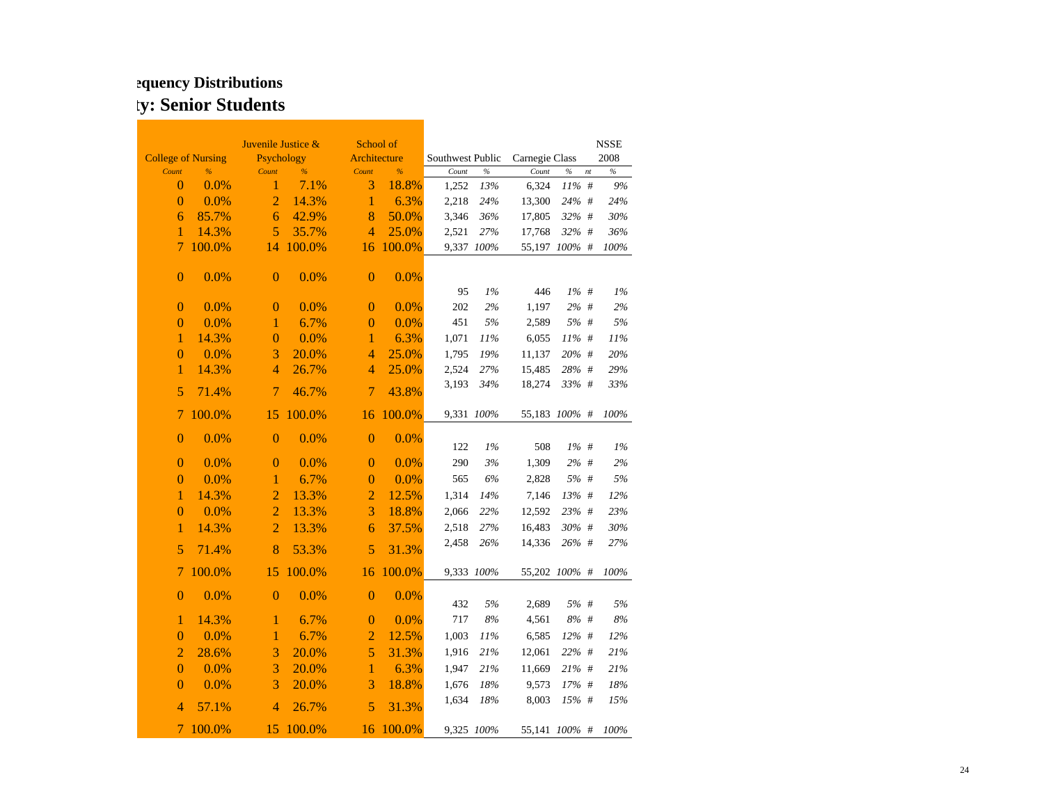## equency Distributions

## ty: Senior Students

| College of Nursing | | Juvenile Justice & Psychology | | School of Architecture | | Southwest Public | | Carnegie Class | | | NSSE 2008 |
|---|---|---|---|---|---|---|---|---|---|---|---|
| *Count* | *%* | *Count* | *%* | *Count* | *%* | *Count* | *%* | *Count* | *%* | *nt* | *%* |
| 0 | 0.0% | 1 | 7.1% | 3 | 18.8% | 1,252 | *13%* | 6,324 | *11%* | # | *9%* |
| 0 | 0.0% | 2 | 14.3% | 1 | 6.3% | 2,218 | *24%* | 13,300 | *24%* | # | *24%* |
| 6 | 85.7% | 6 | 42.9% | 8 | 50.0% | 3,346 | *36%* | 17,805 | *32%* | # | *30%* |
| 1 | 14.3% | 5 | 35.7% | 4 | 25.0% | 2,521 | *27%* | 17,768 | *32%* | # | *36%* |
| 7 | 100.0% | 14 | 100.0% | 16 | 100.0% | 9,337 | *100%* | 55,197 | *100%* | # | *100%* |
| 0 | 0.0% | 0 | 0.0% | 0 | 0.0% | 95 | *1%* | 446 | *1%* | # | *1%* |
| 0 | 0.0% | 0 | 0.0% | 0 | 0.0% | 202 | *2%* | 1,197 | *2%* | # | *2%* |
| 0 | 0.0% | 1 | 6.7% | 0 | 0.0% | 451 | *5%* | 2,589 | *5%* | # | *5%* |
| 1 | 14.3% | 0 | 0.0% | 1 | 6.3% | 1,071 | *11%* | 6,055 | *11%* | # | *11%* |
| 0 | 0.0% | 3 | 20.0% | 4 | 25.0% | 1,795 | *19%* | 11,137 | *20%* | # | *20%* |
| 1 | 14.3% | 4 | 26.7% | 4 | 25.0% | 2,524 | *27%* | 15,485 | *28%* | # | *29%* |
| 5 | 71.4% | 7 | 46.7% | 7 | 43.8% | 3,193 | *34%* | 18,274 | *33%* | # | *33%* |
| 7 | 100.0% | 15 | 100.0% | 16 | 100.0% | 9,331 | *100%* | 55,183 | *100%* | # | *100%* |
| 0 | 0.0% | 0 | 0.0% | 0 | 0.0% | 122 | *1%* | 508 | *1%* | # | *1%* |
| 0 | 0.0% | 0 | 0.0% | 0 | 0.0% | 290 | *3%* | 1,309 | *2%* | # | *2%* |
| 0 | 0.0% | 1 | 6.7% | 0 | 0.0% | 565 | *6%* | 2,828 | *5%* | # | *5%* |
| 1 | 14.3% | 2 | 13.3% | 2 | 12.5% | 1,314 | *14%* | 7,146 | *13%* | # | *12%* |
| 0 | 0.0% | 2 | 13.3% | 3 | 18.8% | 2,066 | *22%* | 12,592 | *23%* | # | *23%* |
| 1 | 14.3% | 2 | 13.3% | 6 | 37.5% | 2,518 | *27%* | 16,483 | *30%* | # | *30%* |
| 5 | 71.4% | 8 | 53.3% | 5 | 31.3% | 2,458 | *26%* | 14,336 | *26%* | # | *27%* |
| 7 | 100.0% | 15 | 100.0% | 16 | 100.0% | 9,333 | *100%* | 55,202 | *100%* | # | *100%* |
| 0 | 0.0% | 0 | 0.0% | 0 | 0.0% | 432 | *5%* | 2,689 | *5%* | # | *5%* |
| 1 | 14.3% | 1 | 6.7% | 0 | 0.0% | 717 | *8%* | 4,561 | *8%* | # | *8%* |
| 0 | 0.0% | 1 | 6.7% | 2 | 12.5% | 1,003 | *11%* | 6,585 | *12%* | # | *12%* |
| 2 | 28.6% | 3 | 20.0% | 5 | 31.3% | 1,916 | *21%* | 12,061 | *22%* | # | *21%* |
| 0 | 0.0% | 3 | 20.0% | 1 | 6.3% | 1,947 | *21%* | 11,669 | *21%* | # | *21%* |
| 0 | 0.0% | 3 | 20.0% | 3 | 18.8% | 1,676 | *18%* | 9,573 | *17%* | # | *18%* |
| 4 | 57.1% | 4 | 26.7% | 5 | 31.3% | 1,634 | *18%* | 8,003 | *15%* | # | *15%* |
| 7 | 100.0% | 15 | 100.0% | 16 | 100.0% | 9,325 | *100%* | 55,141 | *100%* | # | *100%* |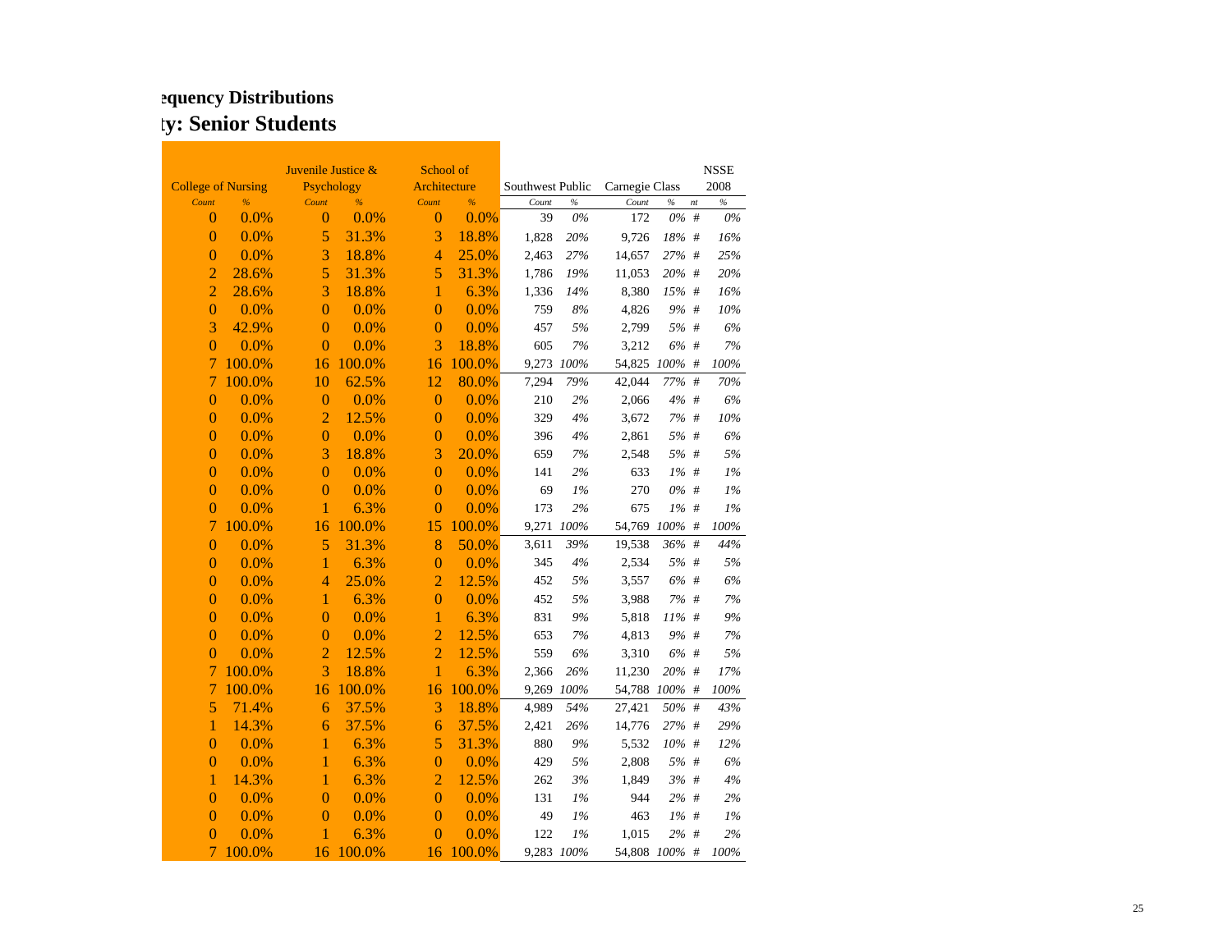## equency Distributions

## ty: Senior Students

| College of Nursing | | Juvenile Justice & Psychology | | School of Architecture | | Southwest Public | | Carnegie Class | | | NSSE 2008 |
|---|---|---|---|---|---|---|---|---|---|---|---|
| *Count* | *%* | *Count* | *%* | *Count* | *%* | *Count* | *%* | *Count* | *%* | *nt* | *%* |
| 0 | 0.0% | 0 | 0.0% | 0 | 0.0% | 39 | *0%* | 172 | *0%* | # | *0%* |
| 0 | 0.0% | 5 | 31.3% | 3 | 18.8% | 1,828 | *20%* | 9,726 | *18%* | # | *16%* |
| 0 | 0.0% | 3 | 18.8% | 4 | 25.0% | 2,463 | *27%* | 14,657 | *27%* | # | *25%* |
| 2 | 28.6% | 5 | 31.3% | 5 | 31.3% | 1,786 | *19%* | 11,053 | *20%* | # | *20%* |
| 2 | 28.6% | 3 | 18.8% | 1 | 6.3% | 1,336 | *14%* | 8,380 | *15%* | # | *16%* |
| 0 | 0.0% | 0 | 0.0% | 0 | 0.0% | 759 | *8%* | 4,826 | *9%* | # | *10%* |
| 3 | 42.9% | 0 | 0.0% | 0 | 0.0% | 457 | *5%* | 2,799 | *5%* | # | *6%* |
| 0 | 0.0% | 0 | 0.0% | 3 | 18.8% | 605 | *7%* | 3,212 | *6%* | # | *7%* |
| 7 | 100.0% | 16 | 100.0% | 16 | 100.0% | 9,273 | *100%* | 54,825 | *100%* | # | *100%* |
| 7 | 100.0% | 10 | 62.5% | 12 | 80.0% | 7,294 | *79%* | 42,044 | *77%* | # | *70%* |
| 0 | 0.0% | 0 | 0.0% | 0 | 0.0% | 210 | *2%* | 2,066 | *4%* | # | *6%* |
| 0 | 0.0% | 2 | 12.5% | 0 | 0.0% | 329 | *4%* | 3,672 | *7%* | # | *10%* |
| 0 | 0.0% | 0 | 0.0% | 0 | 0.0% | 396 | *4%* | 2,861 | *5%* | # | *6%* |
| 0 | 0.0% | 3 | 18.8% | 3 | 20.0% | 659 | *7%* | 2,548 | *5%* | # | *5%* |
| 0 | 0.0% | 0 | 0.0% | 0 | 0.0% | 141 | *2%* | 633 | *1%* | # | *1%* |
| 0 | 0.0% | 0 | 0.0% | 0 | 0.0% | 69 | *1%* | 270 | *0%* | # | *1%* |
| 0 | 0.0% | 1 | 6.3% | 0 | 0.0% | 173 | *2%* | 675 | *1%* | # | *1%* |
| 7 | 100.0% | 16 | 100.0% | 15 | 100.0% | 9,271 | *100%* | 54,769 | *100%* | # | *100%* |
| 0 | 0.0% | 5 | 31.3% | 8 | 50.0% | 3,611 | *39%* | 19,538 | *36%* | # | *44%* |
| 0 | 0.0% | 1 | 6.3% | 0 | 0.0% | 345 | *4%* | 2,534 | *5%* | # | *5%* |
| 0 | 0.0% | 4 | 25.0% | 2 | 12.5% | 452 | *5%* | 3,557 | *6%* | # | *6%* |
| 0 | 0.0% | 1 | 6.3% | 0 | 0.0% | 452 | *5%* | 3,988 | *7%* | # | *7%* |
| 0 | 0.0% | 0 | 0.0% | 1 | 6.3% | 831 | *9%* | 5,818 | *11%* | # | *9%* |
| 0 | 0.0% | 0 | 0.0% | 2 | 12.5% | 653 | *7%* | 4,813 | *9%* | # | *7%* |
| 0 | 0.0% | 2 | 12.5% | 2 | 12.5% | 559 | *6%* | 3,310 | *6%* | # | *5%* |
| 7 | 100.0% | 3 | 18.8% | 1 | 6.3% | 2,366 | *26%* | 11,230 | *20%* | # | *17%* |
| 7 | 100.0% | 16 | 100.0% | 16 | 100.0% | 9,269 | *100%* | 54,788 | *100%* | # | *100%* |
| 5 | 71.4% | 6 | 37.5% | 3 | 18.8% | 4,989 | *54%* | 27,421 | *50%* | # | *43%* |
| 1 | 14.3% | 6 | 37.5% | 6 | 37.5% | 2,421 | *26%* | 14,776 | *27%* | # | *29%* |
| 0 | 0.0% | 1 | 6.3% | 5 | 31.3% | 880 | *9%* | 5,532 | *10%* | # | *12%* |
| 0 | 0.0% | 1 | 6.3% | 0 | 0.0% | 429 | *5%* | 2,808 | *5%* | # | *6%* |
| 1 | 14.3% | 1 | 6.3% | 2 | 12.5% | 262 | *3%* | 1,849 | *3%* | # | *4%* |
| 0 | 0.0% | 0 | 0.0% | 0 | 0.0% | 131 | *1%* | 944 | *2%* | # | *2%* |
| 0 | 0.0% | 0 | 0.0% | 0 | 0.0% | 49 | *1%* | 463 | *1%* | # | *1%* |
| 0 | 0.0% | 1 | 6.3% | 0 | 0.0% | 122 | *1%* | 1,015 | *2%* | # | *2%* |
| 7 | 100.0% | 16 | 100.0% | 16 | 100.0% | 9,283 | *100%* | 54,808 | *100%* | # | *100%* |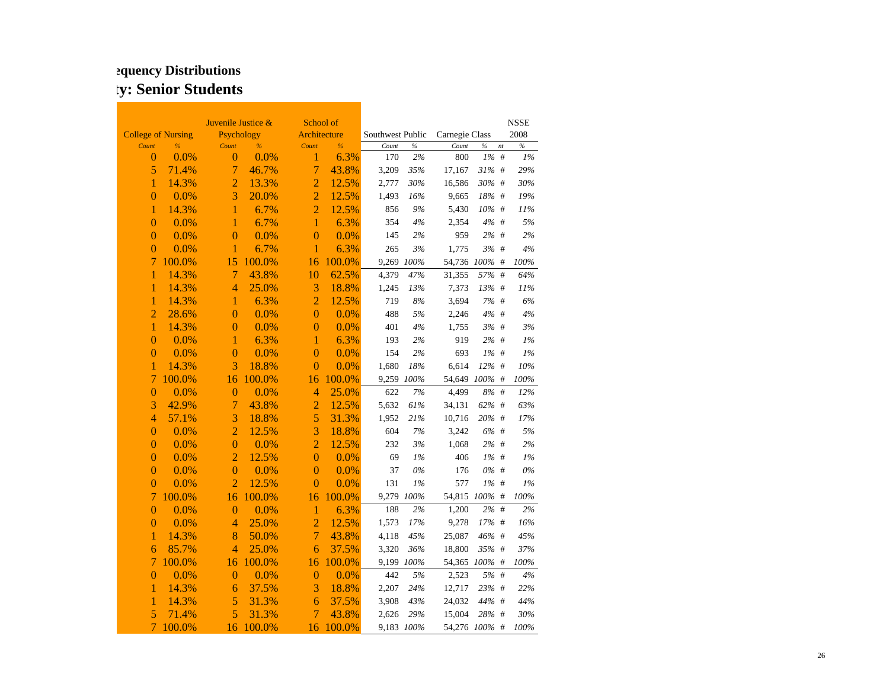## ...equency Distributions

## ...ty: Senior Students

| College of Nursing | | Juvenile Justice & Psychology | | School of Architecture | | Southwest Public | | Carnegie Class | | | NSSE 2008 |
|---|---|---|---|---|---|---|---|---|---|---|---|
| Count | % | Count | % | Count | % | Count | % | Count | % | nt | % |
| 0 | 0.0% | 0 | 0.0% | 1 | 6.3% | 170 | 2% | 800 | 1% | # | 1% |
| 5 | 71.4% | 7 | 46.7% | 7 | 43.8% | 3,209 | 35% | 17,167 | 31% | # | 29% |
| 1 | 14.3% | 2 | 13.3% | 2 | 12.5% | 2,777 | 30% | 16,586 | 30% | # | 30% |
| 0 | 0.0% | 3 | 20.0% | 2 | 12.5% | 1,493 | 16% | 9,665 | 18% | # | 19% |
| 1 | 14.3% | 1 | 6.7% | 2 | 12.5% | 856 | 9% | 5,430 | 10% | # | 11% |
| 0 | 0.0% | 1 | 6.7% | 1 | 6.3% | 354 | 4% | 2,354 | 4% | # | 5% |
| 0 | 0.0% | 0 | 0.0% | 0 | 0.0% | 145 | 2% | 959 | 2% | # | 2% |
| 0 | 0.0% | 1 | 6.7% | 1 | 6.3% | 265 | 3% | 1,775 | 3% | # | 4% |
| 7 | 100.0% | 15 | 100.0% | 16 | 100.0% | 9,269 | 100% | 54,736 | 100% | # | 100% |
| 1 | 14.3% | 7 | 43.8% | 10 | 62.5% | 4,379 | 47% | 31,355 | 57% | # | 64% |
| 1 | 14.3% | 4 | 25.0% | 3 | 18.8% | 1,245 | 13% | 7,373 | 13% | # | 11% |
| 1 | 14.3% | 1 | 6.3% | 2 | 12.5% | 719 | 8% | 3,694 | 7% | # | 6% |
| 2 | 28.6% | 0 | 0.0% | 0 | 0.0% | 488 | 5% | 2,246 | 4% | # | 4% |
| 1 | 14.3% | 0 | 0.0% | 0 | 0.0% | 401 | 4% | 1,755 | 3% | # | 3% |
| 0 | 0.0% | 1 | 6.3% | 1 | 6.3% | 193 | 2% | 919 | 2% | # | 1% |
| 0 | 0.0% | 0 | 0.0% | 0 | 0.0% | 154 | 2% | 693 | 1% | # | 1% |
| 1 | 14.3% | 3 | 18.8% | 0 | 0.0% | 1,680 | 18% | 6,614 | 12% | # | 10% |
| 7 | 100.0% | 16 | 100.0% | 16 | 100.0% | 9,259 | 100% | 54,649 | 100% | # | 100% |
| 0 | 0.0% | 0 | 0.0% | 4 | 25.0% | 622 | 7% | 4,499 | 8% | # | 12% |
| 3 | 42.9% | 7 | 43.8% | 2 | 12.5% | 5,632 | 61% | 34,131 | 62% | # | 63% |
| 4 | 57.1% | 3 | 18.8% | 5 | 31.3% | 1,952 | 21% | 10,716 | 20% | # | 17% |
| 0 | 0.0% | 2 | 12.5% | 3 | 18.8% | 604 | 7% | 3,242 | 6% | # | 5% |
| 0 | 0.0% | 0 | 0.0% | 2 | 12.5% | 232 | 3% | 1,068 | 2% | # | 2% |
| 0 | 0.0% | 2 | 12.5% | 0 | 0.0% | 69 | 1% | 406 | 1% | # | 1% |
| 0 | 0.0% | 0 | 0.0% | 0 | 0.0% | 37 | 0% | 176 | 0% | # | 0% |
| 0 | 0.0% | 2 | 12.5% | 0 | 0.0% | 131 | 1% | 577 | 1% | # | 1% |
| 7 | 100.0% | 16 | 100.0% | 16 | 100.0% | 9,279 | 100% | 54,815 | 100% | # | 100% |
| 0 | 0.0% | 0 | 0.0% | 1 | 6.3% | 188 | 2% | 1,200 | 2% | # | 2% |
| 0 | 0.0% | 4 | 25.0% | 2 | 12.5% | 1,573 | 17% | 9,278 | 17% | # | 16% |
| 1 | 14.3% | 8 | 50.0% | 7 | 43.8% | 4,118 | 45% | 25,087 | 46% | # | 45% |
| 6 | 85.7% | 4 | 25.0% | 6 | 37.5% | 3,320 | 36% | 18,800 | 35% | # | 37% |
| 7 | 100.0% | 16 | 100.0% | 16 | 100.0% | 9,199 | 100% | 54,365 | 100% | # | 100% |
| 0 | 0.0% | 0 | 0.0% | 0 | 0.0% | 442 | 5% | 2,523 | 5% | # | 4% |
| 1 | 14.3% | 6 | 37.5% | 3 | 18.8% | 2,207 | 24% | 12,717 | 23% | # | 22% |
| 1 | 14.3% | 5 | 31.3% | 6 | 37.5% | 3,908 | 43% | 24,032 | 44% | # | 44% |
| 5 | 71.4% | 5 | 31.3% | 7 | 43.8% | 2,626 | 29% | 15,004 | 28% | # | 30% |
| 7 | 100.0% | 16 | 100.0% | 16 | 100.0% | 9,183 | 100% | 54,276 | 100% | # | 100% |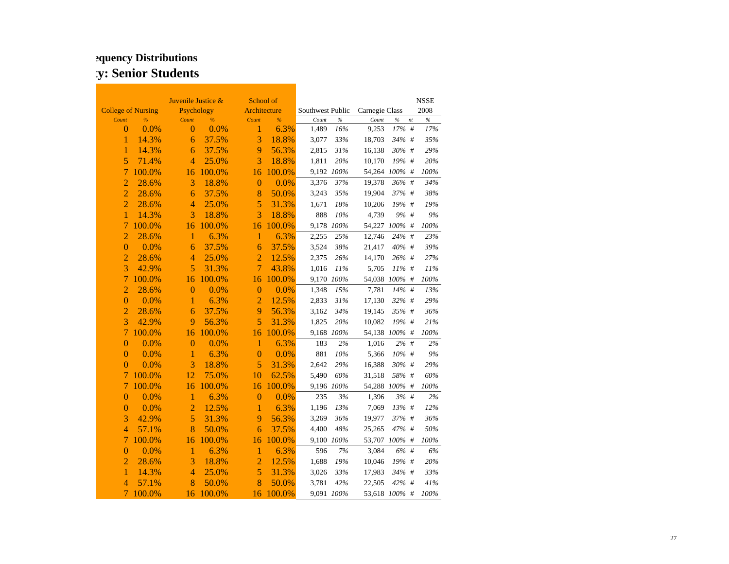## equency Distributions

## ty: Senior Students

| College of Nursing | | Juvenile Justice & Psychology | | School of Architecture | | Southwest Public | | Carnegie Class | | | NSSE 2008 |
|---|---|---|---|---|---|---|---|---|---|---|---|
| *Count* | *%* | *Count* | *%* | *Count* | *%* | *Count* | *%* | *Count* | *%* | *nt* | *%* |
| 0 | 0.0% | 0 | 0.0% | 1 | 6.3% | 1,489 | *16%* | 9,253 | *17%* | # | *17%* |
| 1 | 14.3% | 6 | 37.5% | 3 | 18.8% | 3,077 | *33%* | 18,703 | *34%* | # | *35%* |
| 1 | 14.3% | 6 | 37.5% | 9 | 56.3% | 2,815 | *31%* | 16,138 | *30%* | # | *29%* |
| 5 | 71.4% | 4 | 25.0% | 3 | 18.8% | 1,811 | *20%* | 10,170 | *19%* | # | *20%* |
| 7 | 100.0% | 16 | 100.0% | 16 | 100.0% | 9,192 | *100%* | 54,264 | *100%* | # | *100%* |
| 2 | 28.6% | 3 | 18.8% | 0 | 0.0% | 3,376 | *37%* | 19,378 | *36%* | # | *34%* |
| 2 | 28.6% | 6 | 37.5% | 8 | 50.0% | 3,243 | *35%* | 19,904 | *37%* | # | *38%* |
| 2 | 28.6% | 4 | 25.0% | 5 | 31.3% | 1,671 | *18%* | 10,206 | *19%* | # | *19%* |
| 1 | 14.3% | 3 | 18.8% | 3 | 18.8% | 888 | *10%* | 4,739 | *9%* | # | *9%* |
| 7 | 100.0% | 16 | 100.0% | 16 | 100.0% | 9,178 | *100%* | 54,227 | *100%* | # | *100%* |
| 2 | 28.6% | 1 | 6.3% | 1 | 6.3% | 2,255 | *25%* | 12,746 | *24%* | # | *23%* |
| 0 | 0.0% | 6 | 37.5% | 6 | 37.5% | 3,524 | *38%* | 21,417 | *40%* | # | *39%* |
| 2 | 28.6% | 4 | 25.0% | 2 | 12.5% | 2,375 | *26%* | 14,170 | *26%* | # | *27%* |
| 3 | 42.9% | 5 | 31.3% | 7 | 43.8% | 1,016 | *11%* | 5,705 | *11%* | # | *11%* |
| 7 | 100.0% | 16 | 100.0% | 16 | 100.0% | 9,170 | *100%* | 54,038 | *100%* | # | *100%* |
| 2 | 28.6% | 0 | 0.0% | 0 | 0.0% | 1,348 | *15%* | 7,781 | *14%* | # | *13%* |
| 0 | 0.0% | 1 | 6.3% | 2 | 12.5% | 2,833 | *31%* | 17,130 | *32%* | # | *29%* |
| 2 | 28.6% | 6 | 37.5% | 9 | 56.3% | 3,162 | *34%* | 19,145 | *35%* | # | *36%* |
| 3 | 42.9% | 9 | 56.3% | 5 | 31.3% | 1,825 | *20%* | 10,082 | *19%* | # | *21%* |
| 7 | 100.0% | 16 | 100.0% | 16 | 100.0% | 9,168 | *100%* | 54,138 | *100%* | # | *100%* |
| 0 | 0.0% | 0 | 0.0% | 1 | 6.3% | 183 | *2%* | 1,016 | *2%* | # | *2%* |
| 0 | 0.0% | 1 | 6.3% | 0 | 0.0% | 881 | *10%* | 5,366 | *10%* | # | *9%* |
| 0 | 0.0% | 3 | 18.8% | 5 | 31.3% | 2,642 | *29%* | 16,388 | *30%* | # | *29%* |
| 7 | 100.0% | 12 | 75.0% | 10 | 62.5% | 5,490 | *60%* | 31,518 | *58%* | # | *60%* |
| 7 | 100.0% | 16 | 100.0% | 16 | 100.0% | 9,196 | *100%* | 54,288 | *100%* | # | *100%* |
| 0 | 0.0% | 1 | 6.3% | 0 | 0.0% | 235 | *3%* | 1,396 | *3%* | # | *2%* |
| 0 | 0.0% | 2 | 12.5% | 1 | 6.3% | 1,196 | *13%* | 7,069 | *13%* | # | *12%* |
| 3 | 42.9% | 5 | 31.3% | 9 | 56.3% | 3,269 | *36%* | 19,977 | *37%* | # | *36%* |
| 4 | 57.1% | 8 | 50.0% | 6 | 37.5% | 4,400 | *48%* | 25,265 | *47%* | # | *50%* |
| 7 | 100.0% | 16 | 100.0% | 16 | 100.0% | 9,100 | *100%* | 53,707 | *100%* | # | *100%* |
| 0 | 0.0% | 1 | 6.3% | 1 | 6.3% | 596 | *7%* | 3,084 | *6%* | # | *6%* |
| 2 | 28.6% | 3 | 18.8% | 2 | 12.5% | 1,688 | *19%* | 10,046 | *19%* | # | *20%* |
| 1 | 14.3% | 4 | 25.0% | 5 | 31.3% | 3,026 | *33%* | 17,983 | *34%* | # | *33%* |
| 4 | 57.1% | 8 | 50.0% | 8 | 50.0% | 3,781 | *42%* | 22,505 | *42%* | # | *41%* |
| 7 | 100.0% | 16 | 100.0% | 16 | 100.0% | 9,091 | *100%* | 53,618 | *100%* | # | *100%* |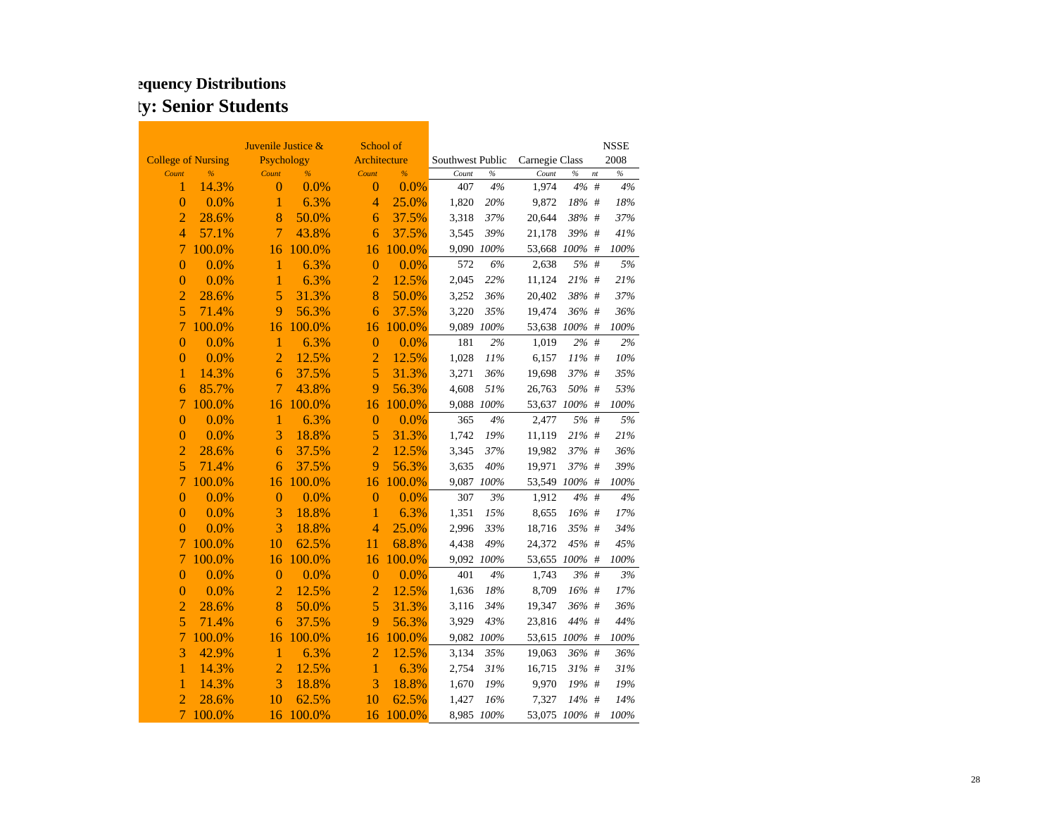## equency Distributions

## ty: Senior Students

| College of Nursing | | Juvenile Justice & Psychology | | School of Architecture | | Southwest Public | | Carnegie Class | | | NSSE 2008 |
|---|---|---|---|---|---|---|---|---|---|---|---|
| *Count* | *%* | *Count* | *%* | *Count* | *%* | *Count* | *%* | *Count* | *%* | *nt* | *%* |
| 1 | 14.3% | 0 | 0.0% | 0 | 0.0% | 407 | *4%* | 1,974 | *4%* | # | *4%* |
| 0 | 0.0% | 1 | 6.3% | 4 | 25.0% | 1,820 | *20%* | 9,872 | *18%* | # | *18%* |
| 2 | 28.6% | 8 | 50.0% | 6 | 37.5% | 3,318 | *37%* | 20,644 | *38%* | # | *37%* |
| 4 | 57.1% | 7 | 43.8% | 6 | 37.5% | 3,545 | *39%* | 21,178 | *39%* | # | *41%* |
| 7 | 100.0% | 16 | 100.0% | 16 | 100.0% | 9,090 | *100%* | 53,668 | *100%* | # | *100%* |
| 0 | 0.0% | 1 | 6.3% | 0 | 0.0% | 572 | *6%* | 2,638 | *5%* | # | *5%* |
| 0 | 0.0% | 1 | 6.3% | 2 | 12.5% | 2,045 | *22%* | 11,124 | *21%* | # | *21%* |
| 2 | 28.6% | 5 | 31.3% | 8 | 50.0% | 3,252 | *36%* | 20,402 | *38%* | # | *37%* |
| 5 | 71.4% | 9 | 56.3% | 6 | 37.5% | 3,220 | *35%* | 19,474 | *36%* | # | *36%* |
| 7 | 100.0% | 16 | 100.0% | 16 | 100.0% | 9,089 | *100%* | 53,638 | *100%* | # | *100%* |
| 0 | 0.0% | 1 | 6.3% | 0 | 0.0% | 181 | *2%* | 1,019 | *2%* | # | *2%* |
| 0 | 0.0% | 2 | 12.5% | 2 | 12.5% | 1,028 | *11%* | 6,157 | *11%* | # | *10%* |
| 1 | 14.3% | 6 | 37.5% | 5 | 31.3% | 3,271 | *36%* | 19,698 | *37%* | # | *35%* |
| 6 | 85.7% | 7 | 43.8% | 9 | 56.3% | 4,608 | *51%* | 26,763 | *50%* | # | *53%* |
| 7 | 100.0% | 16 | 100.0% | 16 | 100.0% | 9,088 | *100%* | 53,637 | *100%* | # | *100%* |
| 0 | 0.0% | 1 | 6.3% | 0 | 0.0% | 365 | *4%* | 2,477 | *5%* | # | *5%* |
| 0 | 0.0% | 3 | 18.8% | 5 | 31.3% | 1,742 | *19%* | 11,119 | *21%* | # | *21%* |
| 2 | 28.6% | 6 | 37.5% | 2 | 12.5% | 3,345 | *37%* | 19,982 | *37%* | # | *36%* |
| 5 | 71.4% | 6 | 37.5% | 9 | 56.3% | 3,635 | *40%* | 19,971 | *37%* | # | *39%* |
| 7 | 100.0% | 16 | 100.0% | 16 | 100.0% | 9,087 | *100%* | 53,549 | *100%* | # | *100%* |
| 0 | 0.0% | 0 | 0.0% | 0 | 0.0% | 307 | *3%* | 1,912 | *4%* | # | *4%* |
| 0 | 0.0% | 3 | 18.8% | 1 | 6.3% | 1,351 | *15%* | 8,655 | *16%* | # | *17%* |
| 0 | 0.0% | 3 | 18.8% | 4 | 25.0% | 2,996 | *33%* | 18,716 | *35%* | # | *34%* |
| 7 | 100.0% | 10 | 62.5% | 11 | 68.8% | 4,438 | *49%* | 24,372 | *45%* | # | *45%* |
| 7 | 100.0% | 16 | 100.0% | 16 | 100.0% | 9,092 | *100%* | 53,655 | *100%* | # | *100%* |
| 0 | 0.0% | 0 | 0.0% | 0 | 0.0% | 401 | *4%* | 1,743 | *3%* | # | *3%* |
| 0 | 0.0% | 2 | 12.5% | 2 | 12.5% | 1,636 | *18%* | 8,709 | *16%* | # | *17%* |
| 2 | 28.6% | 8 | 50.0% | 5 | 31.3% | 3,116 | *34%* | 19,347 | *36%* | # | *36%* |
| 5 | 71.4% | 6 | 37.5% | 9 | 56.3% | 3,929 | *43%* | 23,816 | *44%* | # | *44%* |
| 7 | 100.0% | 16 | 100.0% | 16 | 100.0% | 9,082 | *100%* | 53,615 | *100%* | # | *100%* |
| 3 | 42.9% | 1 | 6.3% | 2 | 12.5% | 3,134 | *35%* | 19,063 | *36%* | # | *36%* |
| 1 | 14.3% | 2 | 12.5% | 1 | 6.3% | 2,754 | *31%* | 16,715 | *31%* | # | *31%* |
| 1 | 14.3% | 3 | 18.8% | 3 | 18.8% | 1,670 | *19%* | 9,970 | *19%* | # | *19%* |
| 2 | 28.6% | 10 | 62.5% | 10 | 62.5% | 1,427 | *16%* | 7,327 | *14%* | # | *14%* |
| 7 | 100.0% | 16 | 100.0% | 16 | 100.0% | 8,985 | *100%* | 53,075 | *100%* | # | *100%* |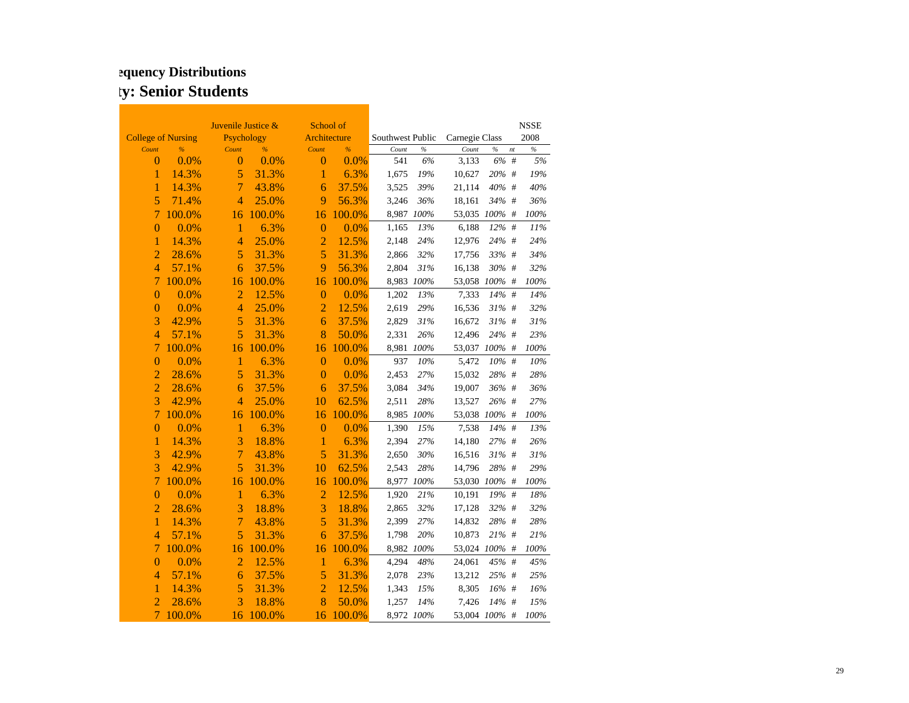# equency Distributions

# ty: Senior Students

| College of Nursing | | Juvenile Justice & Psychology | | School of Architecture | | Southwest Public | | Carnegie Class | | | NSSE 2008 |
|---|---|---|---|---|---|---|---|---|---|---|---|
| *Count* | *%* | *Count* | *%* | *Count* | *%* | *Count* | *%* | *Count* | *%* | *nt* | *%* |
| 0 | 0.0% | 0 | 0.0% | 0 | 0.0% | 541 | *6%* | 3,133 | *6%* | # | *5%* |
| 1 | 14.3% | 5 | 31.3% | 1 | 6.3% | 1,675 | *19%* | 10,627 | *20%* | # | *19%* |
| 1 | 14.3% | 7 | 43.8% | 6 | 37.5% | 3,525 | *39%* | 21,114 | *40%* | # | *40%* |
| 5 | 71.4% | 4 | 25.0% | 9 | 56.3% | 3,246 | *36%* | 18,161 | *34%* | # | *36%* |
| 7 | 100.0% | 16 | 100.0% | 16 | 100.0% | 8,987 | *100%* | 53,035 | *100%* | # | *100%* |
| 0 | 0.0% | 1 | 6.3% | 0 | 0.0% | 1,165 | *13%* | 6,188 | *12%* | # | *11%* |
| 1 | 14.3% | 4 | 25.0% | 2 | 12.5% | 2,148 | *24%* | 12,976 | *24%* | # | *24%* |
| 2 | 28.6% | 5 | 31.3% | 5 | 31.3% | 2,866 | *32%* | 17,756 | *33%* | # | *34%* |
| 4 | 57.1% | 6 | 37.5% | 9 | 56.3% | 2,804 | *31%* | 16,138 | *30%* | # | *32%* |
| 7 | 100.0% | 16 | 100.0% | 16 | 100.0% | 8,983 | *100%* | 53,058 | *100%* | # | *100%* |
| 0 | 0.0% | 2 | 12.5% | 0 | 0.0% | 1,202 | *13%* | 7,333 | *14%* | # | *14%* |
| 0 | 0.0% | 4 | 25.0% | 2 | 12.5% | 2,619 | *29%* | 16,536 | *31%* | # | *32%* |
| 3 | 42.9% | 5 | 31.3% | 6 | 37.5% | 2,829 | *31%* | 16,672 | *31%* | # | *31%* |
| 4 | 57.1% | 5 | 31.3% | 8 | 50.0% | 2,331 | *26%* | 12,496 | *24%* | # | *23%* |
| 7 | 100.0% | 16 | 100.0% | 16 | 100.0% | 8,981 | *100%* | 53,037 | *100%* | # | *100%* |
| 0 | 0.0% | 1 | 6.3% | 0 | 0.0% | 937 | *10%* | 5,472 | *10%* | # | *10%* |
| 2 | 28.6% | 5 | 31.3% | 0 | 0.0% | 2,453 | *27%* | 15,032 | *28%* | # | *28%* |
| 2 | 28.6% | 6 | 37.5% | 6 | 37.5% | 3,084 | *34%* | 19,007 | *36%* | # | *36%* |
| 3 | 42.9% | 4 | 25.0% | 10 | 62.5% | 2,511 | *28%* | 13,527 | *26%* | # | *27%* |
| 7 | 100.0% | 16 | 100.0% | 16 | 100.0% | 8,985 | *100%* | 53,038 | *100%* | # | *100%* |
| 0 | 0.0% | 1 | 6.3% | 0 | 0.0% | 1,390 | *15%* | 7,538 | *14%* | # | *13%* |
| 1 | 14.3% | 3 | 18.8% | 1 | 6.3% | 2,394 | *27%* | 14,180 | *27%* | # | *26%* |
| 3 | 42.9% | 7 | 43.8% | 5 | 31.3% | 2,650 | *30%* | 16,516 | *31%* | # | *31%* |
| 3 | 42.9% | 5 | 31.3% | 10 | 62.5% | 2,543 | *28%* | 14,796 | *28%* | # | *29%* |
| 7 | 100.0% | 16 | 100.0% | 16 | 100.0% | 8,977 | *100%* | 53,030 | *100%* | # | *100%* |
| 0 | 0.0% | 1 | 6.3% | 2 | 12.5% | 1,920 | *21%* | 10,191 | *19%* | # | *18%* |
| 2 | 28.6% | 3 | 18.8% | 3 | 18.8% | 2,865 | *32%* | 17,128 | *32%* | # | *32%* |
| 1 | 14.3% | 7 | 43.8% | 5 | 31.3% | 2,399 | *27%* | 14,832 | *28%* | # | *28%* |
| 4 | 57.1% | 5 | 31.3% | 6 | 37.5% | 1,798 | *20%* | 10,873 | *21%* | # | *21%* |
| 7 | 100.0% | 16 | 100.0% | 16 | 100.0% | 8,982 | *100%* | 53,024 | *100%* | # | *100%* |
| 0 | 0.0% | 2 | 12.5% | 1 | 6.3% | 4,294 | *48%* | 24,061 | *45%* | # | *45%* |
| 4 | 57.1% | 6 | 37.5% | 5 | 31.3% | 2,078 | *23%* | 13,212 | *25%* | # | *25%* |
| 1 | 14.3% | 5 | 31.3% | 2 | 12.5% | 1,343 | *15%* | 8,305 | *16%* | # | *16%* |
| 2 | 28.6% | 3 | 18.8% | 8 | 50.0% | 1,257 | *14%* | 7,426 | *14%* | # | *15%* |
| 7 | 100.0% | 16 | 100.0% | 16 | 100.0% | 8,972 | *100%* | 53,004 | *100%* | # | *100%* |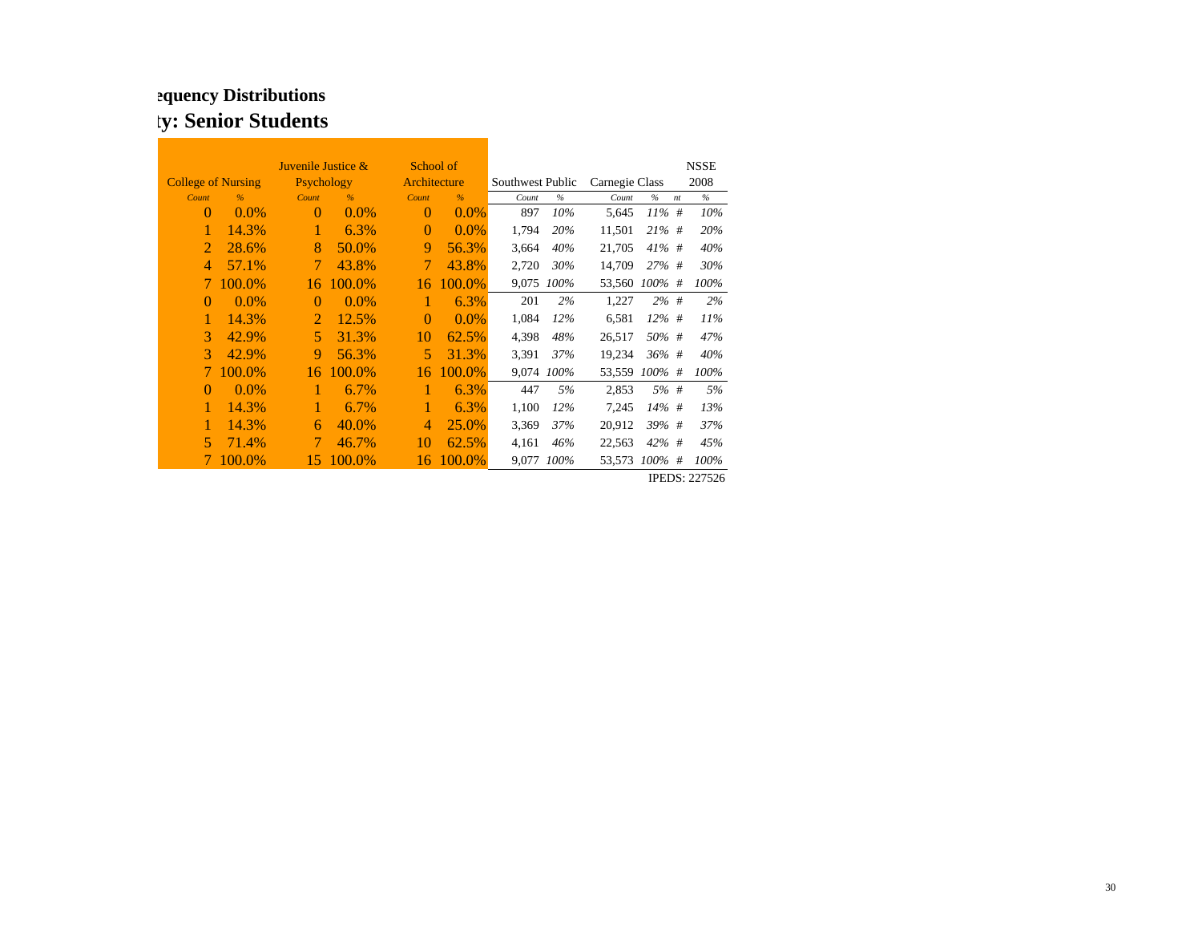**equency Distributions**

## ty: Senior Students

| College of Nursing | | Juvenile Justice & Psychology | | School of Architecture | | Southwest Public | | Carnegie Class | | | NSSE 2008 |
|---|---|---|---|---|---|---|---|---|---|---|---|
| *Count* | *%* | *Count* | *%* | *Count* | *%* | *Count* | *%* | *Count* | *%* | *nt* | *%* |
| 0 | 0.0% | 0 | 0.0% | 0 | 0.0% | 897 | *10%* | 5,645 | *11%* | # | *10%* |
| 1 | 14.3% | 1 | 6.3% | 0 | 0.0% | 1,794 | *20%* | 11,501 | *21%* | # | *20%* |
| 2 | 28.6% | 8 | 50.0% | 9 | 56.3% | 3,664 | *40%* | 21,705 | *41%* | # | *40%* |
| 4 | 57.1% | 7 | 43.8% | 7 | 43.8% | 2,720 | *30%* | 14,709 | *27%* | # | *30%* |
| 7 | 100.0% | 16 | 100.0% | 16 | 100.0% | 9,075 | *100%* | 53,560 | *100%* | # | *100%* |
| 0 | 0.0% | 0 | 0.0% | 1 | 6.3% | 201 | *2%* | 1,227 | *2%* | # | *2%* |
| 1 | 14.3% | 2 | 12.5% | 0 | 0.0% | 1,084 | *12%* | 6,581 | *12%* | # | *11%* |
| 3 | 42.9% | 5 | 31.3% | 10 | 62.5% | 4,398 | *48%* | 26,517 | *50%* | # | *47%* |
| 3 | 42.9% | 9 | 56.3% | 5 | 31.3% | 3,391 | *37%* | 19,234 | *36%* | # | *40%* |
| 7 | 100.0% | 16 | 100.0% | 16 | 100.0% | 9,074 | *100%* | 53,559 | *100%* | # | *100%* |
| 0 | 0.0% | 1 | 6.7% | 1 | 6.3% | 447 | *5%* | 2,853 | *5%* | # | *5%* |
| 1 | 14.3% | 1 | 6.7% | 1 | 6.3% | 1,100 | *12%* | 7,245 | *14%* | # | *13%* |
| 1 | 14.3% | 6 | 40.0% | 4 | 25.0% | 3,369 | *37%* | 20,912 | *39%* | # | *37%* |
| 5 | 71.4% | 7 | 46.7% | 10 | 62.5% | 4,161 | *46%* | 22,563 | *42%* | # | *45%* |
| 7 | 100.0% | 15 | 100.0% | 16 | 100.0% | 9,077 | *100%* | 53,573 | *100%* | # | *100%* |

IPEDS: 227526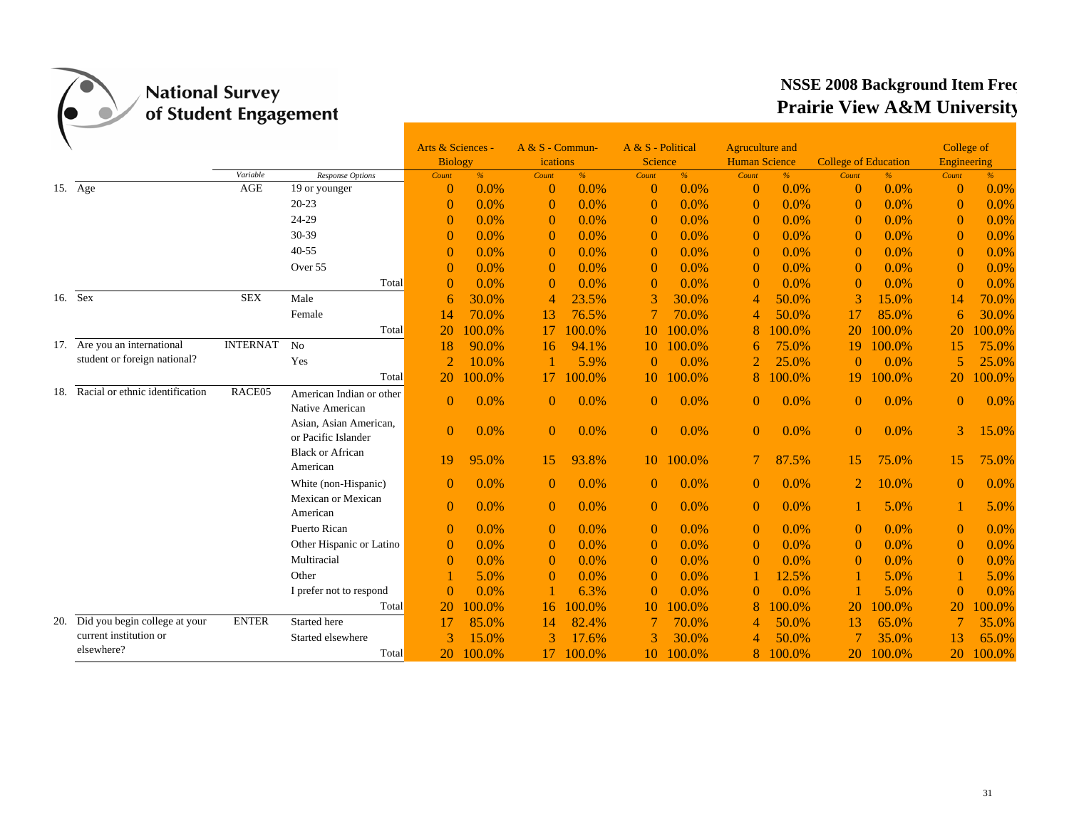# National Survey of Student Engagement

## NSSE 2008 Background Item Frec
## Prairie View A&M University

| | | Variable | Response Options | Arts & Sciences - Biology | | A & S - Communications | | A & S - Political Science | | Agriculture and Human Science | | College of Education | | College of Engineering | |
|---|---|---|---|---|---|---|---|---|---|---|---|---|---|---|---|
| | | | | Count | % | Count | % | Count | % | Count | % | Count | % | Count | % |
| 15. | Age | AGE | 19 or younger | 0 | 0.0% | 0 | 0.0% | 0 | 0.0% | 0 | 0.0% | 0 | 0.0% | 0 | 0.0% |
| | | | 20-23 | 0 | 0.0% | 0 | 0.0% | 0 | 0.0% | 0 | 0.0% | 0 | 0.0% | 0 | 0.0% |
| | | | 24-29 | 0 | 0.0% | 0 | 0.0% | 0 | 0.0% | 0 | 0.0% | 0 | 0.0% | 0 | 0.0% |
| | | | 30-39 | 0 | 0.0% | 0 | 0.0% | 0 | 0.0% | 0 | 0.0% | 0 | 0.0% | 0 | 0.0% |
| | | | 40-55 | 0 | 0.0% | 0 | 0.0% | 0 | 0.0% | 0 | 0.0% | 0 | 0.0% | 0 | 0.0% |
| | | | Over 55 | 0 | 0.0% | 0 | 0.0% | 0 | 0.0% | 0 | 0.0% | 0 | 0.0% | 0 | 0.0% |
| | | | Total | 0 | 0.0% | 0 | 0.0% | 0 | 0.0% | 0 | 0.0% | 0 | 0.0% | 0 | 0.0% |
| 16. | Sex | SEX | Male | 6 | 30.0% | 4 | 23.5% | 3 | 30.0% | 4 | 50.0% | 3 | 15.0% | 14 | 70.0% |
| | | | Female | 14 | 70.0% | 13 | 76.5% | 7 | 70.0% | 4 | 50.0% | 17 | 85.0% | 6 | 30.0% |
| | | | Total | 20 | 100.0% | 17 | 100.0% | 10 | 100.0% | 8 | 100.0% | 20 | 100.0% | 20 | 100.0% |
| 17. | Are you an international student or foreign national? | INTERNAT | No | 18 | 90.0% | 16 | 94.1% | 10 | 100.0% | 6 | 75.0% | 19 | 100.0% | 15 | 75.0% |
| | | | Yes | 2 | 10.0% | 1 | 5.9% | 0 | 0.0% | 2 | 25.0% | 0 | 0.0% | 5 | 25.0% |
| | | | Total | 20 | 100.0% | 17 | 100.0% | 10 | 100.0% | 8 | 100.0% | 19 | 100.0% | 20 | 100.0% |
| 18. | Racial or ethnic identification | RACE05 | American Indian or other Native American | 0 | 0.0% | 0 | 0.0% | 0 | 0.0% | 0 | 0.0% | 0 | 0.0% | 0 | 0.0% |
| | | | Asian, Asian American, or Pacific Islander | 0 | 0.0% | 0 | 0.0% | 0 | 0.0% | 0 | 0.0% | 0 | 0.0% | 3 | 15.0% |
| | | | Black or African American | 19 | 95.0% | 15 | 93.8% | 10 | 100.0% | 7 | 87.5% | 15 | 75.0% | 15 | 75.0% |
| | | | White (non-Hispanic) | 0 | 0.0% | 0 | 0.0% | 0 | 0.0% | 0 | 0.0% | 2 | 10.0% | 0 | 0.0% |
| | | | Mexican or Mexican American | 0 | 0.0% | 0 | 0.0% | 0 | 0.0% | 0 | 0.0% | 1 | 5.0% | 1 | 5.0% |
| | | | Puerto Rican | 0 | 0.0% | 0 | 0.0% | 0 | 0.0% | 0 | 0.0% | 0 | 0.0% | 0 | 0.0% |
| | | | Other Hispanic or Latino | 0 | 0.0% | 0 | 0.0% | 0 | 0.0% | 0 | 0.0% | 0 | 0.0% | 0 | 0.0% |
| | | | Multiracial | 0 | 0.0% | 0 | 0.0% | 0 | 0.0% | 0 | 0.0% | 0 | 0.0% | 0 | 0.0% |
| | | | Other | 1 | 5.0% | 0 | 0.0% | 0 | 0.0% | 1 | 12.5% | 1 | 5.0% | 1 | 5.0% |
| | | | I prefer not to respond | 0 | 0.0% | 1 | 6.3% | 0 | 0.0% | 0 | 0.0% | 1 | 5.0% | 0 | 0.0% |
| | | | Total | 20 | 100.0% | 16 | 100.0% | 10 | 100.0% | 8 | 100.0% | 20 | 100.0% | 20 | 100.0% |
| 20. | Did you begin college at your current institution or elsewhere? | ENTER | Started here | 17 | 85.0% | 14 | 82.4% | 7 | 70.0% | 4 | 50.0% | 13 | 65.0% | 7 | 35.0% |
| | | | Started elsewhere | 3 | 15.0% | 3 | 17.6% | 3 | 30.0% | 4 | 50.0% | 7 | 35.0% | 13 | 65.0% |
| | | | Total | 20 | 100.0% | 17 | 100.0% | 10 | 100.0% | 8 | 100.0% | 20 | 100.0% | 20 | 100.0% |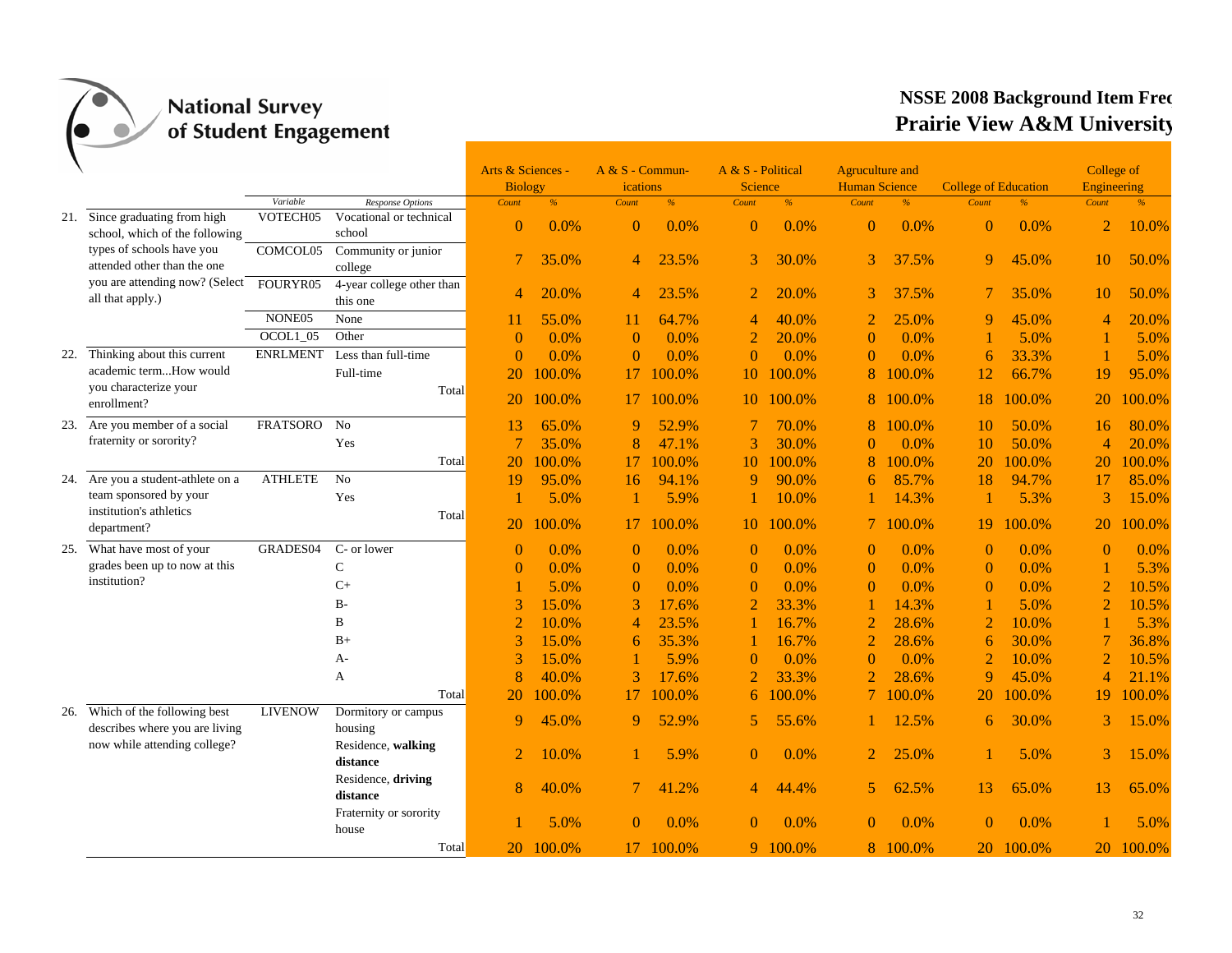# National Survey of Student Engagement

## NSSE 2008 Background Item Freq
## Prairie View A&M University

| | Question | Variable | Response Options | Arts & Sciences - Biology Count | Arts & Sciences - Biology % | A & S - Communications Count | A & S - Communications % | A & S - Political Science Count | A & S - Political Science % | Agruculture and Human Science Count | Agruculture and Human Science % | College of Education Count | College of Education % | College of Engineering Count | College of Engineering % |
|---|---|---|---|---|---|---|---|---|---|---|---|---|---|---|---|
| 21. | Since graduating from high school, which of the following types of schools have you attended other than the one you are attending now? (Select all that apply.) | VOTECH05 | Vocational or technical school | 0 | 0.0% | 0 | 0.0% | 0 | 0.0% | 0 | 0.0% | 0 | 0.0% | 2 | 10.0% |
| | | COMCOL05 | Community or junior college | 7 | 35.0% | 4 | 23.5% | 3 | 30.0% | 3 | 37.5% | 9 | 45.0% | 10 | 50.0% |
| | | FOURYR05 | 4-year college other than this one | 4 | 20.0% | 4 | 23.5% | 2 | 20.0% | 3 | 37.5% | 7 | 35.0% | 10 | 50.0% |
| | | NONE05 | None | 11 | 55.0% | 11 | 64.7% | 4 | 40.0% | 2 | 25.0% | 9 | 45.0% | 4 | 20.0% |
| | | OCOL1_05 | Other | 0 | 0.0% | 0 | 0.0% | 2 | 20.0% | 0 | 0.0% | 1 | 5.0% | 1 | 5.0% |
| 22. | Thinking about this current academic term...How would you characterize your enrollment? | ENRLMENT | Less than full-time | 0 | 0.0% | 0 | 0.0% | 0 | 0.0% | 0 | 0.0% | 6 | 33.3% | 1 | 5.0% |
| | | | Full-time | 20 | 100.0% | 17 | 100.0% | 10 | 100.0% | 8 | 100.0% | 12 | 66.7% | 19 | 95.0% |
| | | | Total | 20 | 100.0% | 17 | 100.0% | 10 | 100.0% | 8 | 100.0% | 18 | 100.0% | 20 | 100.0% |
| 23. | Are you member of a social fraternity or sorority? | FRATSORO | No | 13 | 65.0% | 9 | 52.9% | 7 | 70.0% | 8 | 100.0% | 10 | 50.0% | 16 | 80.0% |
| | | | Yes | 7 | 35.0% | 8 | 47.1% | 3 | 30.0% | 0 | 0.0% | 10 | 50.0% | 4 | 20.0% |
| | | | Total | 20 | 100.0% | 17 | 100.0% | 10 | 100.0% | 8 | 100.0% | 20 | 100.0% | 20 | 100.0% |
| 24. | Are you a student-athlete on a team sponsored by your institution's athletics department? | ATHLETE | No | 19 | 95.0% | 16 | 94.1% | 9 | 90.0% | 6 | 85.7% | 18 | 94.7% | 17 | 85.0% |
| | | | Yes | 1 | 5.0% | 1 | 5.9% | 1 | 10.0% | 1 | 14.3% | 1 | 5.3% | 3 | 15.0% |
| | | | Total | 20 | 100.0% | 17 | 100.0% | 10 | 100.0% | 7 | 100.0% | 19 | 100.0% | 20 | 100.0% |
| 25. | What have most of your grades been up to now at this institution? | GRADES04 | C- or lower | 0 | 0.0% | 0 | 0.0% | 0 | 0.0% | 0 | 0.0% | 0 | 0.0% | 0 | 0.0% |
| | | | C | 0 | 0.0% | 0 | 0.0% | 0 | 0.0% | 0 | 0.0% | 0 | 0.0% | 1 | 5.3% |
| | | | C+ | 1 | 5.0% | 0 | 0.0% | 0 | 0.0% | 0 | 0.0% | 0 | 0.0% | 2 | 10.5% |
| | | | B- | 3 | 15.0% | 3 | 17.6% | 2 | 33.3% | 1 | 14.3% | 1 | 5.0% | 2 | 10.5% |
| | | | B | 2 | 10.0% | 4 | 23.5% | 1 | 16.7% | 2 | 28.6% | 2 | 10.0% | 1 | 5.3% |
| | | | B+ | 3 | 15.0% | 6 | 35.3% | 1 | 16.7% | 2 | 28.6% | 6 | 30.0% | 7 | 36.8% |
| | | | A- | 3 | 15.0% | 1 | 5.9% | 0 | 0.0% | 0 | 0.0% | 2 | 10.0% | 2 | 10.5% |
| | | | A | 8 | 40.0% | 3 | 17.6% | 2 | 33.3% | 2 | 28.6% | 9 | 45.0% | 4 | 21.1% |
| | | | Total | 20 | 100.0% | 17 | 100.0% | 6 | 100.0% | 7 | 100.0% | 20 | 100.0% | 19 | 100.0% |
| 26. | Which of the following best describes where you are living now while attending college? | LIVENOW | Dormitory or campus housing | 9 | 45.0% | 9 | 52.9% | 5 | 55.6% | 1 | 12.5% | 6 | 30.0% | 3 | 15.0% |
| | | | Residence, **walking distance** | 2 | 10.0% | 1 | 5.9% | 0 | 0.0% | 2 | 25.0% | 1 | 5.0% | 3 | 15.0% |
| | | | Residence, **driving distance** | 8 | 40.0% | 7 | 41.2% | 4 | 44.4% | 5 | 62.5% | 13 | 65.0% | 13 | 65.0% |
| | | | Fraternity or sorority house | 1 | 5.0% | 0 | 0.0% | 0 | 0.0% | 0 | 0.0% | 0 | 0.0% | 1 | 5.0% |
| | | | Total | 20 | 100.0% | 17 | 100.0% | 9 | 100.0% | 8 | 100.0% | 20 | 100.0% | 20 | 100.0% |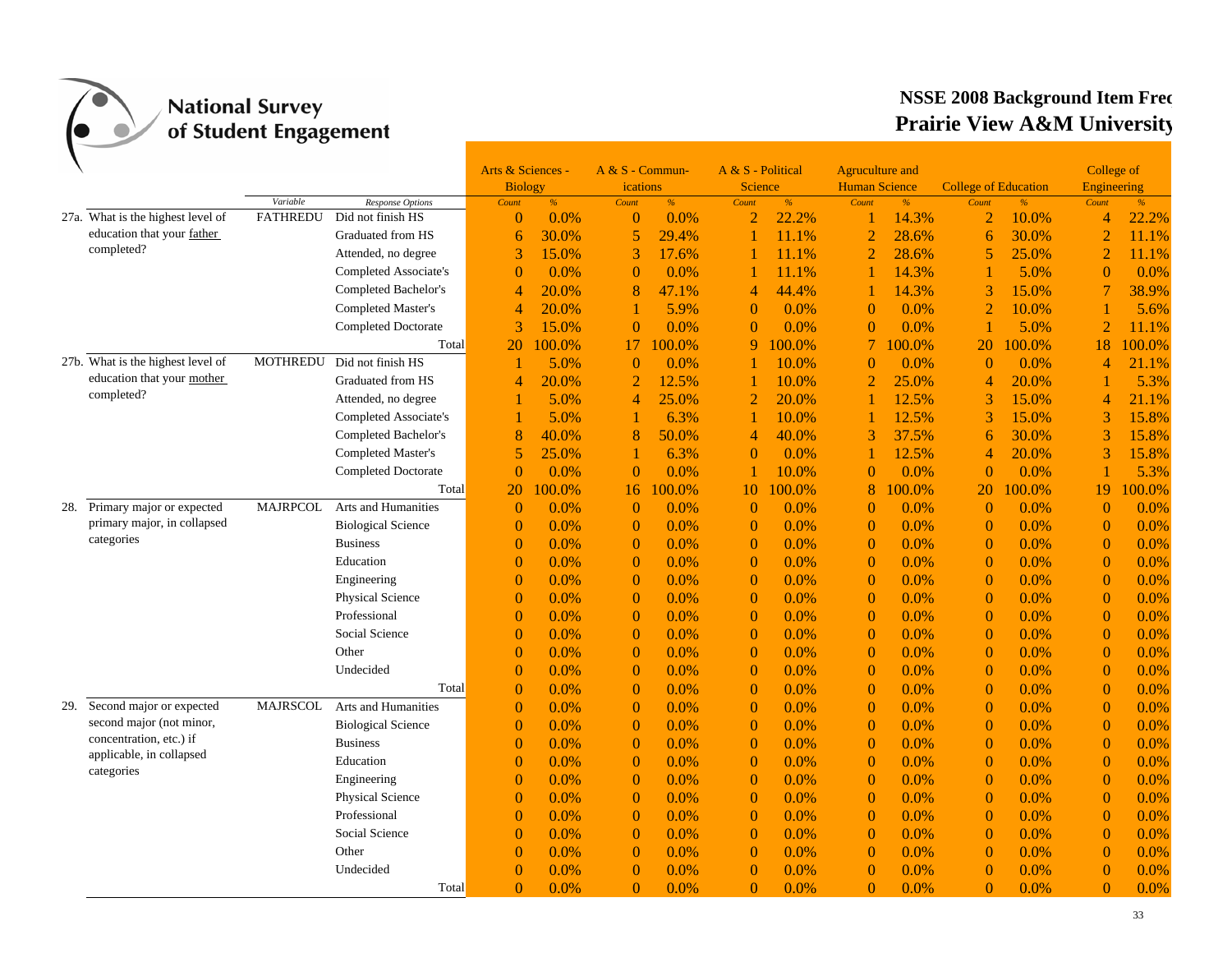# National Survey of Student Engagement

## NSSE 2008 Background Item Frec
## Prairie View A&M University

| | | Variable | Response Options | Arts & Sciences - Biology Count | Arts & Sciences - Biology % | A & S - Communications Count | A & S - Communications % | A & S - Political Science Count | A & S - Political Science % | Agriculture and Human Science Count | Agriculture and Human Science % | College of Education Count | College of Education % | College of Engineering Count | College of Engineering % |
|---|---|---|---|---|---|---|---|---|---|---|---|---|---|---|---|
| 27a. | What is the highest level of education that your father completed? | FATHREDU | Did not finish HS | 0 | 0.0% | 0 | 0.0% | 2 | 22.2% | 1 | 14.3% | 2 | 10.0% | 4 | 22.2% |
| | | | Graduated from HS | 6 | 30.0% | 5 | 29.4% | 1 | 11.1% | 2 | 28.6% | 6 | 30.0% | 2 | 11.1% |
| | | | Attended, no degree | 3 | 15.0% | 3 | 17.6% | 1 | 11.1% | 2 | 28.6% | 5 | 25.0% | 2 | 11.1% |
| | | | Completed Associate's | 0 | 0.0% | 0 | 0.0% | 1 | 11.1% | 1 | 14.3% | 1 | 5.0% | 0 | 0.0% |
| | | | Completed Bachelor's | 4 | 20.0% | 8 | 47.1% | 4 | 44.4% | 1 | 14.3% | 3 | 15.0% | 7 | 38.9% |
| | | | Completed Master's | 4 | 20.0% | 1 | 5.9% | 0 | 0.0% | 0 | 0.0% | 2 | 10.0% | 1 | 5.6% |
| | | | Completed Doctorate | 3 | 15.0% | 0 | 0.0% | 0 | 0.0% | 0 | 0.0% | 1 | 5.0% | 2 | 11.1% |
| | | | Total | 20 | 100.0% | 17 | 100.0% | 9 | 100.0% | 7 | 100.0% | 20 | 100.0% | 18 | 100.0% |
| 27b. | What is the highest level of education that your mother completed? | MOTHREDU | Did not finish HS | 1 | 5.0% | 0 | 0.0% | 1 | 10.0% | 0 | 0.0% | 0 | 0.0% | 4 | 21.1% |
| | | | Graduated from HS | 4 | 20.0% | 2 | 12.5% | 1 | 10.0% | 2 | 25.0% | 4 | 20.0% | 1 | 5.3% |
| | | | Attended, no degree | 1 | 5.0% | 4 | 25.0% | 2 | 20.0% | 1 | 12.5% | 3 | 15.0% | 4 | 21.1% |
| | | | Completed Associate's | 1 | 5.0% | 1 | 6.3% | 1 | 10.0% | 1 | 12.5% | 3 | 15.0% | 3 | 15.8% |
| | | | Completed Bachelor's | 8 | 40.0% | 8 | 50.0% | 4 | 40.0% | 3 | 37.5% | 6 | 30.0% | 3 | 15.8% |
| | | | Completed Master's | 5 | 25.0% | 1 | 6.3% | 0 | 0.0% | 1 | 12.5% | 4 | 20.0% | 3 | 15.8% |
| | | | Completed Doctorate | 0 | 0.0% | 0 | 0.0% | 1 | 10.0% | 0 | 0.0% | 0 | 0.0% | 1 | 5.3% |
| | | | Total | 20 | 100.0% | 16 | 100.0% | 10 | 100.0% | 8 | 100.0% | 20 | 100.0% | 19 | 100.0% |
| 28. | Primary major or expected primary major, in collapsed categories | MAJRPCOL | Arts and Humanities | 0 | 0.0% | 0 | 0.0% | 0 | 0.0% | 0 | 0.0% | 0 | 0.0% | 0 | 0.0% |
| | | | Biological Science | 0 | 0.0% | 0 | 0.0% | 0 | 0.0% | 0 | 0.0% | 0 | 0.0% | 0 | 0.0% |
| | | | Business | 0 | 0.0% | 0 | 0.0% | 0 | 0.0% | 0 | 0.0% | 0 | 0.0% | 0 | 0.0% |
| | | | Education | 0 | 0.0% | 0 | 0.0% | 0 | 0.0% | 0 | 0.0% | 0 | 0.0% | 0 | 0.0% |
| | | | Engineering | 0 | 0.0% | 0 | 0.0% | 0 | 0.0% | 0 | 0.0% | 0 | 0.0% | 0 | 0.0% |
| | | | Physical Science | 0 | 0.0% | 0 | 0.0% | 0 | 0.0% | 0 | 0.0% | 0 | 0.0% | 0 | 0.0% |
| | | | Professional | 0 | 0.0% | 0 | 0.0% | 0 | 0.0% | 0 | 0.0% | 0 | 0.0% | 0 | 0.0% |
| | | | Social Science | 0 | 0.0% | 0 | 0.0% | 0 | 0.0% | 0 | 0.0% | 0 | 0.0% | 0 | 0.0% |
| | | | Other | 0 | 0.0% | 0 | 0.0% | 0 | 0.0% | 0 | 0.0% | 0 | 0.0% | 0 | 0.0% |
| | | | Undecided | 0 | 0.0% | 0 | 0.0% | 0 | 0.0% | 0 | 0.0% | 0 | 0.0% | 0 | 0.0% |
| | | | Total | 0 | 0.0% | 0 | 0.0% | 0 | 0.0% | 0 | 0.0% | 0 | 0.0% | 0 | 0.0% |
| 29. | Second major or expected second major (not minor, concentration, etc.) if applicable, in collapsed categories | MAJRSCOL | Arts and Humanities | 0 | 0.0% | 0 | 0.0% | 0 | 0.0% | 0 | 0.0% | 0 | 0.0% | 0 | 0.0% |
| | | | Biological Science | 0 | 0.0% | 0 | 0.0% | 0 | 0.0% | 0 | 0.0% | 0 | 0.0% | 0 | 0.0% |
| | | | Business | 0 | 0.0% | 0 | 0.0% | 0 | 0.0% | 0 | 0.0% | 0 | 0.0% | 0 | 0.0% |
| | | | Education | 0 | 0.0% | 0 | 0.0% | 0 | 0.0% | 0 | 0.0% | 0 | 0.0% | 0 | 0.0% |
| | | | Engineering | 0 | 0.0% | 0 | 0.0% | 0 | 0.0% | 0 | 0.0% | 0 | 0.0% | 0 | 0.0% |
| | | | Physical Science | 0 | 0.0% | 0 | 0.0% | 0 | 0.0% | 0 | 0.0% | 0 | 0.0% | 0 | 0.0% |
| | | | Professional | 0 | 0.0% | 0 | 0.0% | 0 | 0.0% | 0 | 0.0% | 0 | 0.0% | 0 | 0.0% |
| | | | Social Science | 0 | 0.0% | 0 | 0.0% | 0 | 0.0% | 0 | 0.0% | 0 | 0.0% | 0 | 0.0% |
| | | | Other | 0 | 0.0% | 0 | 0.0% | 0 | 0.0% | 0 | 0.0% | 0 | 0.0% | 0 | 0.0% |
| | | | Undecided | 0 | 0.0% | 0 | 0.0% | 0 | 0.0% | 0 | 0.0% | 0 | 0.0% | 0 | 0.0% |
| | | | Total | 0 | 0.0% | 0 | 0.0% | 0 | 0.0% | 0 | 0.0% | 0 | 0.0% | 0 | 0.0% |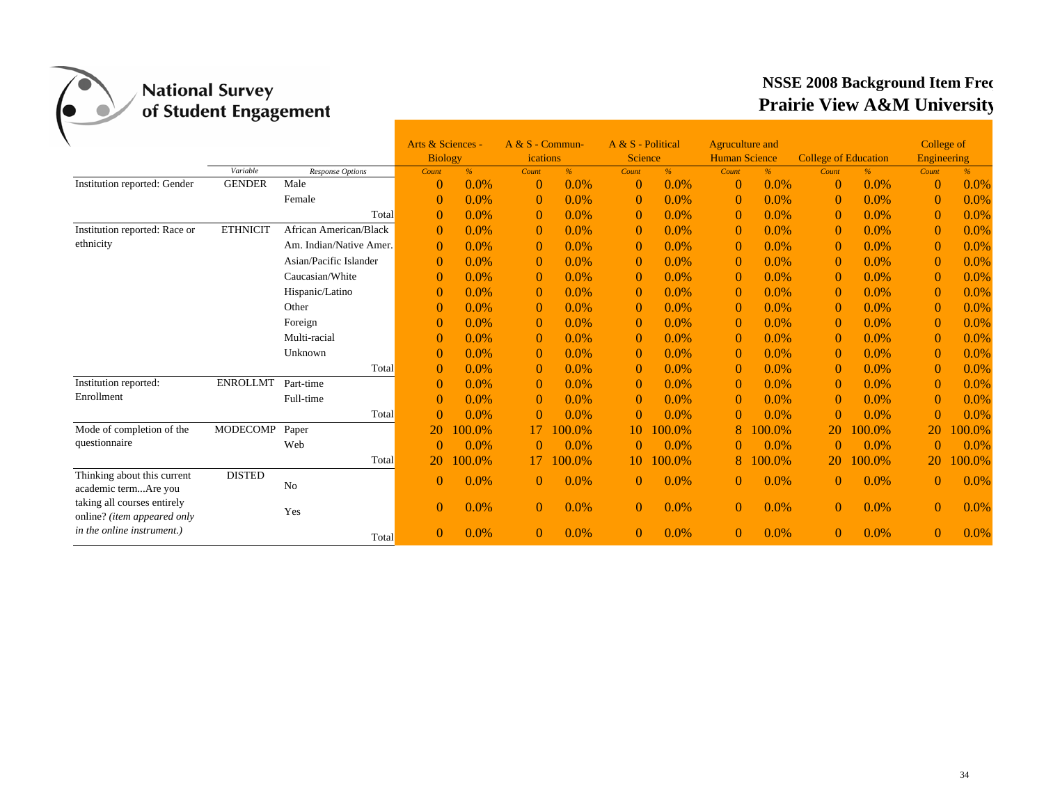# National Survey of Student Engagement

## NSSE 2008 Background Item Freq
## Prairie View A&M University

| | Variable | Response Options | Arts & Sciences - Biology | | A & S - Commun-ications | | A & S - Political Science | | Agruculture and Human Science | | College of Education | | College of Engineering | |
|---|---|---|---|---|---|---|---|---|---|---|---|---|---|---|
| | | | *Count* | *%* | *Count* | *%* | *Count* | *%* | *Count* | *%* | *Count* | *%* | *Count* | *%* |
| Institution reported: Gender | GENDER | Male | 0 | 0.0% | 0 | 0.0% | 0 | 0.0% | 0 | 0.0% | 0 | 0.0% | 0 | 0.0% |
| | | Female | 0 | 0.0% | 0 | 0.0% | 0 | 0.0% | 0 | 0.0% | 0 | 0.0% | 0 | 0.0% |
| | | Total | 0 | 0.0% | 0 | 0.0% | 0 | 0.0% | 0 | 0.0% | 0 | 0.0% | 0 | 0.0% |
| Institution reported: Race or ethnicity | ETHNICIT | African American/Black | 0 | 0.0% | 0 | 0.0% | 0 | 0.0% | 0 | 0.0% | 0 | 0.0% | 0 | 0.0% |
| | | Am. Indian/Native Amer. | 0 | 0.0% | 0 | 0.0% | 0 | 0.0% | 0 | 0.0% | 0 | 0.0% | 0 | 0.0% |
| | | Asian/Pacific Islander | 0 | 0.0% | 0 | 0.0% | 0 | 0.0% | 0 | 0.0% | 0 | 0.0% | 0 | 0.0% |
| | | Caucasian/White | 0 | 0.0% | 0 | 0.0% | 0 | 0.0% | 0 | 0.0% | 0 | 0.0% | 0 | 0.0% |
| | | Hispanic/Latino | 0 | 0.0% | 0 | 0.0% | 0 | 0.0% | 0 | 0.0% | 0 | 0.0% | 0 | 0.0% |
| | | Other | 0 | 0.0% | 0 | 0.0% | 0 | 0.0% | 0 | 0.0% | 0 | 0.0% | 0 | 0.0% |
| | | Foreign | 0 | 0.0% | 0 | 0.0% | 0 | 0.0% | 0 | 0.0% | 0 | 0.0% | 0 | 0.0% |
| | | Multi-racial | 0 | 0.0% | 0 | 0.0% | 0 | 0.0% | 0 | 0.0% | 0 | 0.0% | 0 | 0.0% |
| | | Unknown | 0 | 0.0% | 0 | 0.0% | 0 | 0.0% | 0 | 0.0% | 0 | 0.0% | 0 | 0.0% |
| | | Total | 0 | 0.0% | 0 | 0.0% | 0 | 0.0% | 0 | 0.0% | 0 | 0.0% | 0 | 0.0% |
| Institution reported: Enrollment | ENROLLMT | Part-time | 0 | 0.0% | 0 | 0.0% | 0 | 0.0% | 0 | 0.0% | 0 | 0.0% | 0 | 0.0% |
| | | Full-time | 0 | 0.0% | 0 | 0.0% | 0 | 0.0% | 0 | 0.0% | 0 | 0.0% | 0 | 0.0% |
| | | Total | 0 | 0.0% | 0 | 0.0% | 0 | 0.0% | 0 | 0.0% | 0 | 0.0% | 0 | 0.0% |
| Mode of completion of the questionnaire | MODECOMP | Paper | 20 | 100.0% | 17 | 100.0% | 10 | 100.0% | 8 | 100.0% | 20 | 100.0% | 20 | 100.0% |
| | | Web | 0 | 0.0% | 0 | 0.0% | 0 | 0.0% | 0 | 0.0% | 0 | 0.0% | 0 | 0.0% |
| | | Total | 20 | 100.0% | 17 | 100.0% | 10 | 100.0% | 8 | 100.0% | 20 | 100.0% | 20 | 100.0% |
| Thinking about this current academic term...Are you taking all courses entirely online? *(item appeared only in the online instrument.)* | DISTED | No | 0 | 0.0% | 0 | 0.0% | 0 | 0.0% | 0 | 0.0% | 0 | 0.0% | 0 | 0.0% |
| | | Yes | 0 | 0.0% | 0 | 0.0% | 0 | 0.0% | 0 | 0.0% | 0 | 0.0% | 0 | 0.0% |
| | | Total | 0 | 0.0% | 0 | 0.0% | 0 | 0.0% | 0 | 0.0% | 0 | 0.0% | 0 | 0.0% |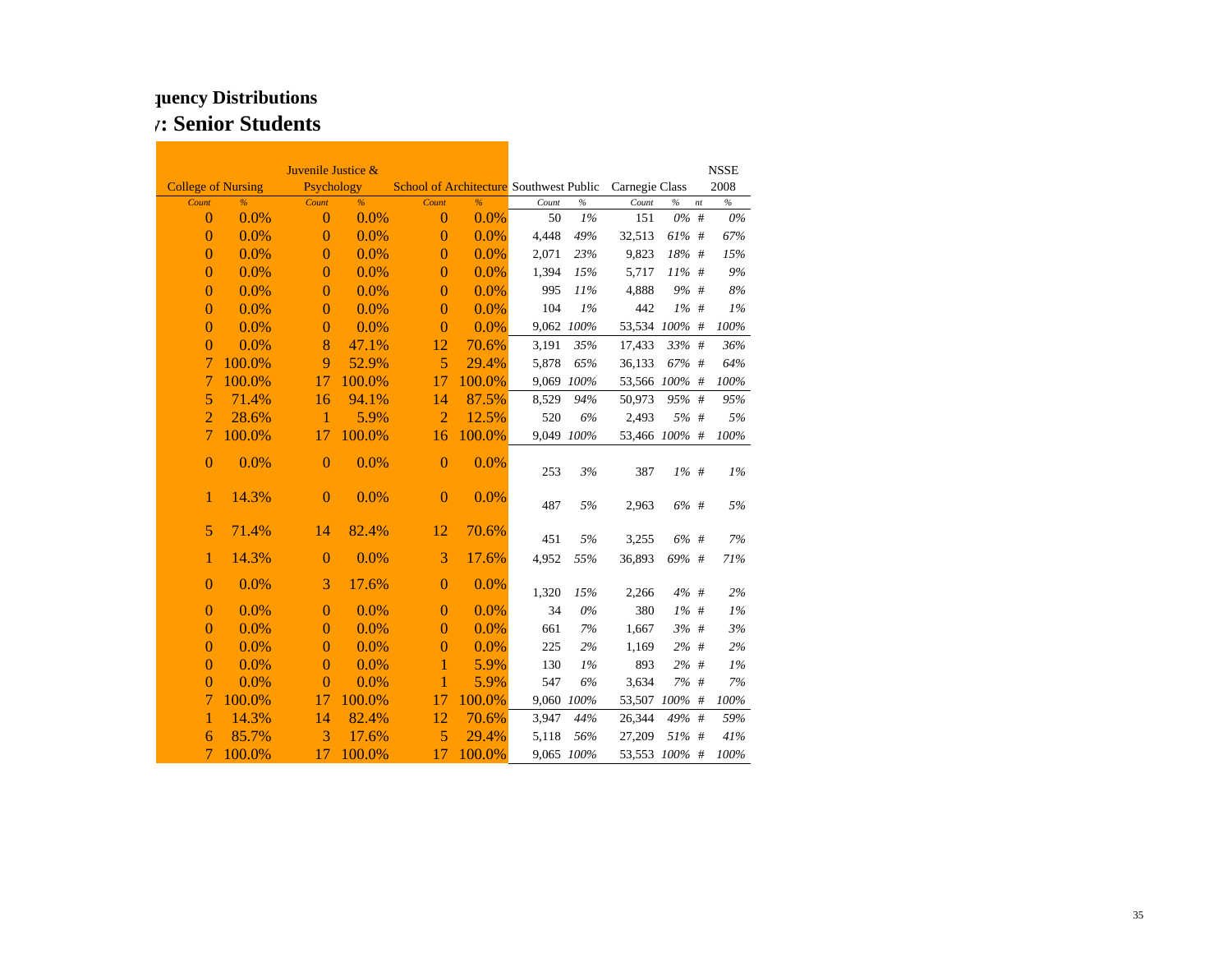# quency Distributions

## y: Senior Students

| College of Nursing | | Juvenile Justice & Psychology | | School of Architecture | | Southwest Public | | Carnegie Class | | | NSSE 2008 |
|---|---|---|---|---|---|---|---|---|---|---|---|
| *Count* | *%* | *Count* | *%* | *Count* | *%* | *Count* | *%* | *Count* | *%* | *nt* | *%* |
| 0 | 0.0% | 0 | 0.0% | 0 | 0.0% | 50 | *1%* | 151 | *0%* | # | *0%* |
| 0 | 0.0% | 0 | 0.0% | 0 | 0.0% | 4,448 | *49%* | 32,513 | *61%* | # | *67%* |
| 0 | 0.0% | 0 | 0.0% | 0 | 0.0% | 2,071 | *23%* | 9,823 | *18%* | # | *15%* |
| 0 | 0.0% | 0 | 0.0% | 0 | 0.0% | 1,394 | *15%* | 5,717 | *11%* | # | *9%* |
| 0 | 0.0% | 0 | 0.0% | 0 | 0.0% | 995 | *11%* | 4,888 | *9%* | # | *8%* |
| 0 | 0.0% | 0 | 0.0% | 0 | 0.0% | 104 | *1%* | 442 | *1%* | # | *1%* |
| 0 | 0.0% | 0 | 0.0% | 0 | 0.0% | 9,062 | *100%* | 53,534 | *100%* | # | *100%* |
| 0 | 0.0% | 8 | 47.1% | 12 | 70.6% | 3,191 | *35%* | 17,433 | *33%* | # | *36%* |
| 7 | 100.0% | 9 | 52.9% | 5 | 29.4% | 5,878 | *65%* | 36,133 | *67%* | # | *64%* |
| 7 | 100.0% | 17 | 100.0% | 17 | 100.0% | 9,069 | *100%* | 53,566 | *100%* | # | *100%* |
| 5 | 71.4% | 16 | 94.1% | 14 | 87.5% | 8,529 | *94%* | 50,973 | *95%* | # | *95%* |
| 2 | 28.6% | 1 | 5.9% | 2 | 12.5% | 520 | *6%* | 2,493 | *5%* | # | *5%* |
| 7 | 100.0% | 17 | 100.0% | 16 | 100.0% | 9,049 | *100%* | 53,466 | *100%* | # | *100%* |
| 0 | 0.0% | 0 | 0.0% | 0 | 0.0% | 253 | *3%* | 387 | *1%* | # | *1%* |
| 1 | 14.3% | 0 | 0.0% | 0 | 0.0% | 487 | *5%* | 2,963 | *6%* | # | *5%* |
| 5 | 71.4% | 14 | 82.4% | 12 | 70.6% | 451 | *5%* | 3,255 | *6%* | # | *7%* |
| 1 | 14.3% | 0 | 0.0% | 3 | 17.6% | 4,952 | *55%* | 36,893 | *69%* | # | *71%* |
| 0 | 0.0% | 3 | 17.6% | 0 | 0.0% | 1,320 | *15%* | 2,266 | *4%* | # | *2%* |
| 0 | 0.0% | 0 | 0.0% | 0 | 0.0% | 34 | *0%* | 380 | *1%* | # | *1%* |
| 0 | 0.0% | 0 | 0.0% | 0 | 0.0% | 661 | *7%* | 1,667 | *3%* | # | *3%* |
| 0 | 0.0% | 0 | 0.0% | 0 | 0.0% | 225 | *2%* | 1,169 | *2%* | # | *2%* |
| 0 | 0.0% | 0 | 0.0% | 1 | 5.9% | 130 | *1%* | 893 | *2%* | # | *1%* |
| 0 | 0.0% | 0 | 0.0% | 1 | 5.9% | 547 | *6%* | 3,634 | *7%* | # | *7%* |
| 7 | 100.0% | 17 | 100.0% | 17 | 100.0% | 9,060 | *100%* | 53,507 | *100%* | # | *100%* |
| 1 | 14.3% | 14 | 82.4% | 12 | 70.6% | 3,947 | *44%* | 26,344 | *49%* | # | *59%* |
| 6 | 85.7% | 3 | 17.6% | 5 | 29.4% | 5,118 | *56%* | 27,209 | *51%* | # | *41%* |
| 7 | 100.0% | 17 | 100.0% | 17 | 100.0% | 9,065 | *100%* | 53,553 | *100%* | # | *100%* |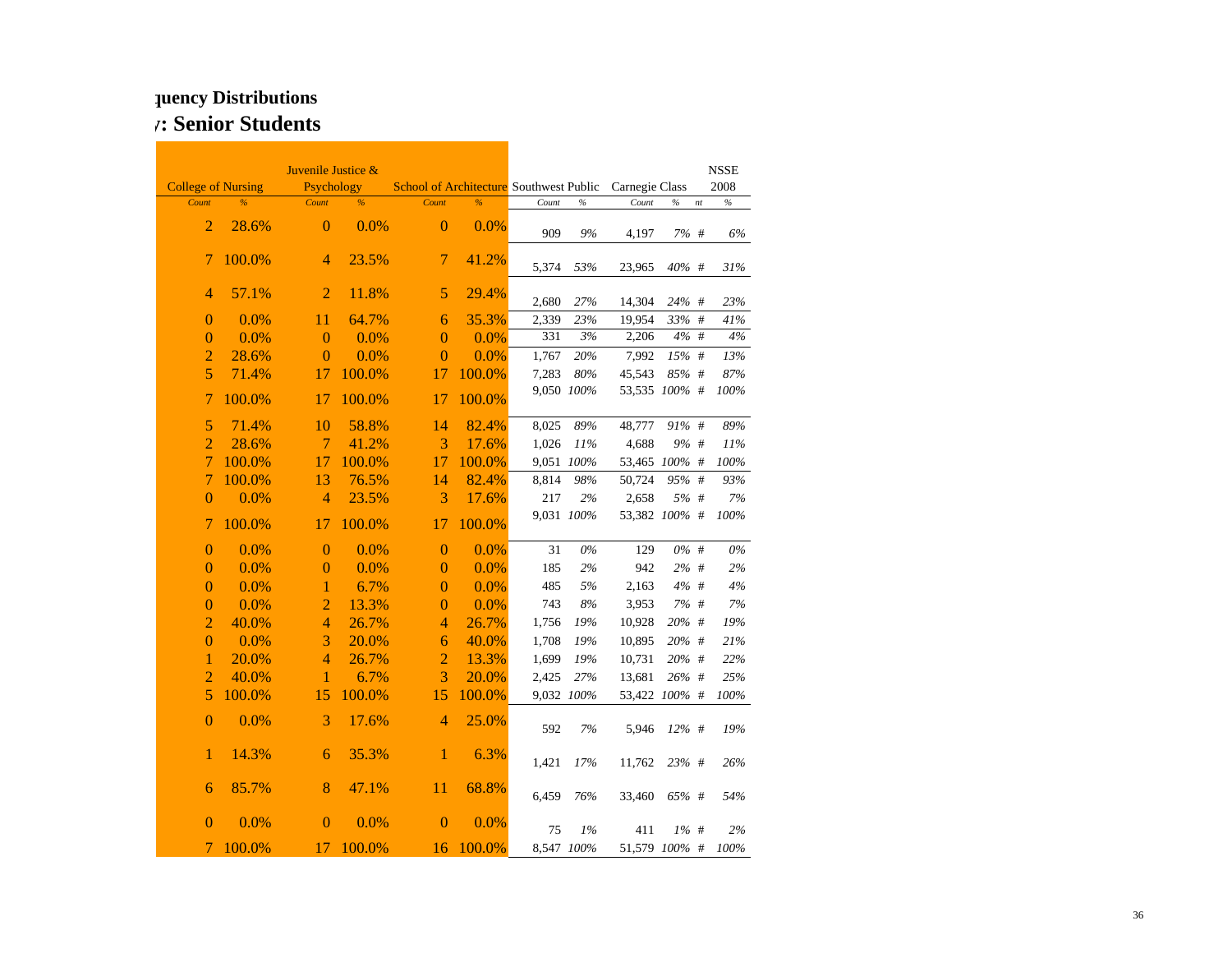## quency Distributions
## y: Senior Students

| College of Nursing | | Juvenile Justice & Psychology | | School of Architecture | | Southwest Public | | Carnegie Class | | | NSSE 2008 |
|---|---|---|---|---|---|---|---|---|---|---|---|
| *Count* | *%* | *Count* | *%* | *Count* | *%* | *Count* | *%* | *Count* | *%* | *nt* | *%* |
| 2 | 28.6% | 0 | 0.0% | 0 | 0.0% | 909 | *9%* | 4,197 | *7%* | # | *6%* |
| 7 | 100.0% | 4 | 23.5% | 7 | 41.2% | 5,374 | *53%* | 23,965 | *40%* | # | *31%* |
| 4 | 57.1% | 2 | 11.8% | 5 | 29.4% | 2,680 | *27%* | 14,304 | *24%* | # | *23%* |
| 0 | 0.0% | 11 | 64.7% | 6 | 35.3% | 2,339 | *23%* | 19,954 | *33%* | # | *41%* |
| 0 | 0.0% | 0 | 0.0% | 0 | 0.0% | 331 | *3%* | 2,206 | *4%* | # | *4%* |
| 2 | 28.6% | 0 | 0.0% | 0 | 0.0% | 1,767 | *20%* | 7,992 | *15%* | # | *13%* |
| 5 | 71.4% | 17 | 100.0% | 17 | 100.0% | 7,283 | *80%* | 45,543 | *85%* | # | *87%* |
| 7 | 100.0% | 17 | 100.0% | 17 | 100.0% | 9,050 | *100%* | 53,535 | *100%* | # | *100%* |
| 5 | 71.4% | 10 | 58.8% | 14 | 82.4% | 8,025 | *89%* | 48,777 | *91%* | # | *89%* |
| 2 | 28.6% | 7 | 41.2% | 3 | 17.6% | 1,026 | *11%* | 4,688 | *9%* | # | *11%* |
| 7 | 100.0% | 17 | 100.0% | 17 | 100.0% | 9,051 | *100%* | 53,465 | *100%* | # | *100%* |
| 7 | 100.0% | 13 | 76.5% | 14 | 82.4% | 8,814 | *98%* | 50,724 | *95%* | # | *93%* |
| 0 | 0.0% | 4 | 23.5% | 3 | 17.6% | 217 | *2%* | 2,658 | *5%* | # | *7%* |
| 7 | 100.0% | 17 | 100.0% | 17 | 100.0% | 9,031 | *100%* | 53,382 | *100%* | # | *100%* |
| 0 | 0.0% | 0 | 0.0% | 0 | 0.0% | 31 | *0%* | 129 | *0%* | # | *0%* |
| 0 | 0.0% | 0 | 0.0% | 0 | 0.0% | 185 | *2%* | 942 | *2%* | # | *2%* |
| 0 | 0.0% | 1 | 6.7% | 0 | 0.0% | 485 | *5%* | 2,163 | *4%* | # | *4%* |
| 0 | 0.0% | 2 | 13.3% | 0 | 0.0% | 743 | *8%* | 3,953 | *7%* | # | *7%* |
| 2 | 40.0% | 4 | 26.7% | 4 | 26.7% | 1,756 | *19%* | 10,928 | *20%* | # | *19%* |
| 0 | 0.0% | 3 | 20.0% | 6 | 40.0% | 1,708 | *19%* | 10,895 | *20%* | # | *21%* |
| 1 | 20.0% | 4 | 26.7% | 2 | 13.3% | 1,699 | *19%* | 10,731 | *20%* | # | *22%* |
| 2 | 40.0% | 1 | 6.7% | 3 | 20.0% | 2,425 | *27%* | 13,681 | *26%* | # | *25%* |
| 5 | 100.0% | 15 | 100.0% | 15 | 100.0% | 9,032 | *100%* | 53,422 | *100%* | # | *100%* |
| 0 | 0.0% | 3 | 17.6% | 4 | 25.0% | 592 | *7%* | 5,946 | *12%* | # | *19%* |
| 1 | 14.3% | 6 | 35.3% | 1 | 6.3% | 1,421 | *17%* | 11,762 | *23%* | # | *26%* |
| 6 | 85.7% | 8 | 47.1% | 11 | 68.8% | 6,459 | *76%* | 33,460 | *65%* | # | *54%* |
| 0 | 0.0% | 0 | 0.0% | 0 | 0.0% | 75 | *1%* | 411 | *1%* | # | *2%* |
| 7 | 100.0% | 17 | 100.0% | 16 | 100.0% | 8,547 | *100%* | 51,579 | *100%* | # | *100%* |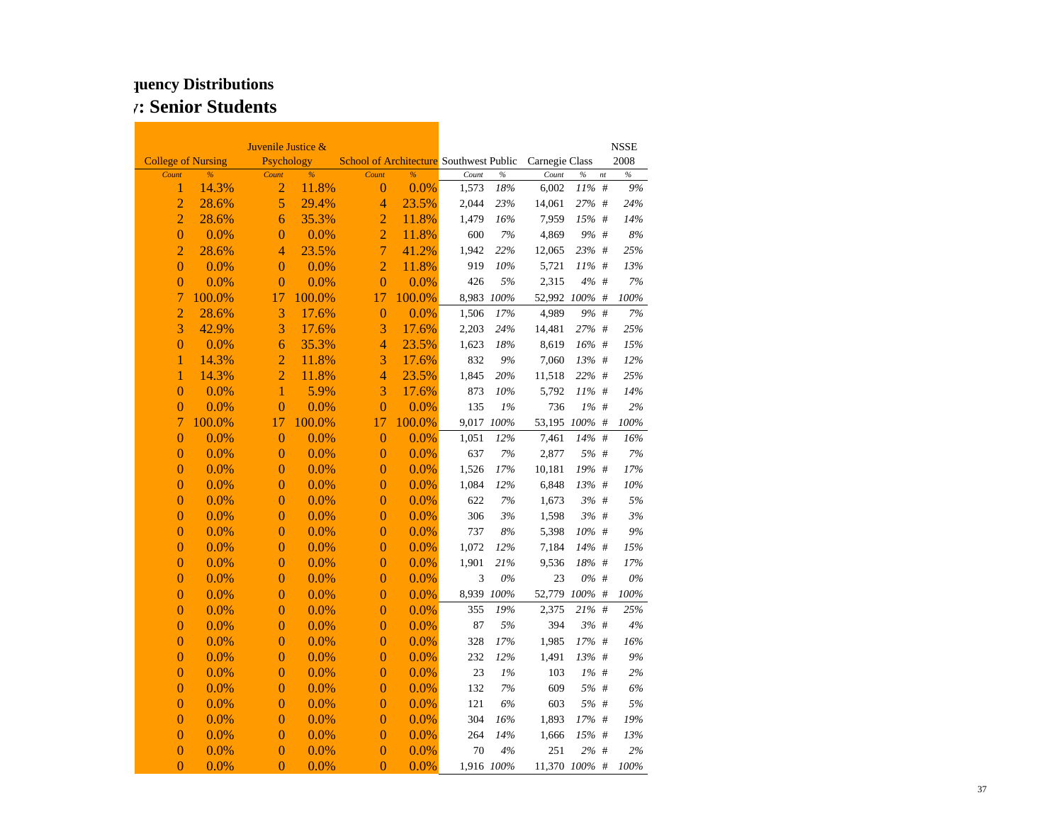## quency Distributions

## y: Senior Students

| College of Nursing | | Juvenile Justice & Psychology | | School of Architecture | | Southwest Public | | Carnegie Class | | | NSSE 2008 |
|---|---|---|---|---|---|---|---|---|---|---|---|
| Count | % | Count | % | Count | % | Count | % | Count | % | nt | % |
| 1 | 14.3% | 2 | 11.8% | 0 | 0.0% | 1,573 | 18% | 6,002 | 11% | # | 9% |
| 2 | 28.6% | 5 | 29.4% | 4 | 23.5% | 2,044 | 23% | 14,061 | 27% | # | 24% |
| 2 | 28.6% | 6 | 35.3% | 2 | 11.8% | 1,479 | 16% | 7,959 | 15% | # | 14% |
| 0 | 0.0% | 0 | 0.0% | 2 | 11.8% | 600 | 7% | 4,869 | 9% | # | 8% |
| 2 | 28.6% | 4 | 23.5% | 7 | 41.2% | 1,942 | 22% | 12,065 | 23% | # | 25% |
| 0 | 0.0% | 0 | 0.0% | 2 | 11.8% | 919 | 10% | 5,721 | 11% | # | 13% |
| 0 | 0.0% | 0 | 0.0% | 0 | 0.0% | 426 | 5% | 2,315 | 4% | # | 7% |
| 7 | 100.0% | 17 | 100.0% | 17 | 100.0% | 8,983 | 100% | 52,992 | 100% | # | 100% |
| 2 | 28.6% | 3 | 17.6% | 0 | 0.0% | 1,506 | 17% | 4,989 | 9% | # | 7% |
| 3 | 42.9% | 3 | 17.6% | 3 | 17.6% | 2,203 | 24% | 14,481 | 27% | # | 25% |
| 0 | 0.0% | 6 | 35.3% | 4 | 23.5% | 1,623 | 18% | 8,619 | 16% | # | 15% |
| 1 | 14.3% | 2 | 11.8% | 3 | 17.6% | 832 | 9% | 7,060 | 13% | # | 12% |
| 1 | 14.3% | 2 | 11.8% | 4 | 23.5% | 1,845 | 20% | 11,518 | 22% | # | 25% |
| 0 | 0.0% | 1 | 5.9% | 3 | 17.6% | 873 | 10% | 5,792 | 11% | # | 14% |
| 0 | 0.0% | 0 | 0.0% | 0 | 0.0% | 135 | 1% | 736 | 1% | # | 2% |
| 7 | 100.0% | 17 | 100.0% | 17 | 100.0% | 9,017 | 100% | 53,195 | 100% | # | 100% |
| 0 | 0.0% | 0 | 0.0% | 0 | 0.0% | 1,051 | 12% | 7,461 | 14% | # | 16% |
| 0 | 0.0% | 0 | 0.0% | 0 | 0.0% | 637 | 7% | 2,877 | 5% | # | 7% |
| 0 | 0.0% | 0 | 0.0% | 0 | 0.0% | 1,526 | 17% | 10,181 | 19% | # | 17% |
| 0 | 0.0% | 0 | 0.0% | 0 | 0.0% | 1,084 | 12% | 6,848 | 13% | # | 10% |
| 0 | 0.0% | 0 | 0.0% | 0 | 0.0% | 622 | 7% | 1,673 | 3% | # | 5% |
| 0 | 0.0% | 0 | 0.0% | 0 | 0.0% | 306 | 3% | 1,598 | 3% | # | 3% |
| 0 | 0.0% | 0 | 0.0% | 0 | 0.0% | 737 | 8% | 5,398 | 10% | # | 9% |
| 0 | 0.0% | 0 | 0.0% | 0 | 0.0% | 1,072 | 12% | 7,184 | 14% | # | 15% |
| 0 | 0.0% | 0 | 0.0% | 0 | 0.0% | 1,901 | 21% | 9,536 | 18% | # | 17% |
| 0 | 0.0% | 0 | 0.0% | 0 | 0.0% | 3 | 0% | 23 | 0% | # | 0% |
| 0 | 0.0% | 0 | 0.0% | 0 | 0.0% | 8,939 | 100% | 52,779 | 100% | # | 100% |
| 0 | 0.0% | 0 | 0.0% | 0 | 0.0% | 355 | 19% | 2,375 | 21% | # | 25% |
| 0 | 0.0% | 0 | 0.0% | 0 | 0.0% | 87 | 5% | 394 | 3% | # | 4% |
| 0 | 0.0% | 0 | 0.0% | 0 | 0.0% | 328 | 17% | 1,985 | 17% | # | 16% |
| 0 | 0.0% | 0 | 0.0% | 0 | 0.0% | 232 | 12% | 1,491 | 13% | # | 9% |
| 0 | 0.0% | 0 | 0.0% | 0 | 0.0% | 23 | 1% | 103 | 1% | # | 2% |
| 0 | 0.0% | 0 | 0.0% | 0 | 0.0% | 132 | 7% | 609 | 5% | # | 6% |
| 0 | 0.0% | 0 | 0.0% | 0 | 0.0% | 121 | 6% | 603 | 5% | # | 5% |
| 0 | 0.0% | 0 | 0.0% | 0 | 0.0% | 304 | 16% | 1,893 | 17% | # | 19% |
| 0 | 0.0% | 0 | 0.0% | 0 | 0.0% | 264 | 14% | 1,666 | 15% | # | 13% |
| 0 | 0.0% | 0 | 0.0% | 0 | 0.0% | 70 | 4% | 251 | 2% | # | 2% |
| 0 | 0.0% | 0 | 0.0% | 0 | 0.0% | 1,916 | 100% | 11,370 | 100% | # | 100% |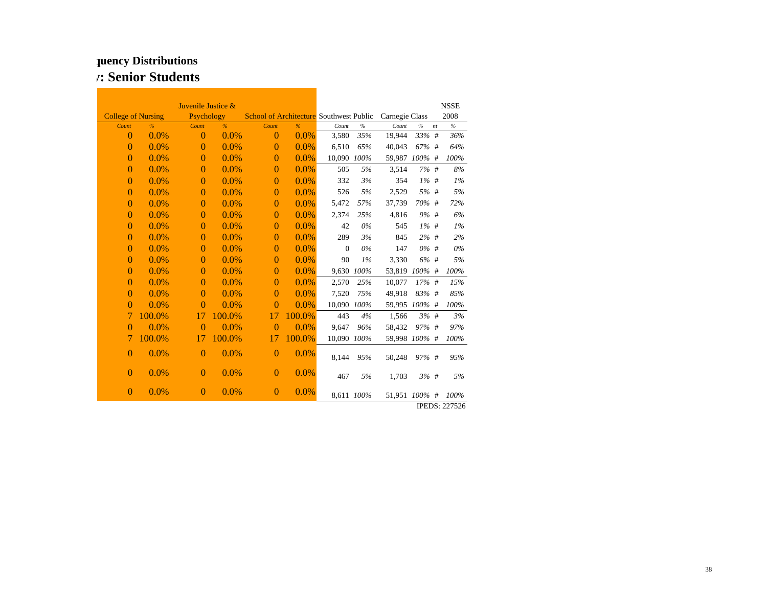## quency Distributions

## y: Senior Students

| College of Nursing | | Juvenile Justice & Psychology | | School of Architecture | | Southwest Public | | Carnegie Class | | | NSSE 2008 |
|---|---|---|---|---|---|---|---|---|---|---|---|
| *Count* | *%* | *Count* | *%* | *Count* | *%* | *Count* | *%* | *Count* | *%* | *nt* | *%* |
| 0 | 0.0% | 0 | 0.0% | 0 | 0.0% | 3,580 | *35%* | 19,944 | *33%* | # | *36%* |
| 0 | 0.0% | 0 | 0.0% | 0 | 0.0% | 6,510 | *65%* | 40,043 | *67%* | # | *64%* |
| 0 | 0.0% | 0 | 0.0% | 0 | 0.0% | 10,090 | *100%* | 59,987 | *100%* | # | *100%* |
| 0 | 0.0% | 0 | 0.0% | 0 | 0.0% | 505 | *5%* | 3,514 | *7%* | # | *8%* |
| 0 | 0.0% | 0 | 0.0% | 0 | 0.0% | 332 | *3%* | 354 | *1%* | # | *1%* |
| 0 | 0.0% | 0 | 0.0% | 0 | 0.0% | 526 | *5%* | 2,529 | *5%* | # | *5%* |
| 0 | 0.0% | 0 | 0.0% | 0 | 0.0% | 5,472 | *57%* | 37,739 | *70%* | # | *72%* |
| 0 | 0.0% | 0 | 0.0% | 0 | 0.0% | 2,374 | *25%* | 4,816 | *9%* | # | *6%* |
| 0 | 0.0% | 0 | 0.0% | 0 | 0.0% | 42 | *0%* | 545 | *1%* | # | *1%* |
| 0 | 0.0% | 0 | 0.0% | 0 | 0.0% | 289 | *3%* | 845 | *2%* | # | *2%* |
| 0 | 0.0% | 0 | 0.0% | 0 | 0.0% | 0 | *0%* | 147 | *0%* | # | *0%* |
| 0 | 0.0% | 0 | 0.0% | 0 | 0.0% | 90 | *1%* | 3,330 | *6%* | # | *5%* |
| 0 | 0.0% | 0 | 0.0% | 0 | 0.0% | 9,630 | *100%* | 53,819 | *100%* | # | *100%* |
| 0 | 0.0% | 0 | 0.0% | 0 | 0.0% | 2,570 | *25%* | 10,077 | *17%* | # | *15%* |
| 0 | 0.0% | 0 | 0.0% | 0 | 0.0% | 7,520 | *75%* | 49,918 | *83%* | # | *85%* |
| 0 | 0.0% | 0 | 0.0% | 0 | 0.0% | 10,090 | *100%* | 59,995 | *100%* | # | *100%* |
| 7 | 100.0% | 17 | 100.0% | 17 | 100.0% | 443 | *4%* | 1,566 | *3%* | # | *3%* |
| 0 | 0.0% | 0 | 0.0% | 0 | 0.0% | 9,647 | *96%* | 58,432 | *97%* | # | *97%* |
| 7 | 100.0% | 17 | 100.0% | 17 | 100.0% | 10,090 | *100%* | 59,998 | *100%* | # | *100%* |
| 0 | 0.0% | 0 | 0.0% | 0 | 0.0% | 8,144 | *95%* | 50,248 | *97%* | # | *95%* |
| 0 | 0.0% | 0 | 0.0% | 0 | 0.0% | 467 | *5%* | 1,703 | *3%* | # | *5%* |
| 0 | 0.0% | 0 | 0.0% | 0 | 0.0% | 8,611 | *100%* | 51,951 | *100%* | # | *100%* |

IPEDS: 227526